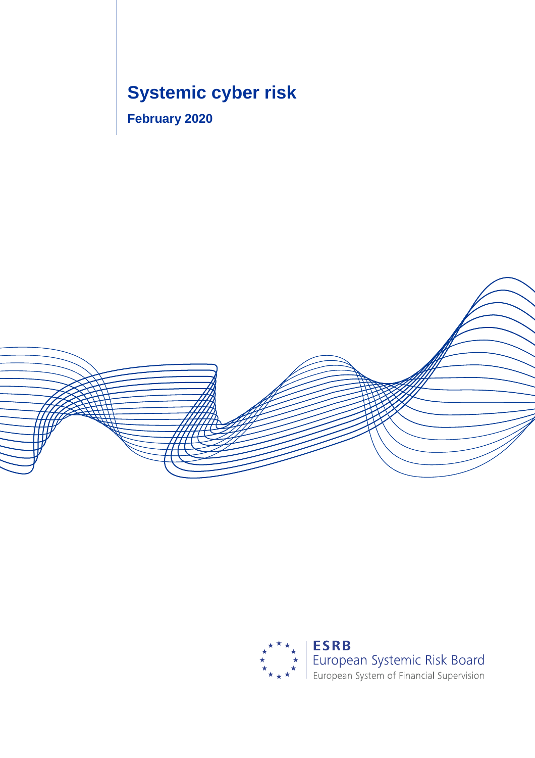# Systemic cyber risk

**February 2020**

**ESRB**
European Systemic Risk Board
European System of Financial Supervision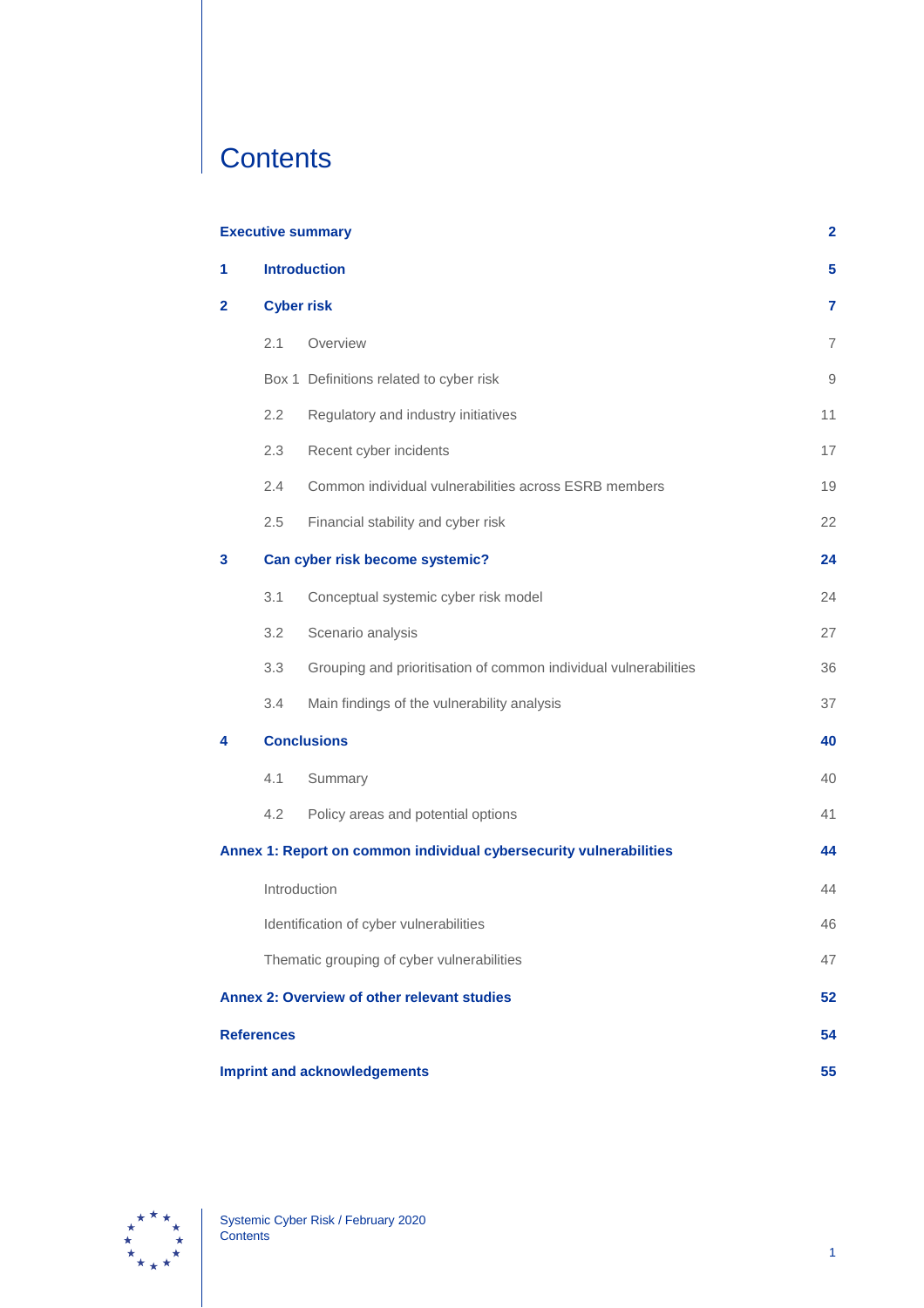# Contents

| | | |
|---|---|---|
| **Executive summary** | | **2** |
| **1** | **Introduction** | **5** |
| **2** | **Cyber risk** | **7** |
| | 2.1 Overview | 7 |
| | Box 1 Definitions related to cyber risk | 9 |
| | 2.2 Regulatory and industry initiatives | 11 |
| | 2.3 Recent cyber incidents | 17 |
| | 2.4 Common individual vulnerabilities across ESRB members | 19 |
| | 2.5 Financial stability and cyber risk | 22 |
| **3** | **Can cyber risk become systemic?** | **24** |
| | 3.1 Conceptual systemic cyber risk model | 24 |
| | 3.2 Scenario analysis | 27 |
| | 3.3 Grouping and prioritisation of common individual vulnerabilities | 36 |
| | 3.4 Main findings of the vulnerability analysis | 37 |
| **4** | **Conclusions** | **40** |
| | 4.1 Summary | 40 |
| | 4.2 Policy areas and potential options | 41 |
| **Annex 1: Report on common individual cybersecurity vulnerabilities** | | **44** |
| | Introduction | 44 |
| | Identification of cyber vulnerabilities | 46 |
| | Thematic grouping of cyber vulnerabilities | 47 |
| **Annex 2: Overview of other relevant studies** | | **52** |
| **References** | | **54** |
| **Imprint and acknowledgements** | | **55** |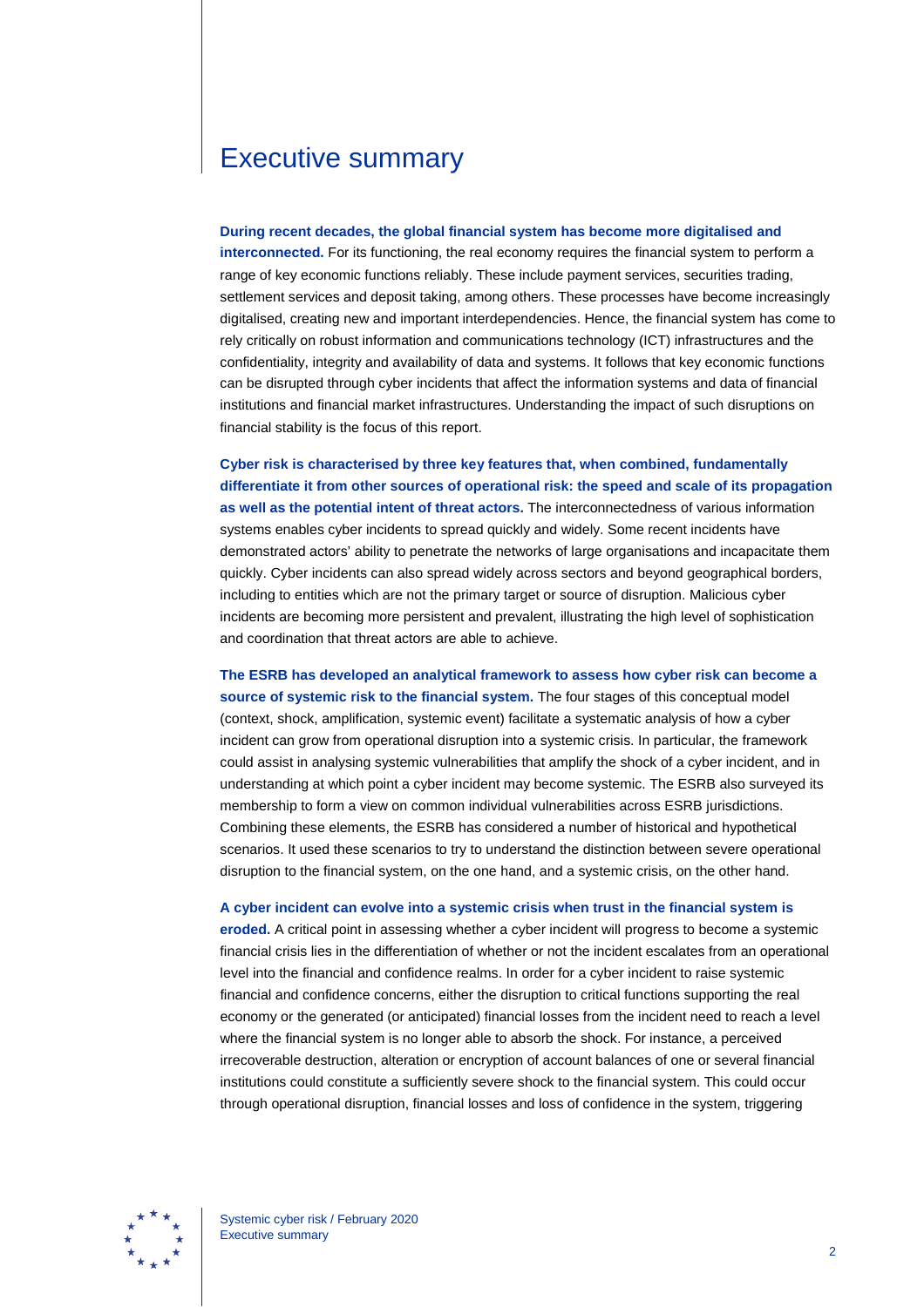# Executive summary

**During recent decades, the global financial system has become more digitalised and interconnected.** For its functioning, the real economy requires the financial system to perform a range of key economic functions reliably. These include payment services, securities trading, settlement services and deposit taking, among others. These processes have become increasingly digitalised, creating new and important interdependencies. Hence, the financial system has come to rely critically on robust information and communications technology (ICT) infrastructures and the confidentiality, integrity and availability of data and systems. It follows that key economic functions can be disrupted through cyber incidents that affect the information systems and data of financial institutions and financial market infrastructures. Understanding the impact of such disruptions on financial stability is the focus of this report.

**Cyber risk is characterised by three key features that, when combined, fundamentally differentiate it from other sources of operational risk: the speed and scale of its propagation as well as the potential intent of threat actors.** The interconnectedness of various information systems enables cyber incidents to spread quickly and widely. Some recent incidents have demonstrated actors' ability to penetrate the networks of large organisations and incapacitate them quickly. Cyber incidents can also spread widely across sectors and beyond geographical borders, including to entities which are not the primary target or source of disruption. Malicious cyber incidents are becoming more persistent and prevalent, illustrating the high level of sophistication and coordination that threat actors are able to achieve.

**The ESRB has developed an analytical framework to assess how cyber risk can become a source of systemic risk to the financial system.** The four stages of this conceptual model (context, shock, amplification, systemic event) facilitate a systematic analysis of how a cyber incident can grow from operational disruption into a systemic crisis. In particular, the framework could assist in analysing systemic vulnerabilities that amplify the shock of a cyber incident, and in understanding at which point a cyber incident may become systemic. The ESRB also surveyed its membership to form a view on common individual vulnerabilities across ESRB jurisdictions. Combining these elements, the ESRB has considered a number of historical and hypothetical scenarios. It used these scenarios to try to understand the distinction between severe operational disruption to the financial system, on the one hand, and a systemic crisis, on the other hand.

**A cyber incident can evolve into a systemic crisis when trust in the financial system is eroded.** A critical point in assessing whether a cyber incident will progress to become a systemic financial crisis lies in the differentiation of whether or not the incident escalates from an operational level into the financial and confidence realms. In order for a cyber incident to raise systemic financial and confidence concerns, either the disruption to critical functions supporting the real economy or the generated (or anticipated) financial losses from the incident need to reach a level where the financial system is no longer able to absorb the shock. For instance, a perceived irrecoverable destruction, alteration or encryption of account balances of one or several financial institutions could constitute a sufficiently severe shock to the financial system. This could occur through operational disruption, financial losses and loss of confidence in the system, triggering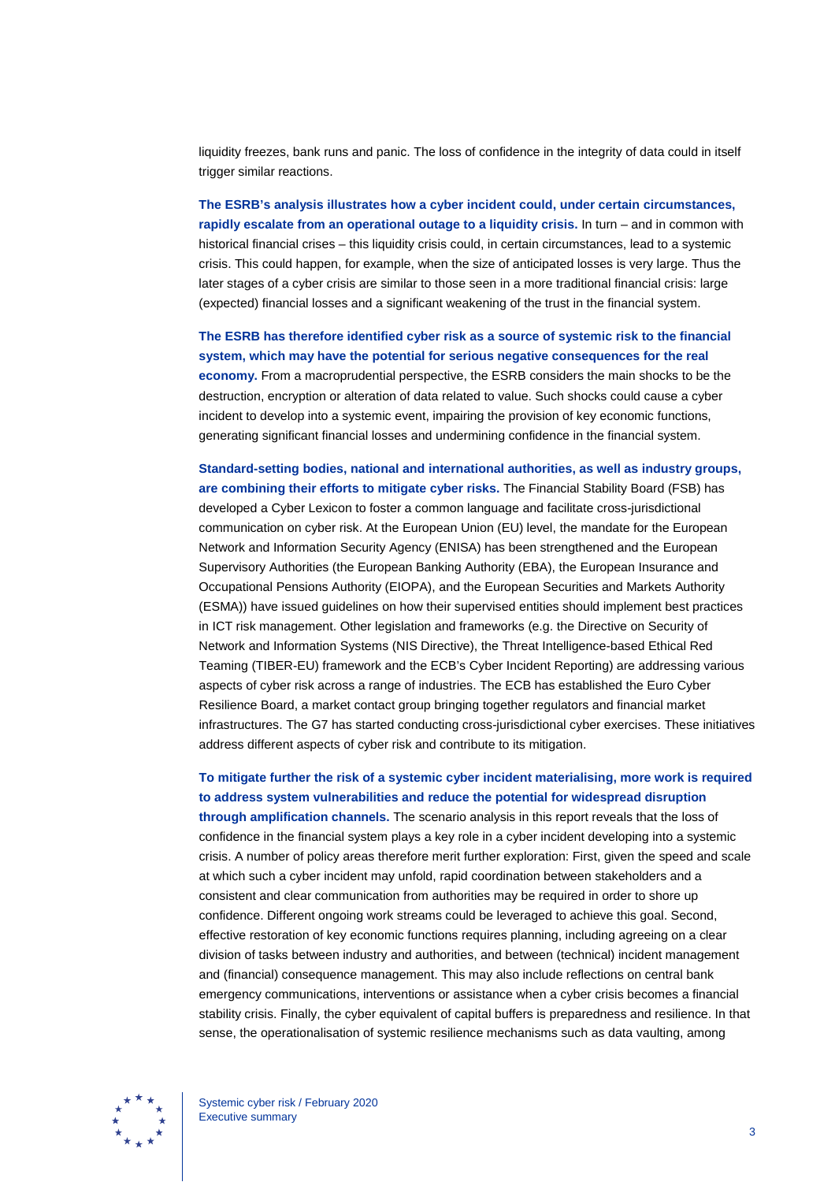liquidity freezes, bank runs and panic. The loss of confidence in the integrity of data could in itself trigger similar reactions.

**The ESRB's analysis illustrates how a cyber incident could, under certain circumstances, rapidly escalate from an operational outage to a liquidity crisis.** In turn – and in common with historical financial crises – this liquidity crisis could, in certain circumstances, lead to a systemic crisis. This could happen, for example, when the size of anticipated losses is very large. Thus the later stages of a cyber crisis are similar to those seen in a more traditional financial crisis: large (expected) financial losses and a significant weakening of the trust in the financial system.

**The ESRB has therefore identified cyber risk as a source of systemic risk to the financial system, which may have the potential for serious negative consequences for the real economy.** From a macroprudential perspective, the ESRB considers the main shocks to be the destruction, encryption or alteration of data related to value. Such shocks could cause a cyber incident to develop into a systemic event, impairing the provision of key economic functions, generating significant financial losses and undermining confidence in the financial system.

**Standard-setting bodies, national and international authorities, as well as industry groups, are combining their efforts to mitigate cyber risks.** The Financial Stability Board (FSB) has developed a Cyber Lexicon to foster a common language and facilitate cross-jurisdictional communication on cyber risk. At the European Union (EU) level, the mandate for the European Network and Information Security Agency (ENISA) has been strengthened and the European Supervisory Authorities (the European Banking Authority (EBA), the European Insurance and Occupational Pensions Authority (EIOPA), and the European Securities and Markets Authority (ESMA)) have issued guidelines on how their supervised entities should implement best practices in ICT risk management. Other legislation and frameworks (e.g. the Directive on Security of Network and Information Systems (NIS Directive), the Threat Intelligence-based Ethical Red Teaming (TIBER-EU) framework and the ECB's Cyber Incident Reporting) are addressing various aspects of cyber risk across a range of industries. The ECB has established the Euro Cyber Resilience Board, a market contact group bringing together regulators and financial market infrastructures. The G7 has started conducting cross-jurisdictional cyber exercises. These initiatives address different aspects of cyber risk and contribute to its mitigation.

**To mitigate further the risk of a systemic cyber incident materialising, more work is required to address system vulnerabilities and reduce the potential for widespread disruption through amplification channels.** The scenario analysis in this report reveals that the loss of confidence in the financial system plays a key role in a cyber incident developing into a systemic crisis. A number of policy areas therefore merit further exploration: First, given the speed and scale at which such a cyber incident may unfold, rapid coordination between stakeholders and a consistent and clear communication from authorities may be required in order to shore up confidence. Different ongoing work streams could be leveraged to achieve this goal. Second, effective restoration of key economic functions requires planning, including agreeing on a clear division of tasks between industry and authorities, and between (technical) incident management and (financial) consequence management. This may also include reflections on central bank emergency communications, interventions or assistance when a cyber crisis becomes a financial stability crisis. Finally, the cyber equivalent of capital buffers is preparedness and resilience. In that sense, the operationalisation of systemic resilience mechanisms such as data vaulting, among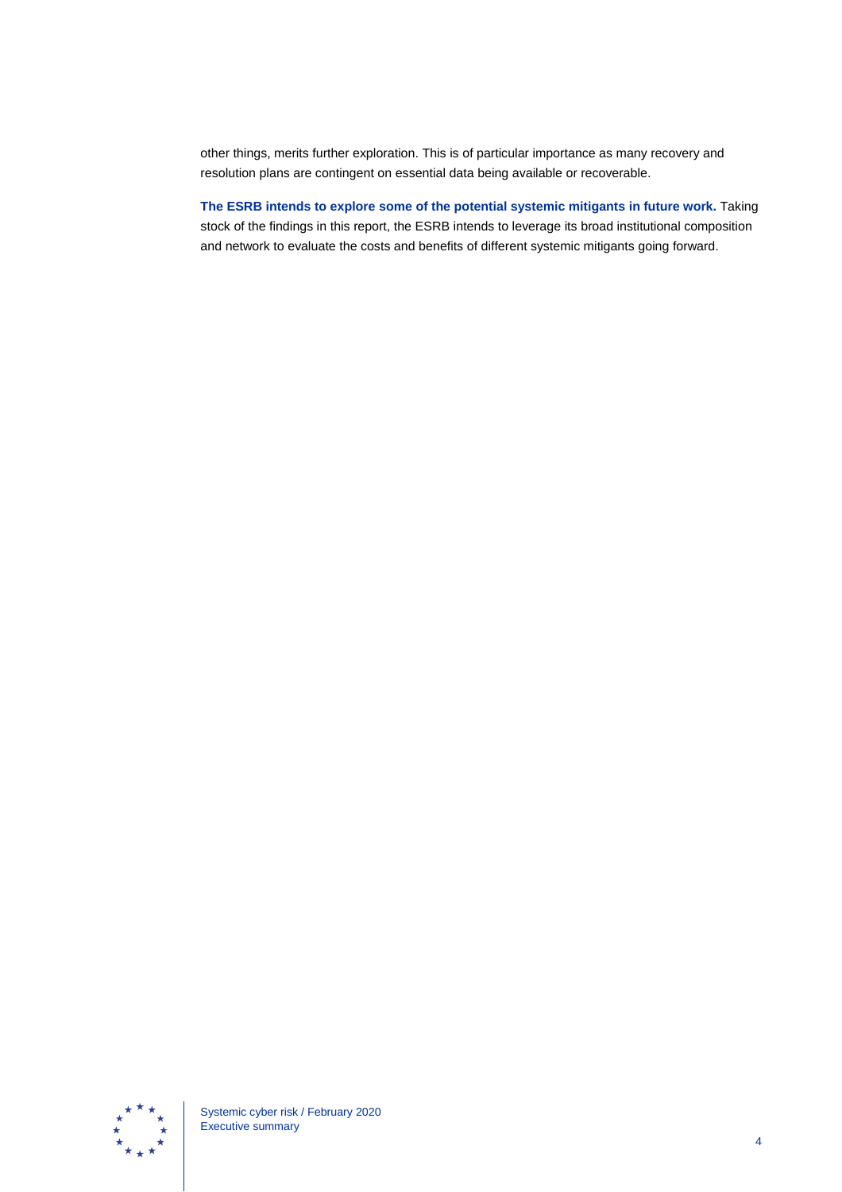other things, merits further exploration. This is of particular importance as many recovery and resolution plans are contingent on essential data being available or recoverable.

**The ESRB intends to explore some of the potential systemic mitigants in future work.** Taking stock of the findings in this report, the ESRB intends to leverage its broad institutional composition and network to evaluate the costs and benefits of different systemic mitigants going forward.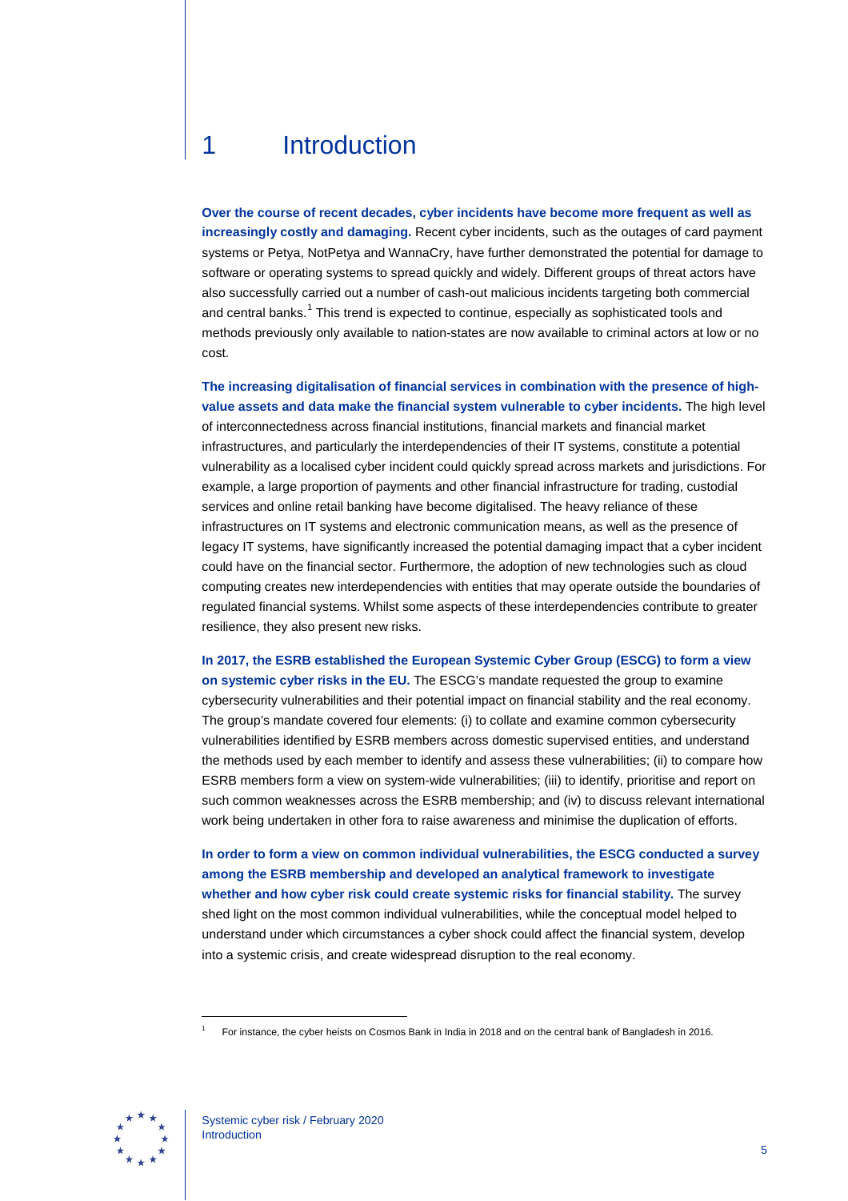# 1 Introduction

**Over the course of recent decades, cyber incidents have become more frequent as well as increasingly costly and damaging.** Recent cyber incidents, such as the outages of card payment systems or Petya, NotPetya and WannaCry, have further demonstrated the potential for damage to software or operating systems to spread quickly and widely. Different groups of threat actors have also successfully carried out a number of cash-out malicious incidents targeting both commercial and central banks.[1] This trend is expected to continue, especially as sophisticated tools and methods previously only available to nation-states are now available to criminal actors at low or no cost.

**The increasing digitalisation of financial services in combination with the presence of high-value assets and data make the financial system vulnerable to cyber incidents.** The high level of interconnectedness across financial institutions, financial markets and financial market infrastructures, and particularly the interdependencies of their IT systems, constitute a potential vulnerability as a localised cyber incident could quickly spread across markets and jurisdictions. For example, a large proportion of payments and other financial infrastructure for trading, custodial services and online retail banking have become digitalised. The heavy reliance of these infrastructures on IT systems and electronic communication means, as well as the presence of legacy IT systems, have significantly increased the potential damaging impact that a cyber incident could have on the financial sector. Furthermore, the adoption of new technologies such as cloud computing creates new interdependencies with entities that may operate outside the boundaries of regulated financial systems. Whilst some aspects of these interdependencies contribute to greater resilience, they also present new risks.

**In 2017, the ESRB established the European Systemic Cyber Group (ESCG) to form a view on systemic cyber risks in the EU.** The ESCG's mandate requested the group to examine cybersecurity vulnerabilities and their potential impact on financial stability and the real economy. The group's mandate covered four elements: (i) to collate and examine common cybersecurity vulnerabilities identified by ESRB members across domestic supervised entities, and understand the methods used by each member to identify and assess these vulnerabilities; (ii) to compare how ESRB members form a view on system-wide vulnerabilities; (iii) to identify, prioritise and report on such common weaknesses across the ESRB membership; and (iv) to discuss relevant international work being undertaken in other fora to raise awareness and minimise the duplication of efforts.

**In order to form a view on common individual vulnerabilities, the ESCG conducted a survey among the ESRB membership and developed an analytical framework to investigate whether and how cyber risk could create systemic risks for financial stability.** The survey shed light on the most common individual vulnerabilities, while the conceptual model helped to understand under which circumstances a cyber shock could affect the financial system, develop into a systemic crisis, and create widespread disruption to the real economy.

[1] For instance, the cyber heists on Cosmos Bank in India in 2018 and on the central bank of Bangladesh in 2016.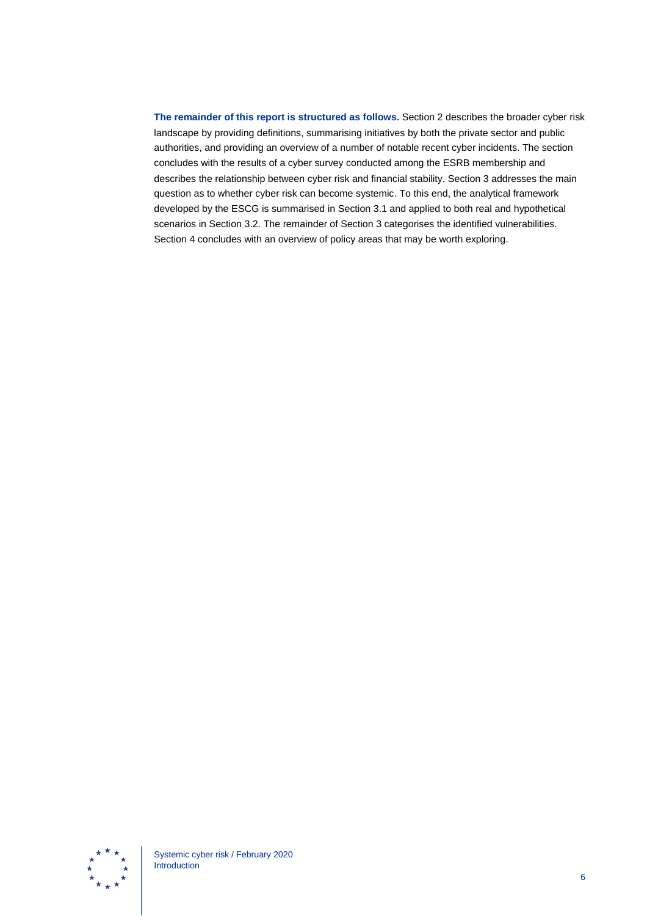**The remainder of this report is structured as follows.** Section 2 describes the broader cyber risk landscape by providing definitions, summarising initiatives by both the private sector and public authorities, and providing an overview of a number of notable recent cyber incidents. The section concludes with the results of a cyber survey conducted among the ESRB membership and describes the relationship between cyber risk and financial stability. Section 3 addresses the main question as to whether cyber risk can become systemic. To this end, the analytical framework developed by the ESCG is summarised in Section 3.1 and applied to both real and hypothetical scenarios in Section 3.2. The remainder of Section 3 categorises the identified vulnerabilities. Section 4 concludes with an overview of policy areas that may be worth exploring.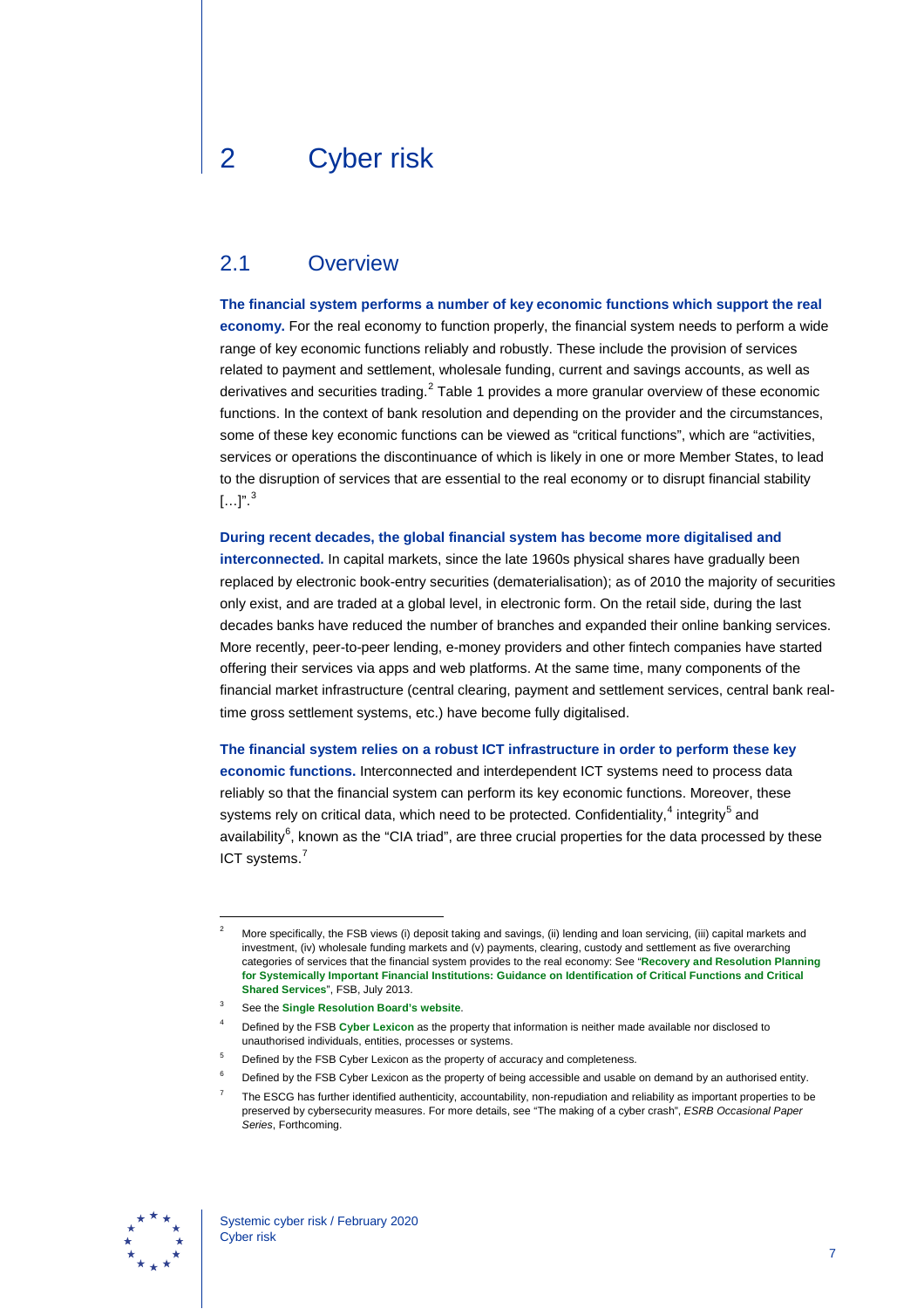# 2 Cyber risk

## 2.1 Overview

**The financial system performs a number of key economic functions which support the real economy.** For the real economy to function properly, the financial system needs to perform a wide range of key economic functions reliably and robustly. These include the provision of services related to payment and settlement, wholesale funding, current and savings accounts, as well as derivatives and securities trading.[2] Table 1 provides a more granular overview of these economic functions. In the context of bank resolution and depending on the provider and the circumstances, some of these key economic functions can be viewed as "critical functions", which are "activities, services or operations the discontinuance of which is likely in one or more Member States, to lead to the disruption of services that are essential to the real economy or to disrupt financial stability […]".[3]

**During recent decades, the global financial system has become more digitalised and interconnected.** In capital markets, since the late 1960s physical shares have gradually been replaced by electronic book-entry securities (dematerialisation); as of 2010 the majority of securities only exist, and are traded at a global level, in electronic form. On the retail side, during the last decades banks have reduced the number of branches and expanded their online banking services. More recently, peer-to-peer lending, e-money providers and other fintech companies have started offering their services via apps and web platforms. At the same time, many components of the financial market infrastructure (central clearing, payment and settlement services, central bank real-time gross settlement systems, etc.) have become fully digitalised.

**The financial system relies on a robust ICT infrastructure in order to perform these key economic functions.** Interconnected and interdependent ICT systems need to process data reliably so that the financial system can perform its key economic functions. Moreover, these systems rely on critical data, which need to be protected. Confidentiality,[4] integrity[5] and availability[6], known as the "CIA triad", are three crucial properties for the data processed by these ICT systems.[7]

---

[2] More specifically, the FSB views (i) deposit taking and savings, (ii) lending and loan servicing, (iii) capital markets and investment, (iv) wholesale funding markets and (v) payments, clearing, custody and settlement as five overarching categories of services that the financial system provides to the real economy: See "**Recovery and Resolution Planning for Systemically Important Financial Institutions: Guidance on Identification of Critical Functions and Critical Shared Services**", FSB, July 2013.

[3] See the **Single Resolution Board's website**.

[4] Defined by the FSB **Cyber Lexicon** as the property that information is neither made available nor disclosed to unauthorised individuals, entities, processes or systems.

[5] Defined by the FSB Cyber Lexicon as the property of accuracy and completeness.

[6] Defined by the FSB Cyber Lexicon as the property of being accessible and usable on demand by an authorised entity.

[7] The ESCG has further identified authenticity, accountability, non-repudiation and reliability as important properties to be preserved by cybersecurity measures. For more details, see "The making of a cyber crash", *ESRB Occasional Paper Series*, Forthcoming.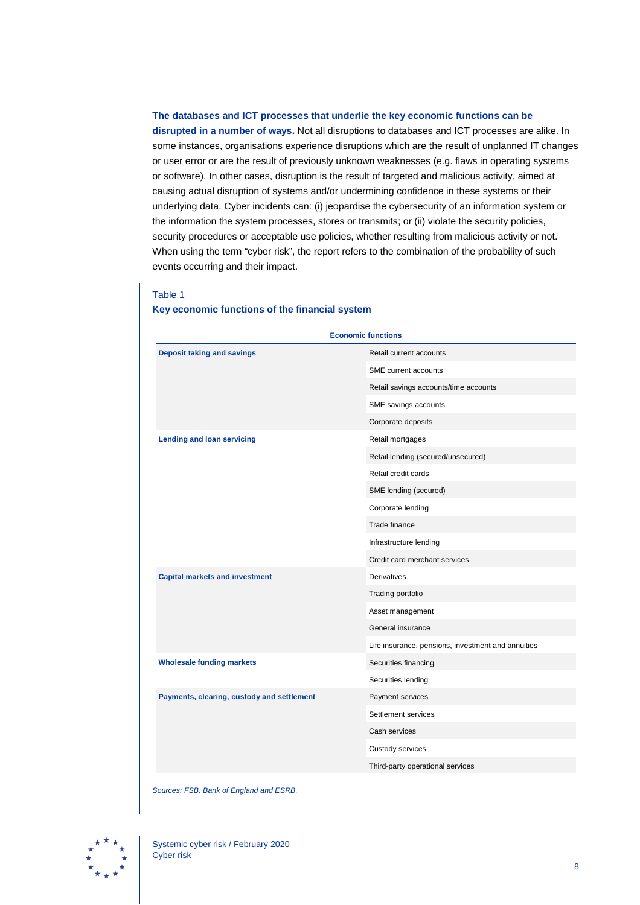**The databases and ICT processes that underlie the key economic functions can be disrupted in a number of ways.** Not all disruptions to databases and ICT processes are alike. In some instances, organisations experience disruptions which are the result of unplanned IT changes or user error or are the result of previously unknown weaknesses (e.g. flaws in operating systems or software). In other cases, disruption is the result of targeted and malicious activity, aimed at causing actual disruption of systems and/or undermining confidence in these systems or their underlying data. Cyber incidents can: (i) jeopardise the cybersecurity of an information system or the information the system processes, stores or transmits; or (ii) violate the security policies, security procedures or acceptable use policies, whether resulting from malicious activity or not. When using the term "cyber risk", the report refers to the combination of the probability of such events occurring and their impact.

Table 1

**Key economic functions of the financial system**

| Economic functions | |
|---|---|
| **Deposit taking and savings** | Retail current accounts |
| | SME current accounts |
| | Retail savings accounts/time accounts |
| | SME savings accounts |
| | Corporate deposits |
| **Lending and loan servicing** | Retail mortgages |
| | Retail lending (secured/unsecured) |
| | Retail credit cards |
| | SME lending (secured) |
| | Corporate lending |
| | Trade finance |
| | Infrastructure lending |
| | Credit card merchant services |
| **Capital markets and investment** | Derivatives |
| | Trading portfolio |
| | Asset management |
| | General insurance |
| | Life insurance, pensions, investment and annuities |
| **Wholesale funding markets** | Securities financing |
| | Securities lending |
| **Payments, clearing, custody and settlement** | Payment services |
| | Settlement services |
| | Cash services |
| | Custody services |
| | Third-party operational services |

*Sources: FSB, Bank of England and ESRB.*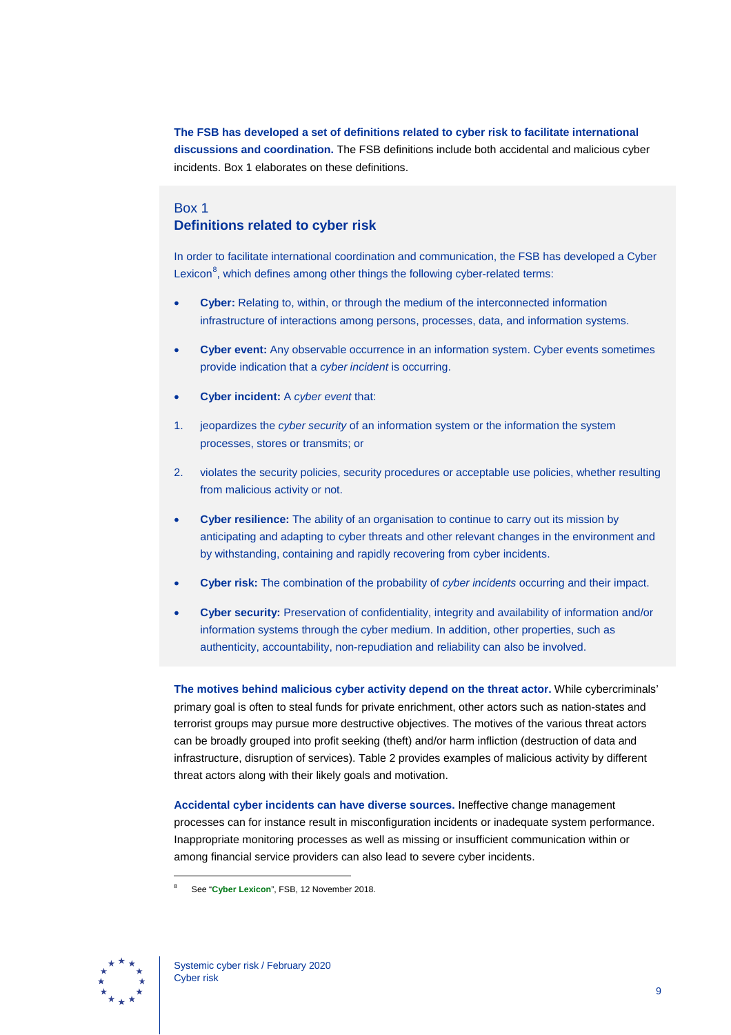**The FSB has developed a set of definitions related to cyber risk to facilitate international discussions and coordination.** The FSB definitions include both accidental and malicious cyber incidents. Box 1 elaborates on these definitions.

## Box 1
## Definitions related to cyber risk

In order to facilitate international coordination and communication, the FSB has developed a Cyber Lexicon[8], which defines among other things the following cyber-related terms:

- **Cyber:** Relating to, within, or through the medium of the interconnected information infrastructure of interactions among persons, processes, data, and information systems.
- **Cyber event:** Any observable occurrence in an information system. Cyber events sometimes provide indication that a *cyber incident* is occurring.
- **Cyber incident:** A *cyber event* that:

1. jeopardizes the *cyber security* of an information system or the information the system processes, stores or transmits; or
2. violates the security policies, security procedures or acceptable use policies, whether resulting from malicious activity or not.

- **Cyber resilience:** The ability of an organisation to continue to carry out its mission by anticipating and adapting to cyber threats and other relevant changes in the environment and by withstanding, containing and rapidly recovering from cyber incidents.
- **Cyber risk:** The combination of the probability of *cyber incidents* occurring and their impact.
- **Cyber security:** Preservation of confidentiality, integrity and availability of information and/or information systems through the cyber medium. In addition, other properties, such as authenticity, accountability, non-repudiation and reliability can also be involved.

**The motives behind malicious cyber activity depend on the threat actor.** While cybercriminals' primary goal is often to steal funds for private enrichment, other actors such as nation-states and terrorist groups may pursue more destructive objectives. The motives of the various threat actors can be broadly grouped into profit seeking (theft) and/or harm infliction (destruction of data and infrastructure, disruption of services). Table 2 provides examples of malicious activity by different threat actors along with their likely goals and motivation.

**Accidental cyber incidents can have diverse sources.** Ineffective change management processes can for instance result in misconfiguration incidents or inadequate system performance. Inappropriate monitoring processes as well as missing or insufficient communication within or among financial service providers can also lead to severe cyber incidents.

---

[8] See "Cyber Lexicon", FSB, 12 November 2018.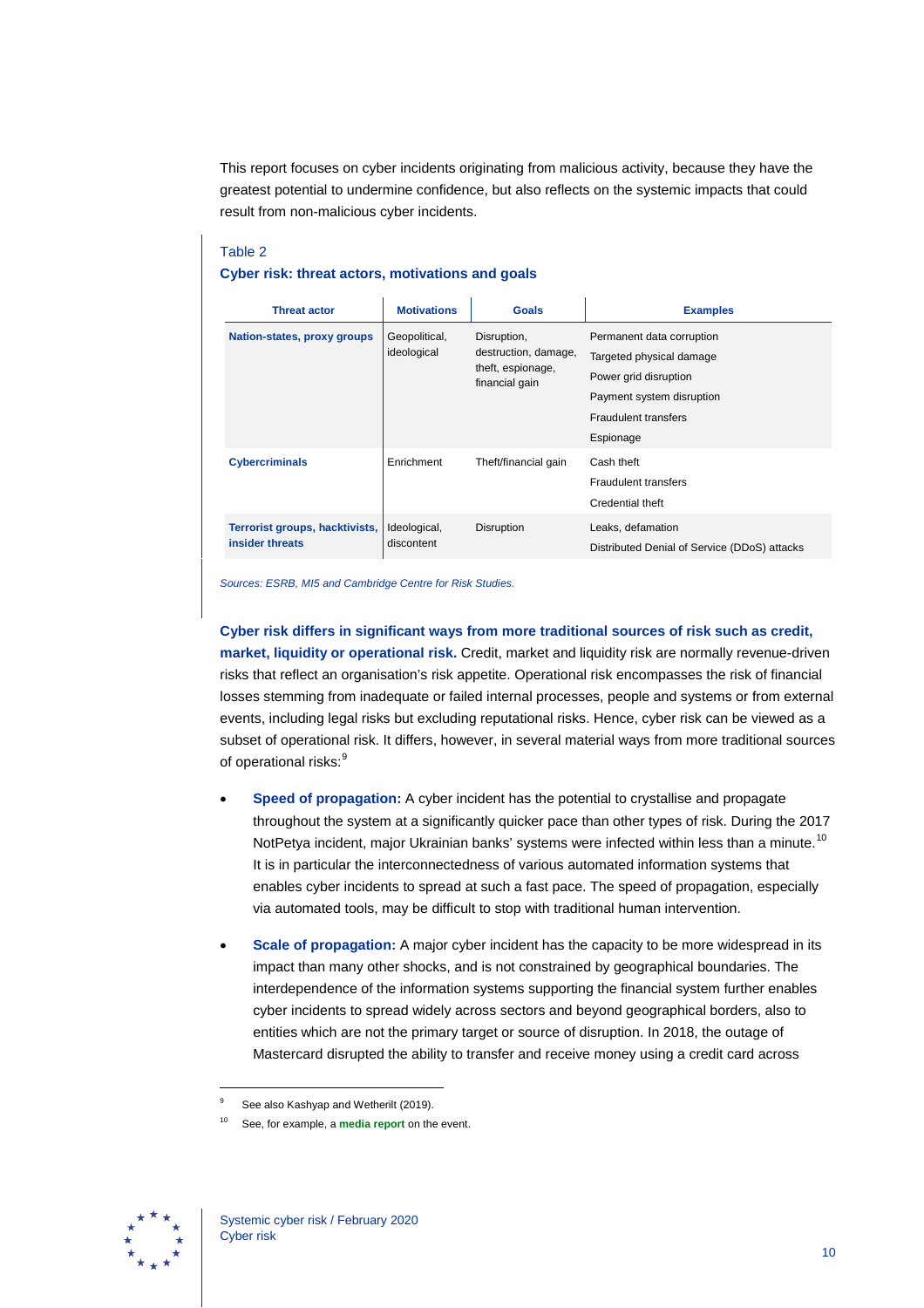This report focuses on cyber incidents originating from malicious activity, because they have the greatest potential to undermine confidence, but also reflects on the systemic impacts that could result from non-malicious cyber incidents.

Table 2

**Cyber risk: threat actors, motivations and goals**

| Threat actor | Motivations | Goals | Examples |
| --- | --- | --- | --- |
| **Nation-states, proxy groups** | Geopolitical, ideological | Disruption, destruction, damage, theft, espionage, financial gain | Permanent data corruption<br>Targeted physical damage<br>Power grid disruption<br>Payment system disruption<br>Fraudulent transfers<br>Espionage |
| **Cybercriminals** | Enrichment | Theft/financial gain | Cash theft<br>Fraudulent transfers<br>Credential theft |
| **Terrorist groups, hacktivists, insider threats** | Ideological, discontent | Disruption | Leaks, defamation<br>Distributed Denial of Service (DDoS) attacks |

*Sources: ESRB, MI5 and Cambridge Centre for Risk Studies.*

**Cyber risk differs in significant ways from more traditional sources of risk such as credit, market, liquidity or operational risk.** Credit, market and liquidity risk are normally revenue-driven risks that reflect an organisation's risk appetite. Operational risk encompasses the risk of financial losses stemming from inadequate or failed internal processes, people and systems or from external events, including legal risks but excluding reputational risks. Hence, cyber risk can be viewed as a subset of operational risk. It differs, however, in several material ways from more traditional sources of operational risks:[9]

- **Speed of propagation:** A cyber incident has the potential to crystallise and propagate throughout the system at a significantly quicker pace than other types of risk. During the 2017 NotPetya incident, major Ukrainian banks' systems were infected within less than a minute.[10] It is in particular the interconnectedness of various automated information systems that enables cyber incidents to spread at such a fast pace. The speed of propagation, especially via automated tools, may be difficult to stop with traditional human intervention.
- **Scale of propagation:** A major cyber incident has the capacity to be more widespread in its impact than many other shocks, and is not constrained by geographical boundaries. The interdependence of the information systems supporting the financial system further enables cyber incidents to spread widely across sectors and beyond geographical borders, also to entities which are not the primary target or source of disruption. In 2018, the outage of Mastercard disrupted the ability to transfer and receive money using a credit card across

[9] See also Kashyap and Wetherilt (2019).

[10] See, for example, a **media report** on the event.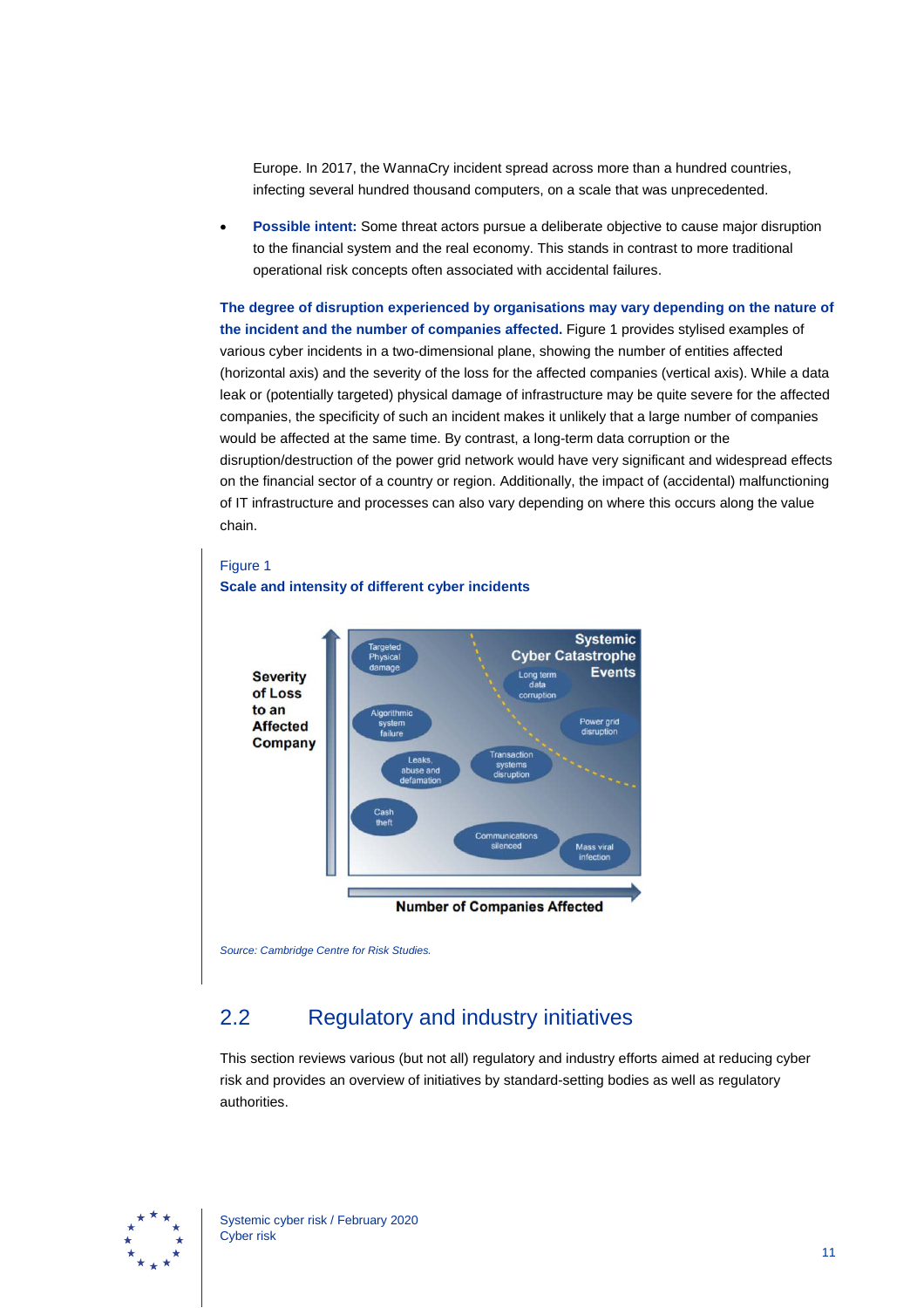Europe. In 2017, the WannaCry incident spread across more than a hundred countries, infecting several hundred thousand computers, on a scale that was unprecedented.

- **Possible intent:** Some threat actors pursue a deliberate objective to cause major disruption to the financial system and the real economy. This stands in contrast to more traditional operational risk concepts often associated with accidental failures.

**The degree of disruption experienced by organisations may vary depending on the nature of the incident and the number of companies affected.** Figure 1 provides stylised examples of various cyber incidents in a two-dimensional plane, showing the number of entities affected (horizontal axis) and the severity of the loss for the affected companies (vertical axis). While a data leak or (potentially targeted) physical damage of infrastructure may be quite severe for the affected companies, the specificity of such an incident makes it unlikely that a large number of companies would be affected at the same time. By contrast, a long-term data corruption or the disruption/destruction of the power grid network would have very significant and widespread effects on the financial sector of a country or region. Additionally, the impact of (accidental) malfunctioning of IT infrastructure and processes can also vary depending on where this occurs along the value chain.

Figure 1
**Scale and intensity of different cyber incidents**

Severity of Loss to an Affected Company

Targeted Physical damage | Systemic Cyber Catastrophe Events | Long term data corruption | Algorithmic system failure | Power grid disruption | Leaks, abuse and defamation | Transaction systems disruption | Cash theft | Communications silenced | Mass viral infection

Number of Companies Affected

*Source: Cambridge Centre for Risk Studies.*

## 2.2 Regulatory and industry initiatives

This section reviews various (but not all) regulatory and industry efforts aimed at reducing cyber risk and provides an overview of initiatives by standard-setting bodies as well as regulatory authorities.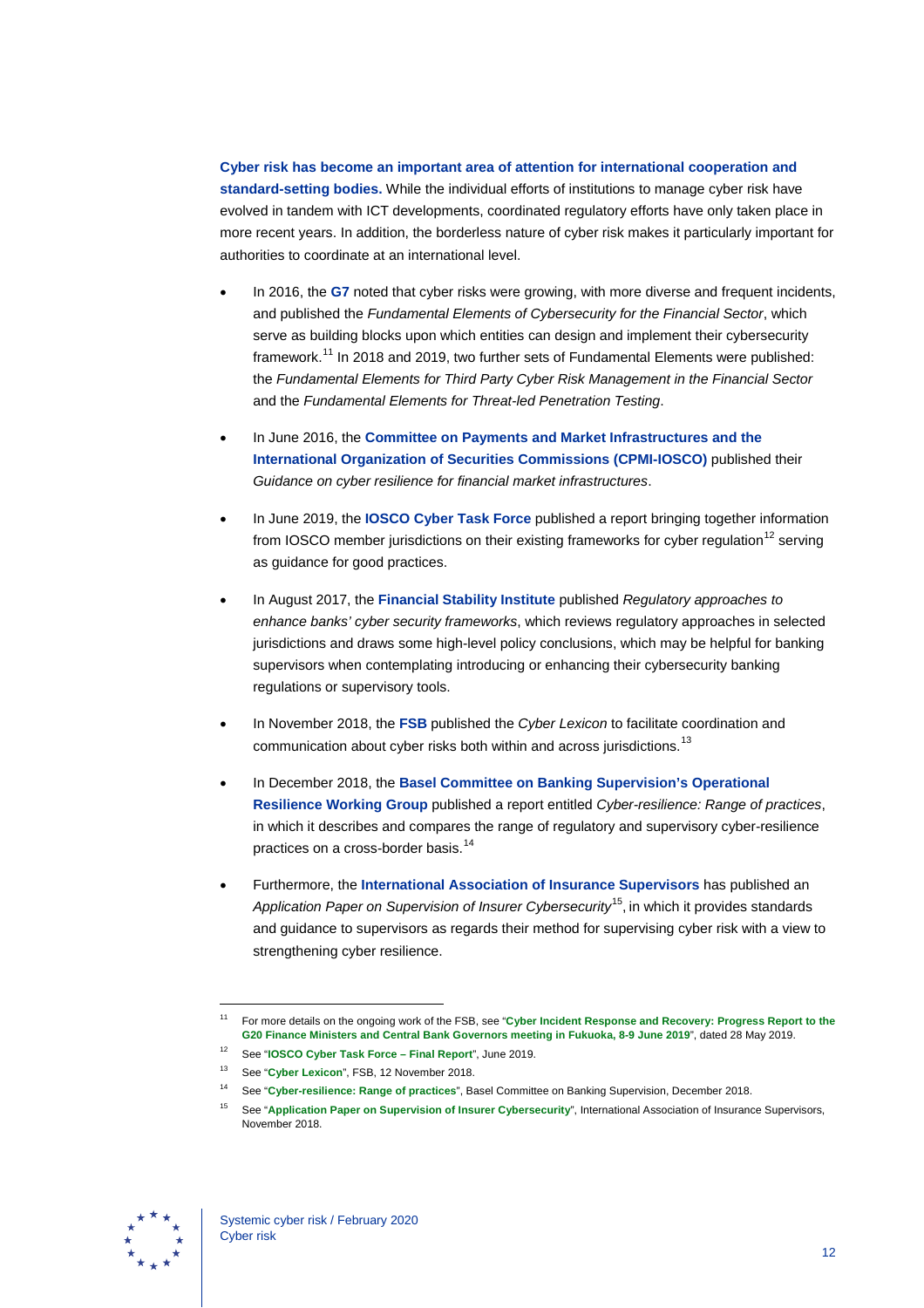**Cyber risk has become an important area of attention for international cooperation and standard-setting bodies.** While the individual efforts of institutions to manage cyber risk have evolved in tandem with ICT developments, coordinated regulatory efforts have only taken place in more recent years. In addition, the borderless nature of cyber risk makes it particularly important for authorities to coordinate at an international level.

- In 2016, the **G7** noted that cyber risks were growing, with more diverse and frequent incidents, and published the *Fundamental Elements of Cybersecurity for the Financial Sector*, which serve as building blocks upon which entities can design and implement their cybersecurity framework.[11] In 2018 and 2019, two further sets of Fundamental Elements were published: the *Fundamental Elements for Third Party Cyber Risk Management in the Financial Sector* and the *Fundamental Elements for Threat-led Penetration Testing*.
- In June 2016, the **Committee on Payments and Market Infrastructures and the International Organization of Securities Commissions (CPMI-IOSCO)** published their *Guidance on cyber resilience for financial market infrastructures*.
- In June 2019, the **IOSCO Cyber Task Force** published a report bringing together information from IOSCO member jurisdictions on their existing frameworks for cyber regulation[12] serving as guidance for good practices.
- In August 2017, the **Financial Stability Institute** published *Regulatory approaches to enhance banks' cyber security frameworks*, which reviews regulatory approaches in selected jurisdictions and draws some high-level policy conclusions, which may be helpful for banking supervisors when contemplating introducing or enhancing their cybersecurity banking regulations or supervisory tools.
- In November 2018, the **FSB** published the *Cyber Lexicon* to facilitate coordination and communication about cyber risks both within and across jurisdictions.[13]
- In December 2018, the **Basel Committee on Banking Supervision's Operational Resilience Working Group** published a report entitled *Cyber-resilience: Range of practices*, in which it describes and compares the range of regulatory and supervisory cyber-resilience practices on a cross-border basis.[14]
- Furthermore, the **International Association of Insurance Supervisors** has published an *Application Paper on Supervision of Insurer Cybersecurity*[15], in which it provides standards and guidance to supervisors as regards their method for supervising cyber risk with a view to strengthening cyber resilience.

---

[11] For more details on the ongoing work of the FSB, see "**Cyber Incident Response and Recovery: Progress Report to the G20 Finance Ministers and Central Bank Governors meeting in Fukuoka, 8-9 June 2019**", dated 28 May 2019.

[12] See "**IOSCO Cyber Task Force – Final Report**", June 2019.

[13] See "**Cyber Lexicon**", FSB, 12 November 2018.

[14] See "**Cyber-resilience: Range of practices**", Basel Committee on Banking Supervision, December 2018.

[15] See "**Application Paper on Supervision of Insurer Cybersecurity**", International Association of Insurance Supervisors, November 2018.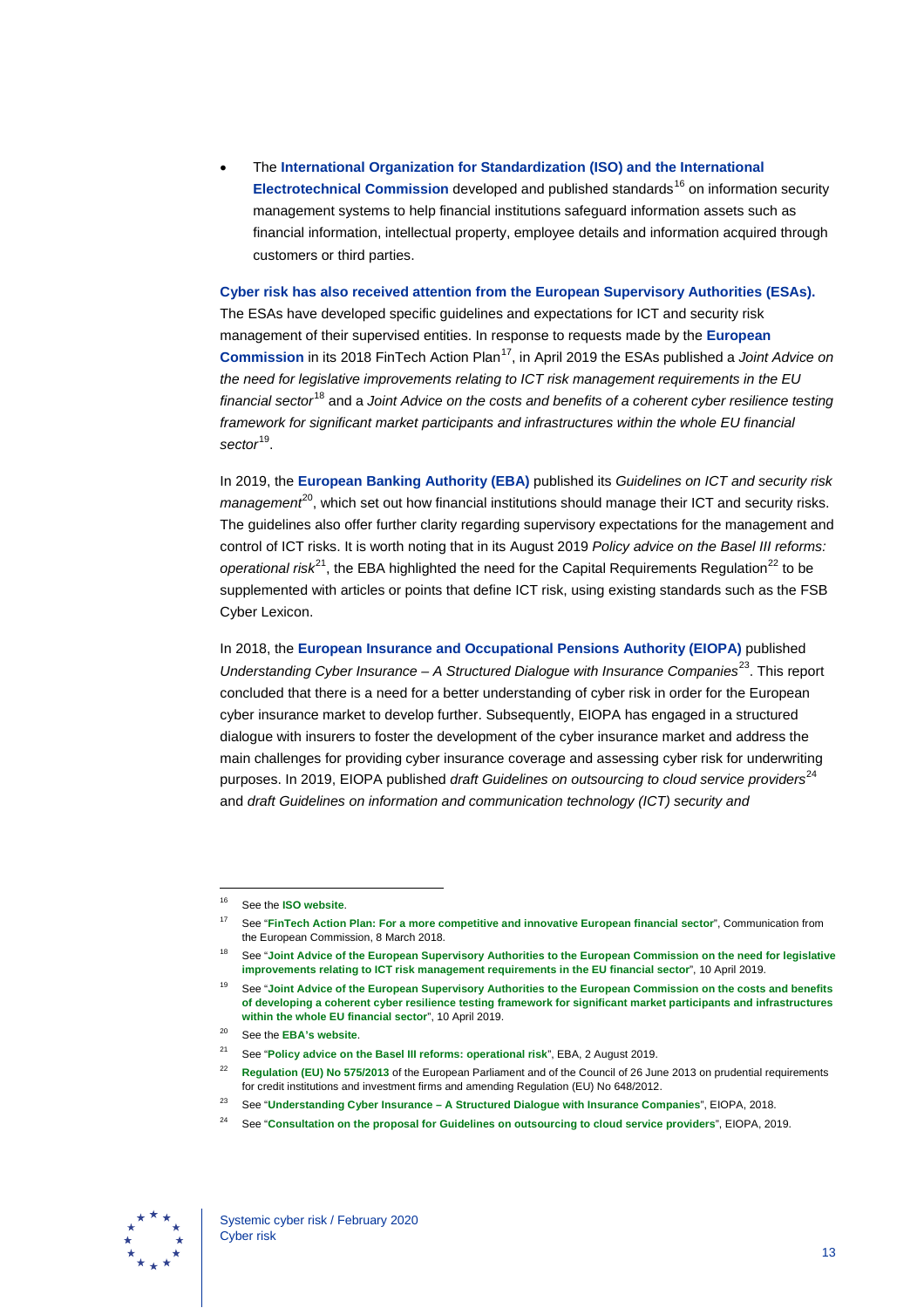- The **International Organization for Standardization (ISO) and the International Electrotechnical Commission** developed and published standards[16] on information security management systems to help financial institutions safeguard information assets such as financial information, intellectual property, employee details and information acquired through customers or third parties.

**Cyber risk has also received attention from the European Supervisory Authorities (ESAs).** The ESAs have developed specific guidelines and expectations for ICT and security risk management of their supervised entities. In response to requests made by the **European Commission** in its 2018 FinTech Action Plan[17], in April 2019 the ESAs published a *Joint Advice on the need for legislative improvements relating to ICT risk management requirements in the EU financial sector*[18] and a *Joint Advice on the costs and benefits of a coherent cyber resilience testing framework for significant market participants and infrastructures within the whole EU financial sector*[19].

In 2019, the **European Banking Authority (EBA)** published its *Guidelines on ICT and security risk management*[20], which set out how financial institutions should manage their ICT and security risks. The guidelines also offer further clarity regarding supervisory expectations for the management and control of ICT risks. It is worth noting that in its August 2019 *Policy advice on the Basel III reforms: operational risk*[21], the EBA highlighted the need for the Capital Requirements Regulation[22] to be supplemented with articles or points that define ICT risk, using existing standards such as the FSB Cyber Lexicon.

In 2018, the **European Insurance and Occupational Pensions Authority (EIOPA)** published *Understanding Cyber Insurance – A Structured Dialogue with Insurance Companies*[23]. This report concluded that there is a need for a better understanding of cyber risk in order for the European cyber insurance market to develop further. Subsequently, EIOPA has engaged in a structured dialogue with insurers to foster the development of the cyber insurance market and address the main challenges for providing cyber insurance coverage and assessing cyber risk for underwriting purposes. In 2019, EIOPA published *draft Guidelines on outsourcing to cloud service providers*[24] and *draft Guidelines on information and communication technology (ICT) security and*

---

[16] See the **ISO website**.

[17] See "**FinTech Action Plan: For a more competitive and innovative European financial sector**", Communication from the European Commission, 8 March 2018.

[18] See "**Joint Advice of the European Supervisory Authorities to the European Commission on the need for legislative improvements relating to ICT risk management requirements in the EU financial sector**", 10 April 2019.

[19] See "**Joint Advice of the European Supervisory Authorities to the European Commission on the costs and benefits of developing a coherent cyber resilience testing framework for significant market participants and infrastructures within the whole EU financial sector**", 10 April 2019.

[20] See the **EBA's website**.

[21] See "**Policy advice on the Basel III reforms: operational risk**", EBA, 2 August 2019.

[22] **Regulation (EU) No 575/2013** of the European Parliament and of the Council of 26 June 2013 on prudential requirements for credit institutions and investment firms and amending Regulation (EU) No 648/2012.

[23] See "**Understanding Cyber Insurance – A Structured Dialogue with Insurance Companies**", EIOPA, 2018.

[24] See "**Consultation on the proposal for Guidelines on outsourcing to cloud service providers**", EIOPA, 2019.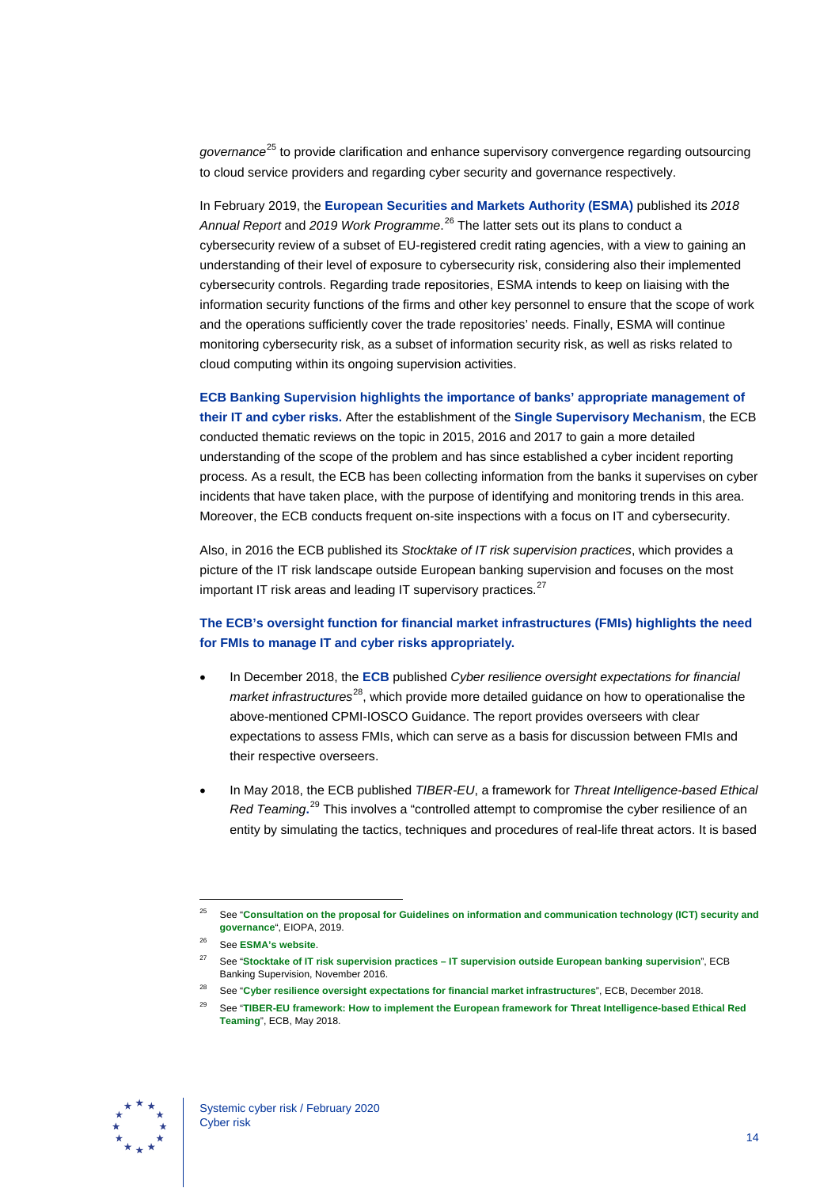*governance*[25] to provide clarification and enhance supervisory convergence regarding outsourcing to cloud service providers and regarding cyber security and governance respectively.

In February 2019, the **European Securities and Markets Authority (ESMA)** published its *2018 Annual Report* and *2019 Work Programme*.[26] The latter sets out its plans to conduct a cybersecurity review of a subset of EU-registered credit rating agencies, with a view to gaining an understanding of their level of exposure to cybersecurity risk, considering also their implemented cybersecurity controls. Regarding trade repositories, ESMA intends to keep on liaising with the information security functions of the firms and other key personnel to ensure that the scope of work and the operations sufficiently cover the trade repositories' needs. Finally, ESMA will continue monitoring cybersecurity risk, as a subset of information security risk, as well as risks related to cloud computing within its ongoing supervision activities.

**ECB Banking Supervision highlights the importance of banks' appropriate management of their IT and cyber risks.** After the establishment of the **Single Supervisory Mechanism**, the ECB conducted thematic reviews on the topic in 2015, 2016 and 2017 to gain a more detailed understanding of the scope of the problem and has since established a cyber incident reporting process. As a result, the ECB has been collecting information from the banks it supervises on cyber incidents that have taken place, with the purpose of identifying and monitoring trends in this area. Moreover, the ECB conducts frequent on-site inspections with a focus on IT and cybersecurity.

Also, in 2016 the ECB published its *Stocktake of IT risk supervision practices*, which provides a picture of the IT risk landscape outside European banking supervision and focuses on the most important IT risk areas and leading IT supervisory practices.[27]

**The ECB's oversight function for financial market infrastructures (FMIs) highlights the need for FMIs to manage IT and cyber risks appropriately.**

- In December 2018, the **ECB** published *Cyber resilience oversight expectations for financial market infrastructures*[28], which provide more detailed guidance on how to operationalise the above-mentioned CPMI-IOSCO Guidance. The report provides overseers with clear expectations to assess FMIs, which can serve as a basis for discussion between FMIs and their respective overseers.
- In May 2018, the ECB published *TIBER-EU*, a framework for *Threat Intelligence-based Ethical Red Teaming*.[29] This involves a "controlled attempt to compromise the cyber resilience of an entity by simulating the tactics, techniques and procedures of real-life threat actors. It is based

---

[25] See "**Consultation on the proposal for Guidelines on information and communication technology (ICT) security and governance**", EIOPA, 2019.

[26] See **ESMA's website**.

[27] See "**Stocktake of IT risk supervision practices – IT supervision outside European banking supervision**", ECB Banking Supervision, November 2016.

[28] See "**Cyber resilience oversight expectations for financial market infrastructures**", ECB, December 2018.

[29] See "**TIBER-EU framework: How to implement the European framework for Threat Intelligence-based Ethical Red Teaming**", ECB, May 2018.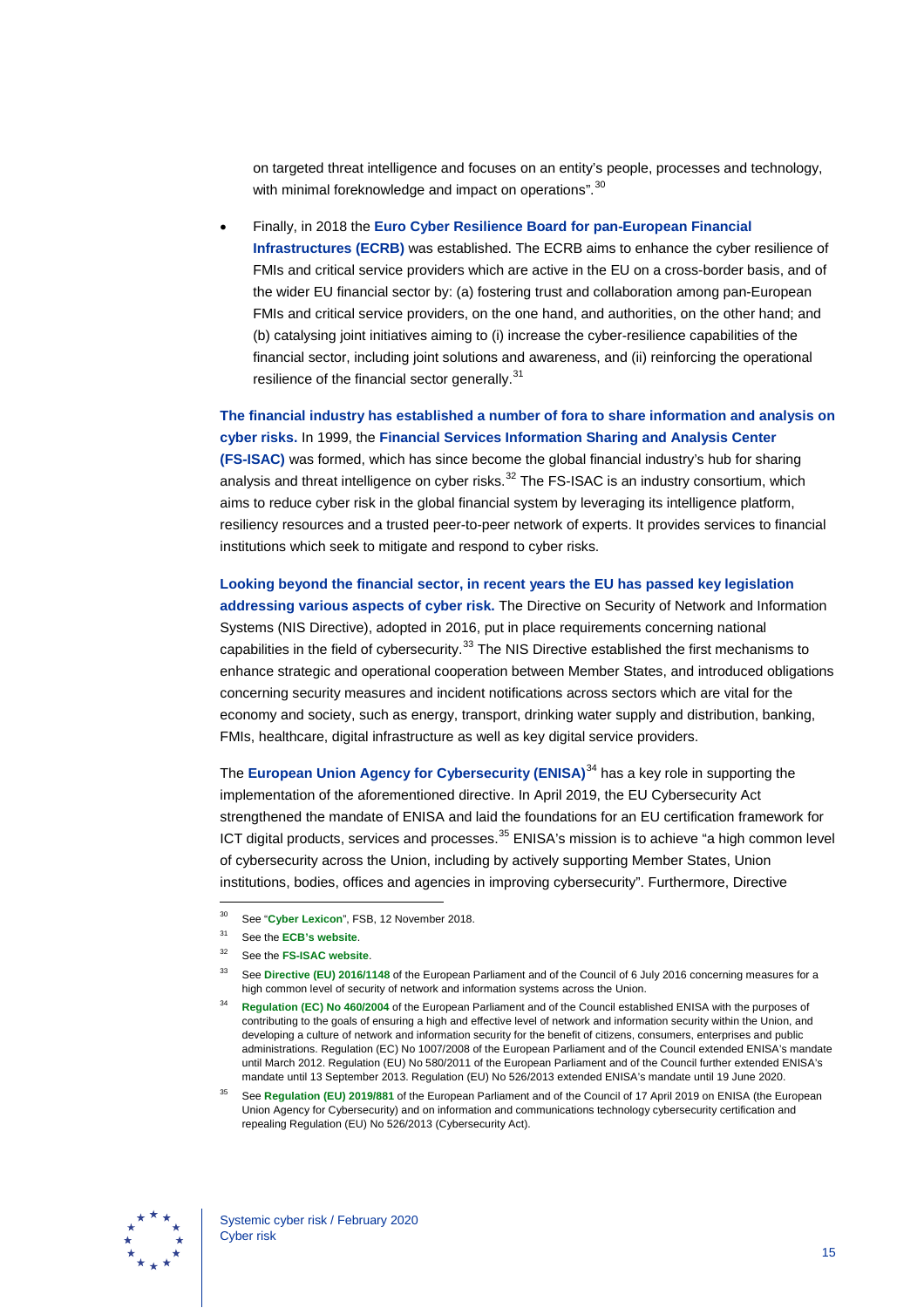on targeted threat intelligence and focuses on an entity's people, processes and technology, with minimal foreknowledge and impact on operations".[30]

- Finally, in 2018 the **Euro Cyber Resilience Board for pan-European Financial Infrastructures (ECRB)** was established. The ECRB aims to enhance the cyber resilience of FMIs and critical service providers which are active in the EU on a cross-border basis, and of the wider EU financial sector by: (a) fostering trust and collaboration among pan-European FMIs and critical service providers, on the one hand, and authorities, on the other hand; and (b) catalysing joint initiatives aiming to (i) increase the cyber-resilience capabilities of the financial sector, including joint solutions and awareness, and (ii) reinforcing the operational resilience of the financial sector generally.[31]

**The financial industry has established a number of fora to share information and analysis on cyber risks.** In 1999, the **Financial Services Information Sharing and Analysis Center (FS-ISAC)** was formed, which has since become the global financial industry's hub for sharing analysis and threat intelligence on cyber risks.[32] The FS-ISAC is an industry consortium, which aims to reduce cyber risk in the global financial system by leveraging its intelligence platform, resiliency resources and a trusted peer-to-peer network of experts. It provides services to financial institutions which seek to mitigate and respond to cyber risks.

**Looking beyond the financial sector, in recent years the EU has passed key legislation addressing various aspects of cyber risk.** The Directive on Security of Network and Information Systems (NIS Directive), adopted in 2016, put in place requirements concerning national capabilities in the field of cybersecurity.[33] The NIS Directive established the first mechanisms to enhance strategic and operational cooperation between Member States, and introduced obligations concerning security measures and incident notifications across sectors which are vital for the economy and society, such as energy, transport, drinking water supply and distribution, banking, FMIs, healthcare, digital infrastructure as well as key digital service providers.

The **European Union Agency for Cybersecurity (ENISA)**[34] has a key role in supporting the implementation of the aforementioned directive. In April 2019, the EU Cybersecurity Act strengthened the mandate of ENISA and laid the foundations for an EU certification framework for ICT digital products, services and processes.[35] ENISA's mission is to achieve "a high common level of cybersecurity across the Union, including by actively supporting Member States, Union institutions, bodies, offices and agencies in improving cybersecurity". Furthermore, Directive

---

[30] See "**Cyber Lexicon**", FSB, 12 November 2018.

[31] See the **ECB's website**.

[32] See the **FS-ISAC website**.

[33] See **Directive (EU) 2016/1148** of the European Parliament and of the Council of 6 July 2016 concerning measures for a high common level of security of network and information systems across the Union.

[34] **Regulation (EC) No 460/2004** of the European Parliament and of the Council established ENISA with the purposes of contributing to the goals of ensuring a high and effective level of network and information security within the Union, and developing a culture of network and information security for the benefit of citizens, consumers, enterprises and public administrations. Regulation (EC) No 1007/2008 of the European Parliament and of the Council extended ENISA's mandate until March 2012. Regulation (EU) No 580/2011 of the European Parliament and of the Council further extended ENISA's mandate until 13 September 2013. Regulation (EU) No 526/2013 extended ENISA's mandate until 19 June 2020.

[35] See **Regulation (EU) 2019/881** of the European Parliament and of the Council of 17 April 2019 on ENISA (the European Union Agency for Cybersecurity) and on information and communications technology cybersecurity certification and repealing Regulation (EU) No 526/2013 (Cybersecurity Act).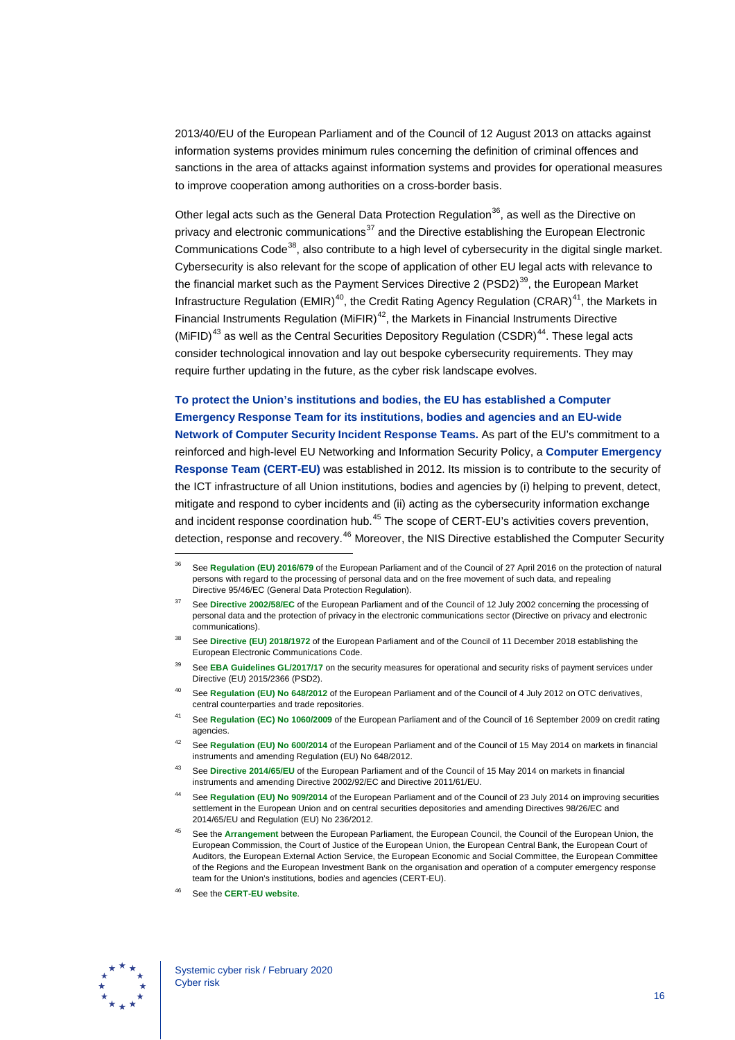2013/40/EU of the European Parliament and of the Council of 12 August 2013 on attacks against information systems provides minimum rules concerning the definition of criminal offences and sanctions in the area of attacks against information systems and provides for operational measures to improve cooperation among authorities on a cross-border basis.

Other legal acts such as the General Data Protection Regulation[36], as well as the Directive on privacy and electronic communications[37] and the Directive establishing the European Electronic Communications Code[38], also contribute to a high level of cybersecurity in the digital single market. Cybersecurity is also relevant for the scope of application of other EU legal acts with relevance to the financial market such as the Payment Services Directive 2 (PSD2)[39], the European Market Infrastructure Regulation (EMIR)[40], the Credit Rating Agency Regulation (CRAR)[41], the Markets in Financial Instruments Regulation (MiFIR)[42], the Markets in Financial Instruments Directive (MiFID)[43] as well as the Central Securities Depository Regulation (CSDR)[44]. These legal acts consider technological innovation and lay out bespoke cybersecurity requirements. They may require further updating in the future, as the cyber risk landscape evolves.

**To protect the Union's institutions and bodies, the EU has established a Computer Emergency Response Team for its institutions, bodies and agencies and an EU-wide Network of Computer Security Incident Response Teams.** As part of the EU's commitment to a reinforced and high-level EU Networking and Information Security Policy, a **Computer Emergency Response Team (CERT-EU)** was established in 2012. Its mission is to contribute to the security of the ICT infrastructure of all Union institutions, bodies and agencies by (i) helping to prevent, detect, mitigate and respond to cyber incidents and (ii) acting as the cybersecurity information exchange and incident response coordination hub.[45] The scope of CERT-EU's activities covers prevention, detection, response and recovery.[46] Moreover, the NIS Directive established the Computer Security

---

[36] See **Regulation (EU) 2016/679** of the European Parliament and of the Council of 27 April 2016 on the protection of natural persons with regard to the processing of personal data and on the free movement of such data, and repealing Directive 95/46/EC (General Data Protection Regulation).

[37] See **Directive 2002/58/EC** of the European Parliament and of the Council of 12 July 2002 concerning the processing of personal data and the protection of privacy in the electronic communications sector (Directive on privacy and electronic communications).

[38] See **Directive (EU) 2018/1972** of the European Parliament and of the Council of 11 December 2018 establishing the European Electronic Communications Code.

[39] See **EBA Guidelines GL/2017/17** on the security measures for operational and security risks of payment services under Directive (EU) 2015/2366 (PSD2).

[40] See **Regulation (EU) No 648/2012** of the European Parliament and of the Council of 4 July 2012 on OTC derivatives, central counterparties and trade repositories.

[41] See **Regulation (EC) No 1060/2009** of the European Parliament and of the Council of 16 September 2009 on credit rating agencies.

[42] See **Regulation (EU) No 600/2014** of the European Parliament and of the Council of 15 May 2014 on markets in financial instruments and amending Regulation (EU) No 648/2012.

[43] See **Directive 2014/65/EU** of the European Parliament and of the Council of 15 May 2014 on markets in financial instruments and amending Directive 2002/92/EC and Directive 2011/61/EU.

[44] See **Regulation (EU) No 909/2014** of the European Parliament and of the Council of 23 July 2014 on improving securities settlement in the European Union and on central securities depositories and amending Directives 98/26/EC and 2014/65/EU and Regulation (EU) No 236/2012.

[45] See the **Arrangement** between the European Parliament, the European Council, the Council of the European Union, the European Commission, the Court of Justice of the European Union, the European Central Bank, the European Court of Auditors, the European External Action Service, the European Economic and Social Committee, the European Committee of the Regions and the European Investment Bank on the organisation and operation of a computer emergency response team for the Union's institutions, bodies and agencies (CERT-EU).

[46] See the **CERT-EU website**.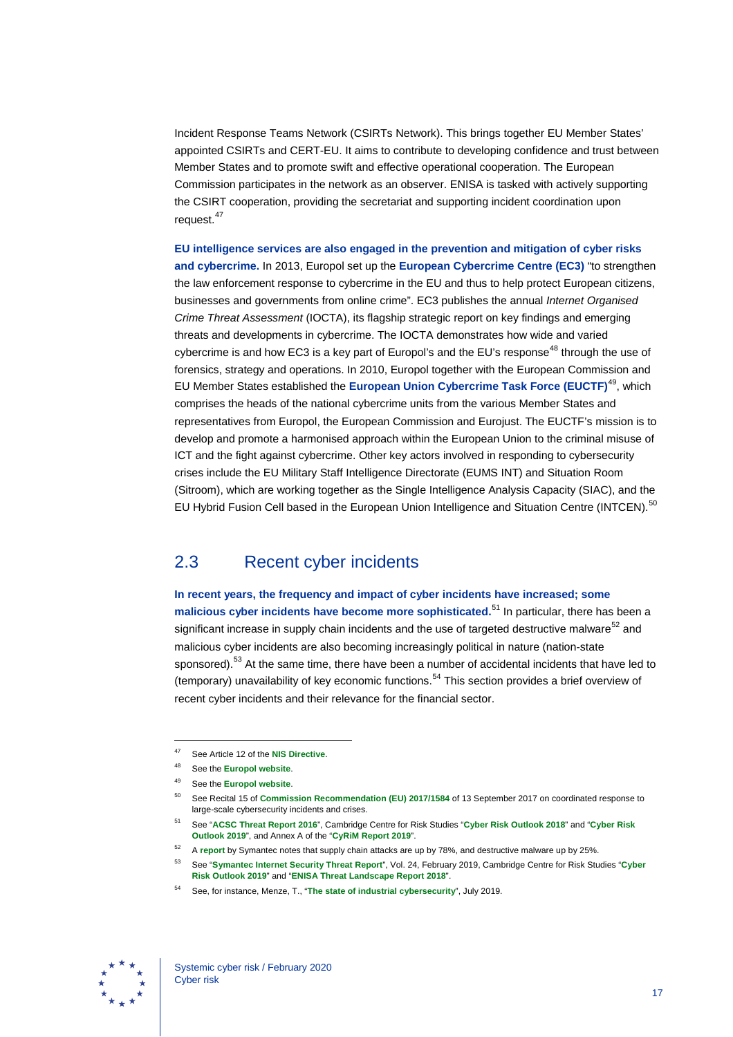Incident Response Teams Network (CSIRTs Network). This brings together EU Member States' appointed CSIRTs and CERT-EU. It aims to contribute to developing confidence and trust between Member States and to promote swift and effective operational cooperation. The European Commission participates in the network as an observer. ENISA is tasked with actively supporting the CSIRT cooperation, providing the secretariat and supporting incident coordination upon request.[47]

**EU intelligence services are also engaged in the prevention and mitigation of cyber risks and cybercrime.** In 2013, Europol set up the **European Cybercrime Centre (EC3)** "to strengthen the law enforcement response to cybercrime in the EU and thus to help protect European citizens, businesses and governments from online crime". EC3 publishes the annual *Internet Organised Crime Threat Assessment* (IOCTA), its flagship strategic report on key findings and emerging threats and developments in cybercrime. The IOCTA demonstrates how wide and varied cybercrime is and how EC3 is a key part of Europol's and the EU's response[48] through the use of forensics, strategy and operations. In 2010, Europol together with the European Commission and EU Member States established the **European Union Cybercrime Task Force (EUCTF)**[49], which comprises the heads of the national cybercrime units from the various Member States and representatives from Europol, the European Commission and Eurojust. The EUCTF's mission is to develop and promote a harmonised approach within the European Union to the criminal misuse of ICT and the fight against cybercrime. Other key actors involved in responding to cybersecurity crises include the EU Military Staff Intelligence Directorate (EUMS INT) and Situation Room (Sitroom), which are working together as the Single Intelligence Analysis Capacity (SIAC), and the EU Hybrid Fusion Cell based in the European Union Intelligence and Situation Centre (INTCEN).[50]

## 2.3 Recent cyber incidents

**In recent years, the frequency and impact of cyber incidents have increased; some malicious cyber incidents have become more sophisticated.**[51] In particular, there has been a significant increase in supply chain incidents and the use of targeted destructive malware[52] and malicious cyber incidents are also becoming increasingly political in nature (nation-state sponsored).[53] At the same time, there have been a number of accidental incidents that have led to (temporary) unavailability of key economic functions.[54] This section provides a brief overview of recent cyber incidents and their relevance for the financial sector.

---

[47] See Article 12 of the **NIS Directive**.

[48] See the **Europol website**.

[49] See the **Europol website**.

[50] See Recital 15 of **Commission Recommendation (EU) 2017/1584** of 13 September 2017 on coordinated response to large-scale cybersecurity incidents and crises.

[51] See "**ACSC Threat Report 2016**", Cambridge Centre for Risk Studies "**Cyber Risk Outlook 2018**" and "**Cyber Risk Outlook 2019**", and Annex A of the "**CyRiM Report 2019**".

[52] A **report** by Symantec notes that supply chain attacks are up by 78%, and destructive malware up by 25%.

[53] See "**Symantec Internet Security Threat Report**", Vol. 24, February 2019, Cambridge Centre for Risk Studies "**Cyber Risk Outlook 2019**" and "**ENISA Threat Landscape Report 2018**".

[54] See, for instance, Menze, T., "**The state of industrial cybersecurity**", July 2019.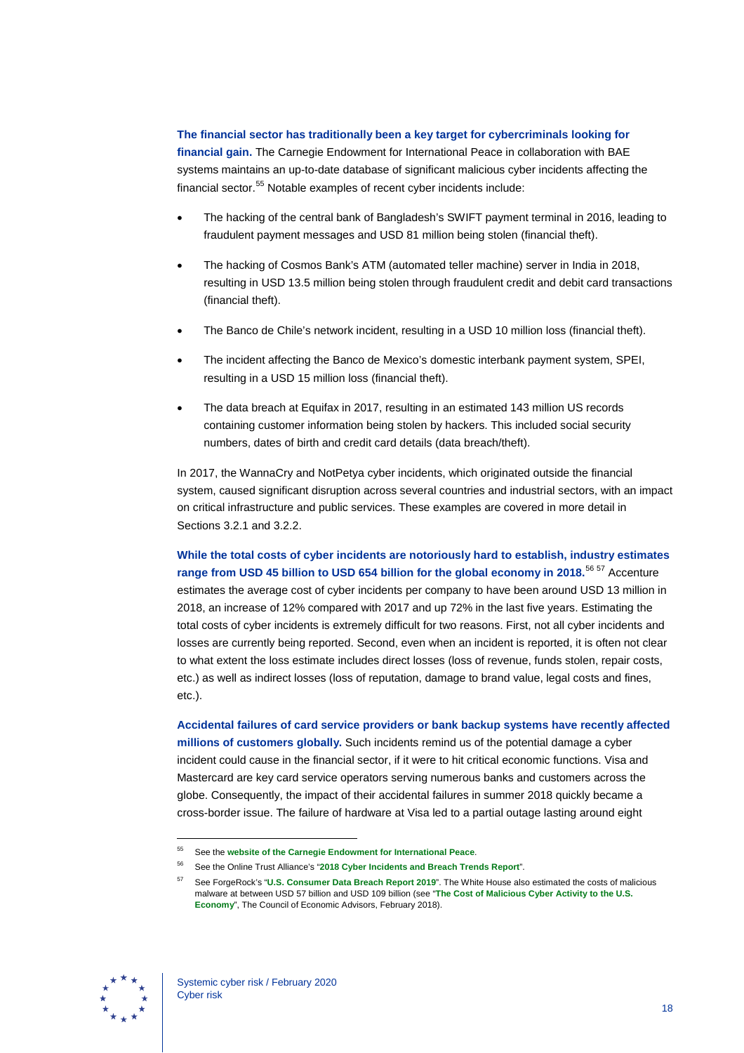**The financial sector has traditionally been a key target for cybercriminals looking for financial gain.** The Carnegie Endowment for International Peace in collaboration with BAE systems maintains an up-to-date database of significant malicious cyber incidents affecting the financial sector.[55] Notable examples of recent cyber incidents include:

- The hacking of the central bank of Bangladesh's SWIFT payment terminal in 2016, leading to fraudulent payment messages and USD 81 million being stolen (financial theft).
- The hacking of Cosmos Bank's ATM (automated teller machine) server in India in 2018, resulting in USD 13.5 million being stolen through fraudulent credit and debit card transactions (financial theft).
- The Banco de Chile's network incident, resulting in a USD 10 million loss (financial theft).
- The incident affecting the Banco de Mexico's domestic interbank payment system, SPEI, resulting in a USD 15 million loss (financial theft).
- The data breach at Equifax in 2017, resulting in an estimated 143 million US records containing customer information being stolen by hackers. This included social security numbers, dates of birth and credit card details (data breach/theft).

In 2017, the WannaCry and NotPetya cyber incidents, which originated outside the financial system, caused significant disruption across several countries and industrial sectors, with an impact on critical infrastructure and public services. These examples are covered in more detail in Sections 3.2.1 and 3.2.2.

**While the total costs of cyber incidents are notoriously hard to establish, industry estimates range from USD 45 billion to USD 654 billion for the global economy in 2018.**[56] [57] Accenture estimates the average cost of cyber incidents per company to have been around USD 13 million in 2018, an increase of 12% compared with 2017 and up 72% in the last five years. Estimating the total costs of cyber incidents is extremely difficult for two reasons. First, not all cyber incidents and losses are currently being reported. Second, even when an incident is reported, it is often not clear to what extent the loss estimate includes direct losses (loss of revenue, funds stolen, repair costs, etc.) as well as indirect losses (loss of reputation, damage to brand value, legal costs and fines, etc.).

**Accidental failures of card service providers or bank backup systems have recently affected millions of customers globally.** Such incidents remind us of the potential damage a cyber incident could cause in the financial sector, if it were to hit critical economic functions. Visa and Mastercard are key card service operators serving numerous banks and customers across the globe. Consequently, the impact of their accidental failures in summer 2018 quickly became a cross-border issue. The failure of hardware at Visa led to a partial outage lasting around eight

---

[55] See the **website of the Carnegie Endowment for International Peace**.

[56] See the Online Trust Alliance's "**2018 Cyber Incidents and Breach Trends Report**".

[57] See ForgeRock's "**U.S. Consumer Data Breach Report 2019**". The White House also estimated the costs of malicious malware at between USD 57 billion and USD 109 billion (see "**The Cost of Malicious Cyber Activity to the U.S. Economy**", The Council of Economic Advisors, February 2018).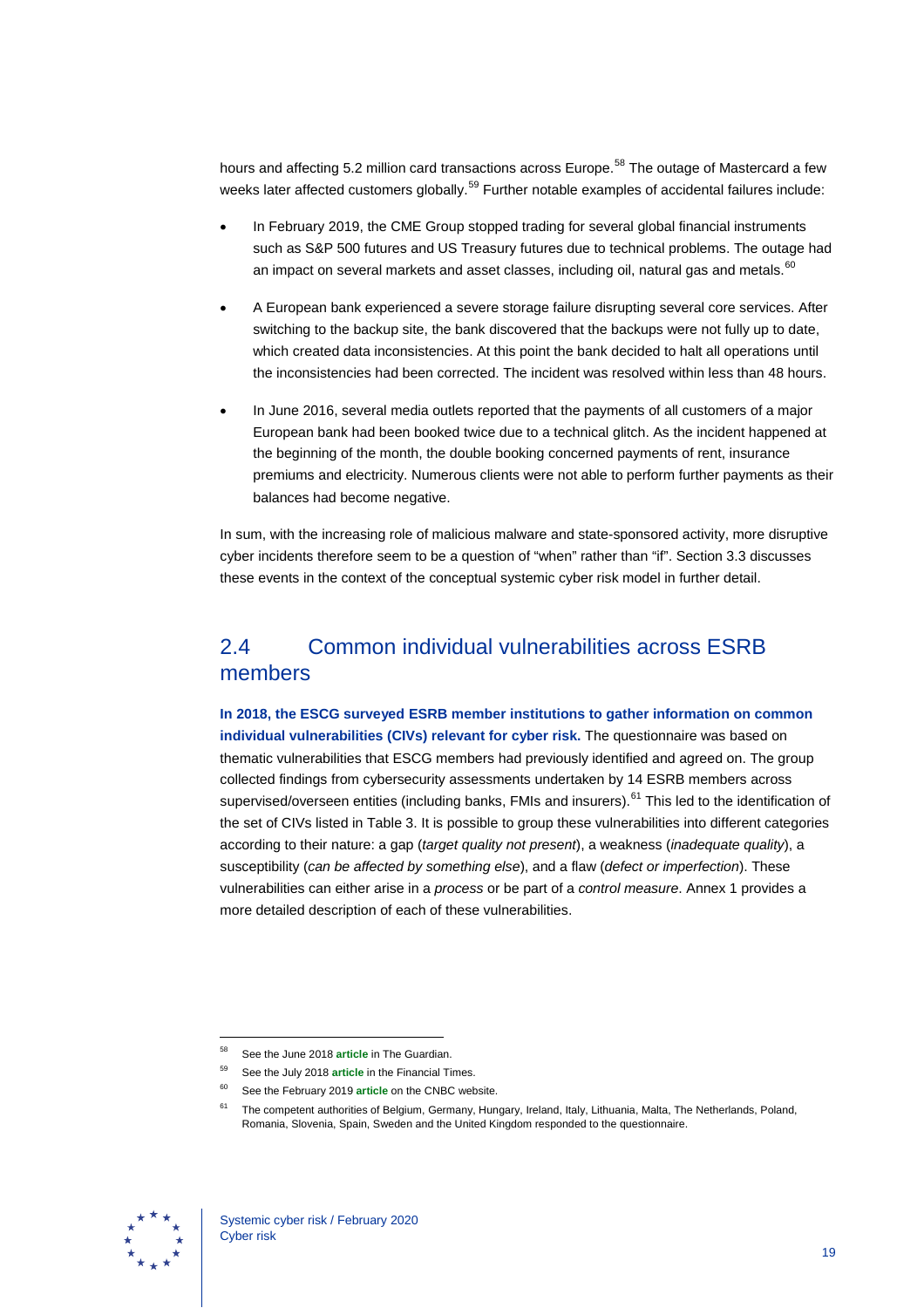hours and affecting 5.2 million card transactions across Europe.[58] The outage of Mastercard a few weeks later affected customers globally.[59] Further notable examples of accidental failures include:

- In February 2019, the CME Group stopped trading for several global financial instruments such as S&P 500 futures and US Treasury futures due to technical problems. The outage had an impact on several markets and asset classes, including oil, natural gas and metals.[60]
- A European bank experienced a severe storage failure disrupting several core services. After switching to the backup site, the bank discovered that the backups were not fully up to date, which created data inconsistencies. At this point the bank decided to halt all operations until the inconsistencies had been corrected. The incident was resolved within less than 48 hours.
- In June 2016, several media outlets reported that the payments of all customers of a major European bank had been booked twice due to a technical glitch. As the incident happened at the beginning of the month, the double booking concerned payments of rent, insurance premiums and electricity. Numerous clients were not able to perform further payments as their balances had become negative.

In sum, with the increasing role of malicious malware and state-sponsored activity, more disruptive cyber incidents therefore seem to be a question of "when" rather than "if". Section 3.3 discusses these events in the context of the conceptual systemic cyber risk model in further detail.

## 2.4 Common individual vulnerabilities across ESRB members

**In 2018, the ESCG surveyed ESRB member institutions to gather information on common individual vulnerabilities (CIVs) relevant for cyber risk.** The questionnaire was based on thematic vulnerabilities that ESCG members had previously identified and agreed on. The group collected findings from cybersecurity assessments undertaken by 14 ESRB members across supervised/overseen entities (including banks, FMIs and insurers).[61] This led to the identification of the set of CIVs listed in Table 3. It is possible to group these vulnerabilities into different categories according to their nature: a gap (*target quality not present*), a weakness (*inadequate quality*), a susceptibility (*can be affected by something else*), and a flaw (*defect or imperfection*). These vulnerabilities can either arise in a *process* or be part of a *control measure*. Annex 1 provides a more detailed description of each of these vulnerabilities.

---

[58] See the June 2018 **article** in The Guardian.

[59] See the July 2018 **article** in the Financial Times.

[60] See the February 2019 **article** on the CNBC website.

[61] The competent authorities of Belgium, Germany, Hungary, Ireland, Italy, Lithuania, Malta, The Netherlands, Poland, Romania, Slovenia, Spain, Sweden and the United Kingdom responded to the questionnaire.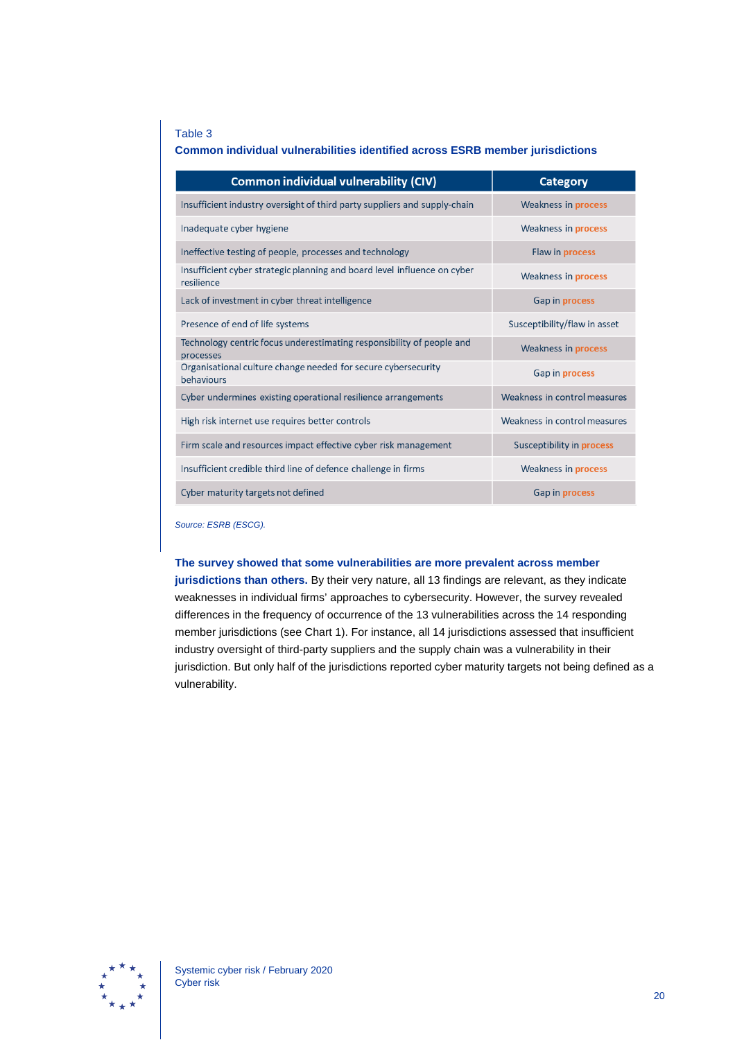Table 3

**Common individual vulnerabilities identified across ESRB member jurisdictions**

| Common individual vulnerability (CIV) | Category |
|---|---|
| Insufficient industry oversight of third party suppliers and supply-chain | Weakness in process |
| Inadequate cyber hygiene | Weakness in process |
| Ineffective testing of people, processes and technology | Flaw in process |
| Insufficient cyber strategic planning and board level influence on cyber resilience | Weakness in process |
| Lack of investment in cyber threat intelligence | Gap in process |
| Presence of end of life systems | Susceptibility/flaw in asset |
| Technology centric focus underestimating responsibility of people and processes | Weakness in process |
| Organisational culture change needed for secure cybersecurity behaviours | Gap in process |
| Cyber undermines existing operational resilience arrangements | Weakness in control measures |
| High risk internet use requires better controls | Weakness in control measures |
| Firm scale and resources impact effective cyber risk management | Susceptibility in process |
| Insufficient credible third line of defence challenge in firms | Weakness in process |
| Cyber maturity targets not defined | Gap in process |

*Source: ESRB (ESCG).*

**The survey showed that some vulnerabilities are more prevalent across member jurisdictions than others.** By their very nature, all 13 findings are relevant, as they indicate weaknesses in individual firms' approaches to cybersecurity. However, the survey revealed differences in the frequency of occurrence of the 13 vulnerabilities across the 14 responding member jurisdictions (see Chart 1). For instance, all 14 jurisdictions assessed that insufficient industry oversight of third-party suppliers and the supply chain was a vulnerability in their jurisdiction. But only half of the jurisdictions reported cyber maturity targets not being defined as a vulnerability.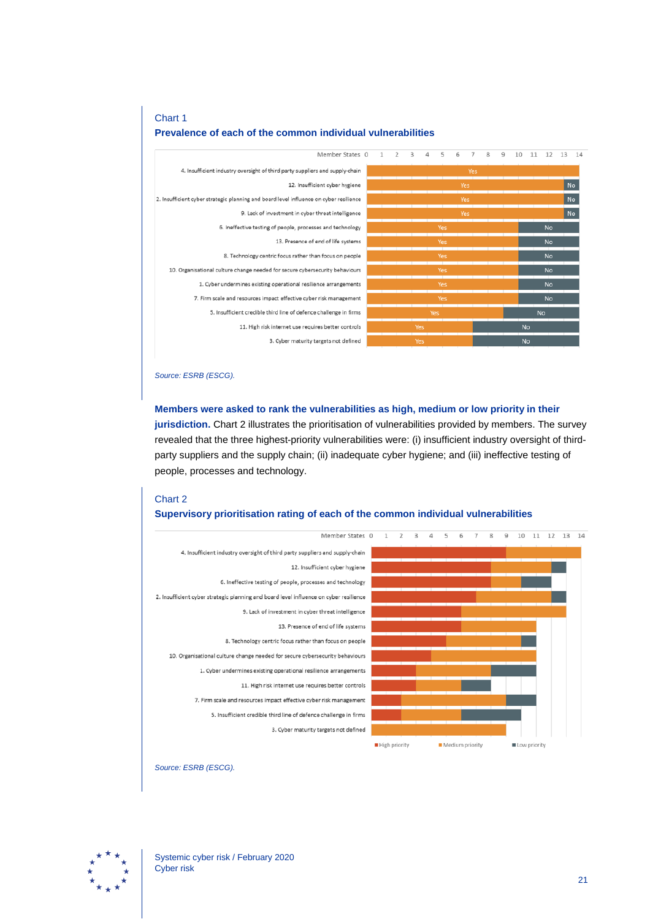Chart 1

**Prevalence of each of the common individual vulnerabilities**

| Vulnerability (number of Member States) | Yes | No |
|---|---|---|
| 4. Insufficient industry oversight of third party suppliers and supply-chain | 14 | 0 |
| 12. Insufficient cyber hygiene | 13 | 1 |
| 2. Insufficient cyber strategic planning and board level influence on cyber resilience | 13 | 1 |
| 9. Lack of investment in cyber threat intelligence | 13 | 1 |
| 6. Ineffective testing of people, processes and technology | 10 | 4 |
| 13. Presence of end of life systems | 10 | 4 |
| 8. Technology centric focus rather than focus on people | 10 | 4 |
| 10. Organisational culture change needed for secure cybersecurity behaviours | 10 | 4 |
| 1. Cyber undermines existing operational resilience arrangements | 10 | 4 |
| 7. Firm scale and resources impact effective cyber risk management | 10 | 4 |
| 5. Insufficient credible third line of defence challenge in firms | 9 | 5 |
| 11. High risk internet use requires better controls | 7 | 7 |
| 3. Cyber maturity targets not defined | 7 | 7 |

*Source: ESRB (ESCG).*

**Members were asked to rank the vulnerabilities as high, medium or low priority in their jurisdiction.** Chart 2 illustrates the prioritisation of vulnerabilities provided by members. The survey revealed that the three highest-priority vulnerabilities were: (i) insufficient industry oversight of third-party suppliers and the supply chain; (ii) inadequate cyber hygiene; and (iii) ineffective testing of people, processes and technology.

Chart 2

**Supervisory prioritisation rating of each of the common individual vulnerabilities**

| Vulnerability (number of Member States) | High priority | Medium priority | Low priority |
|---|---|---|---|
| 4. Insufficient industry oversight of third party suppliers and supply-chain | 9 | 5 | 0 |
| 12. Insufficient cyber hygiene | 8 | 4 | 1 |
| 6. Ineffective testing of people, processes and technology | 8 | 2 | 2 |
| 2. Insufficient cyber strategic planning and board level influence on cyber resilience | 7 | 5 | 1 |
| 9. Lack of investment in cyber threat intelligence | 6 | 7 | 0 |
| 13. Presence of end of life systems | 6 | 5 | 0 |
| 8. Technology centric focus rather than focus on people | 5 | 5 | 1 |
| 10. Organisational culture change needed for secure cybersecurity behaviours | 4 | 7 | 0 |
| 1. Cyber undermines existing operational resilience arrangements | 3 | 5 | 3 |
| 11. High risk internet use requires better controls | 3 | 3 | 2 |
| 7. Firm scale and resources impact effective cyber risk management | 2 | 7 | 1 |
| 5. Insufficient credible third line of defence challenge in firms | 2 | 4 | 4 |
| 3. Cyber maturity targets not defined | 0 | 9 | 0 |

*Source: ESRB (ESCG).*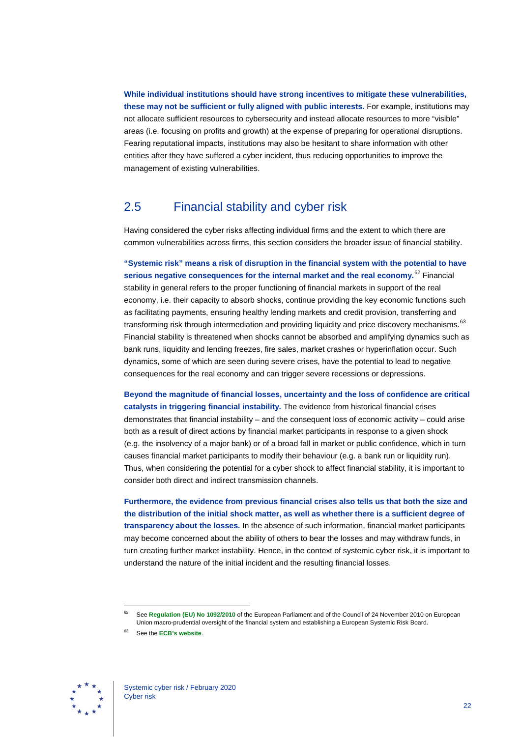**While individual institutions should have strong incentives to mitigate these vulnerabilities, these may not be sufficient or fully aligned with public interests.** For example, institutions may not allocate sufficient resources to cybersecurity and instead allocate resources to more "visible" areas (i.e. focusing on profits and growth) at the expense of preparing for operational disruptions. Fearing reputational impacts, institutions may also be hesitant to share information with other entities after they have suffered a cyber incident, thus reducing opportunities to improve the management of existing vulnerabilities.

## 2.5 Financial stability and cyber risk

Having considered the cyber risks affecting individual firms and the extent to which there are common vulnerabilities across firms, this section considers the broader issue of financial stability.

**"Systemic risk" means a risk of disruption in the financial system with the potential to have serious negative consequences for the internal market and the real economy.**[62] Financial stability in general refers to the proper functioning of financial markets in support of the real economy, i.e. their capacity to absorb shocks, continue providing the key economic functions such as facilitating payments, ensuring healthy lending markets and credit provision, transferring and transforming risk through intermediation and providing liquidity and price discovery mechanisms.[63] Financial stability is threatened when shocks cannot be absorbed and amplifying dynamics such as bank runs, liquidity and lending freezes, fire sales, market crashes or hyperinflation occur. Such dynamics, some of which are seen during severe crises, have the potential to lead to negative consequences for the real economy and can trigger severe recessions or depressions.

**Beyond the magnitude of financial losses, uncertainty and the loss of confidence are critical catalysts in triggering financial instability.** The evidence from historical financial crises demonstrates that financial instability – and the consequent loss of economic activity – could arise both as a result of direct actions by financial market participants in response to a given shock (e.g. the insolvency of a major bank) or of a broad fall in market or public confidence, which in turn causes financial market participants to modify their behaviour (e.g. a bank run or liquidity run). Thus, when considering the potential for a cyber shock to affect financial stability, it is important to consider both direct and indirect transmission channels.

**Furthermore, the evidence from previous financial crises also tells us that both the size and the distribution of the initial shock matter, as well as whether there is a sufficient degree of transparency about the losses.** In the absence of such information, financial market participants may become concerned about the ability of others to bear the losses and may withdraw funds, in turn creating further market instability. Hence, in the context of systemic cyber risk, it is important to understand the nature of the initial incident and the resulting financial losses.

---

[62] See **Regulation (EU) No 1092/2010** of the European Parliament and of the Council of 24 November 2010 on European Union macro-prudential oversight of the financial system and establishing a European Systemic Risk Board.

[63] See the **ECB's website**.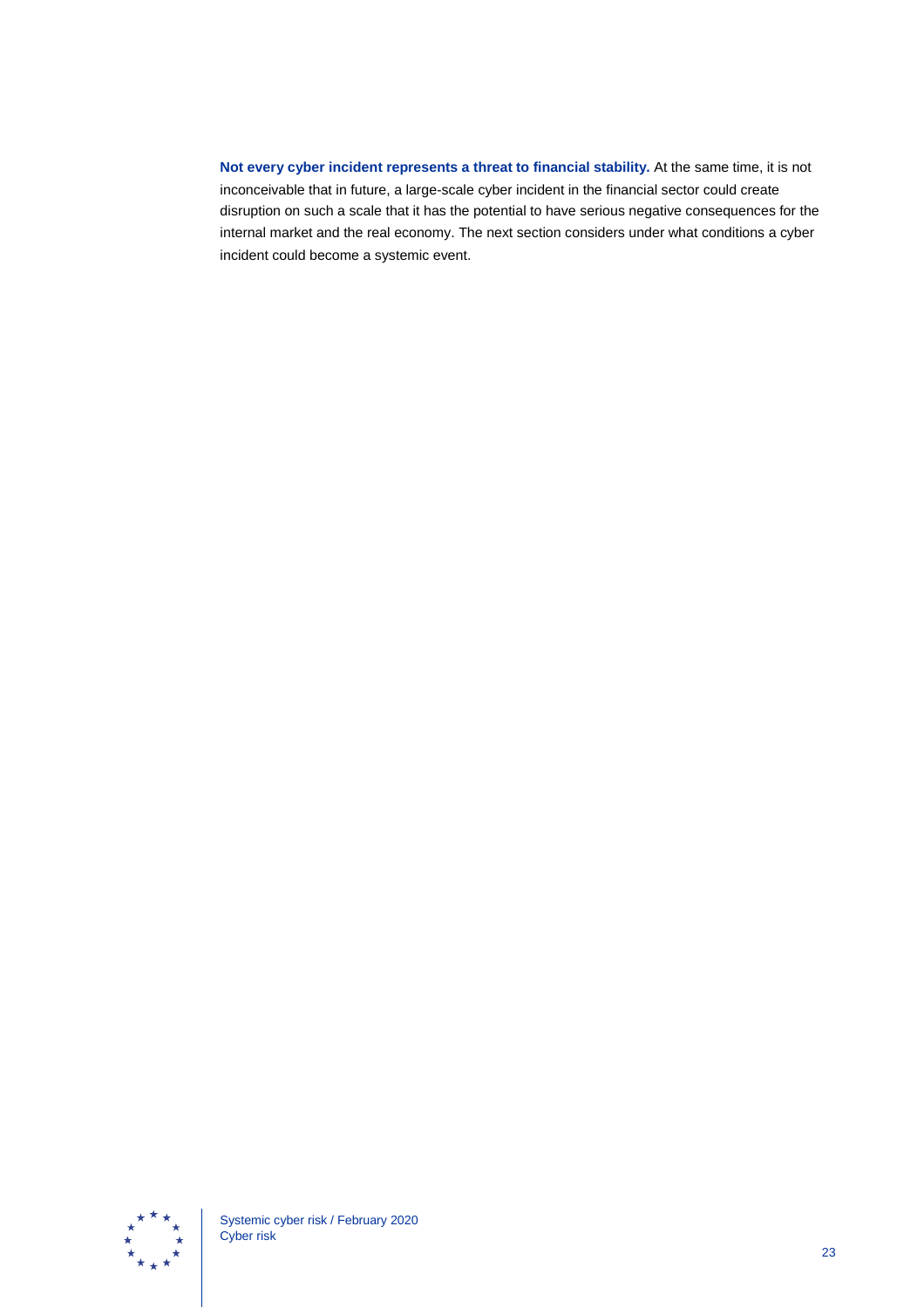**Not every cyber incident represents a threat to financial stability.** At the same time, it is not inconceivable that in future, a large-scale cyber incident in the financial sector could create disruption on such a scale that it has the potential to have serious negative consequences for the internal market and the real economy. The next section considers under what conditions a cyber incident could become a systemic event.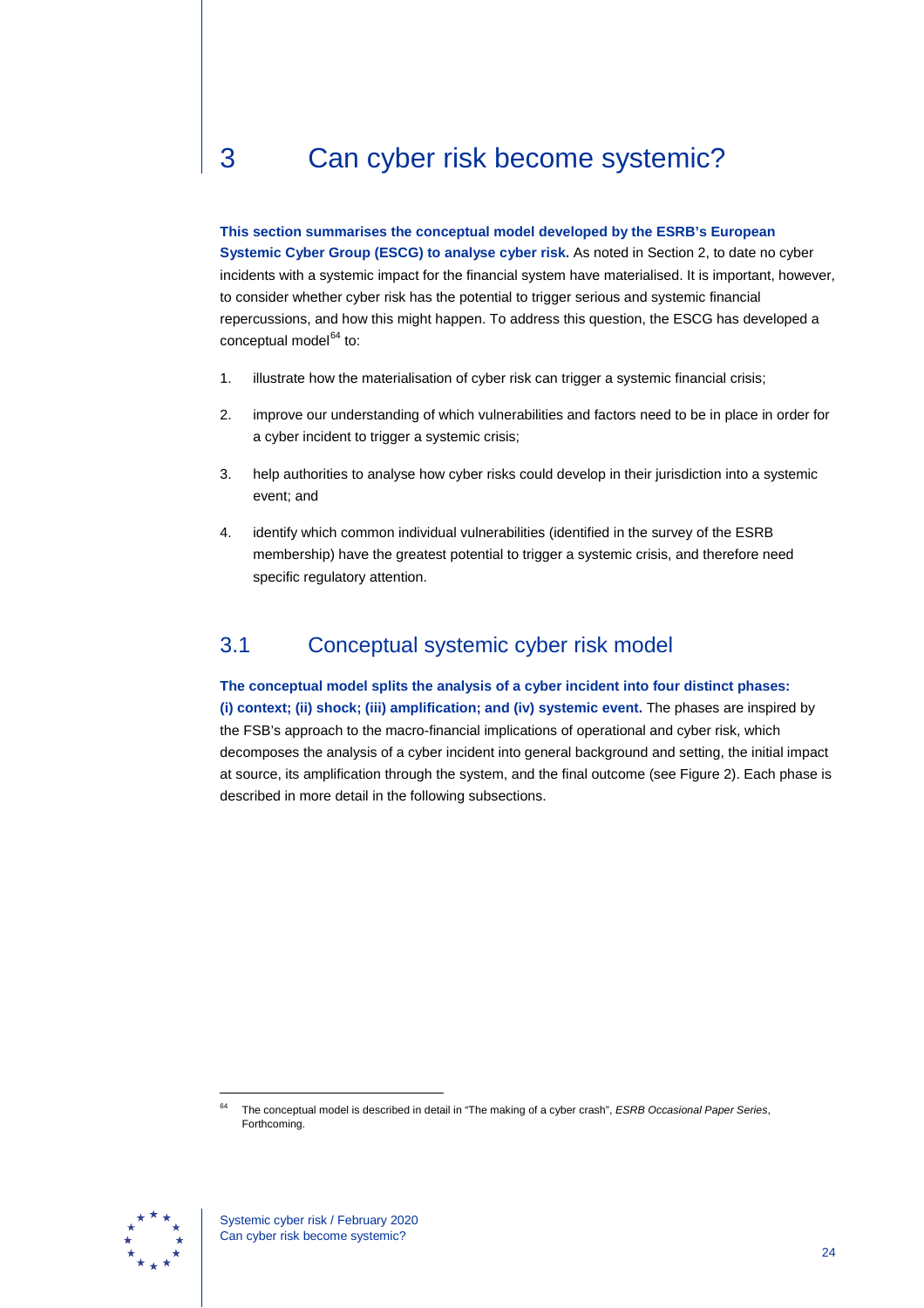# 3 Can cyber risk become systemic?

**This section summarises the conceptual model developed by the ESRB's European Systemic Cyber Group (ESCG) to analyse cyber risk.** As noted in Section 2, to date no cyber incidents with a systemic impact for the financial system have materialised. It is important, however, to consider whether cyber risk has the potential to trigger serious and systemic financial repercussions, and how this might happen. To address this question, the ESCG has developed a conceptual model[64] to:

1. illustrate how the materialisation of cyber risk can trigger a systemic financial crisis;
2. improve our understanding of which vulnerabilities and factors need to be in place in order for a cyber incident to trigger a systemic crisis;
3. help authorities to analyse how cyber risks could develop in their jurisdiction into a systemic event; and
4. identify which common individual vulnerabilities (identified in the survey of the ESRB membership) have the greatest potential to trigger a systemic crisis, and therefore need specific regulatory attention.

## 3.1 Conceptual systemic cyber risk model

**The conceptual model splits the analysis of a cyber incident into four distinct phases: (i) context; (ii) shock; (iii) amplification; and (iv) systemic event.** The phases are inspired by the FSB's approach to the macro-financial implications of operational and cyber risk, which decomposes the analysis of a cyber incident into general background and setting, the initial impact at source, its amplification through the system, and the final outcome (see Figure 2). Each phase is described in more detail in the following subsections.

[64] The conceptual model is described in detail in "The making of a cyber crash", *ESRB Occasional Paper Series*, Forthcoming.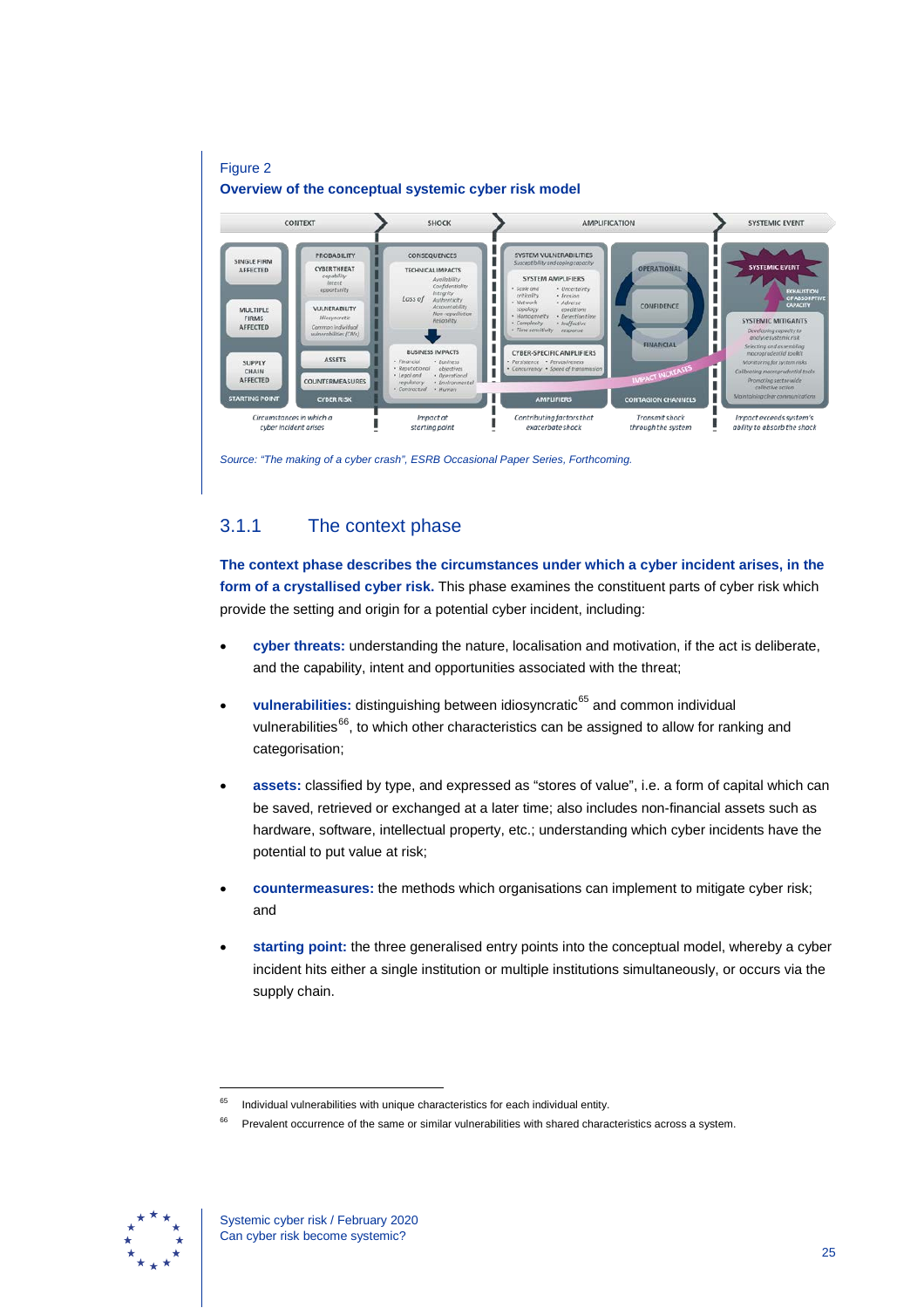Figure 2

**Overview of the conceptual systemic cyber risk model**

Source: "The making of a cyber crash", ESRB Occasional Paper Series, Forthcoming.

### 3.1.1 The context phase

**The context phase describes the circumstances under which a cyber incident arises, in the form of a crystallised cyber risk.** This phase examines the constituent parts of cyber risk which provide the setting and origin for a potential cyber incident, including:

- **cyber threats:** understanding the nature, localisation and motivation, if the act is deliberate, and the capability, intent and opportunities associated with the threat;
- **vulnerabilities:** distinguishing between idiosyncratic[65] and common individual vulnerabilities[66], to which other characteristics can be assigned to allow for ranking and categorisation;
- **assets:** classified by type, and expressed as "stores of value", i.e. a form of capital which can be saved, retrieved or exchanged at a later time; also includes non-financial assets such as hardware, software, intellectual property, etc.; understanding which cyber incidents have the potential to put value at risk;
- **countermeasures:** the methods which organisations can implement to mitigate cyber risk; and
- **starting point:** the three generalised entry points into the conceptual model, whereby a cyber incident hits either a single institution or multiple institutions simultaneously, or occurs via the supply chain.

[65] Individual vulnerabilities with unique characteristics for each individual entity.

[66] Prevalent occurrence of the same or similar vulnerabilities with shared characteristics across a system.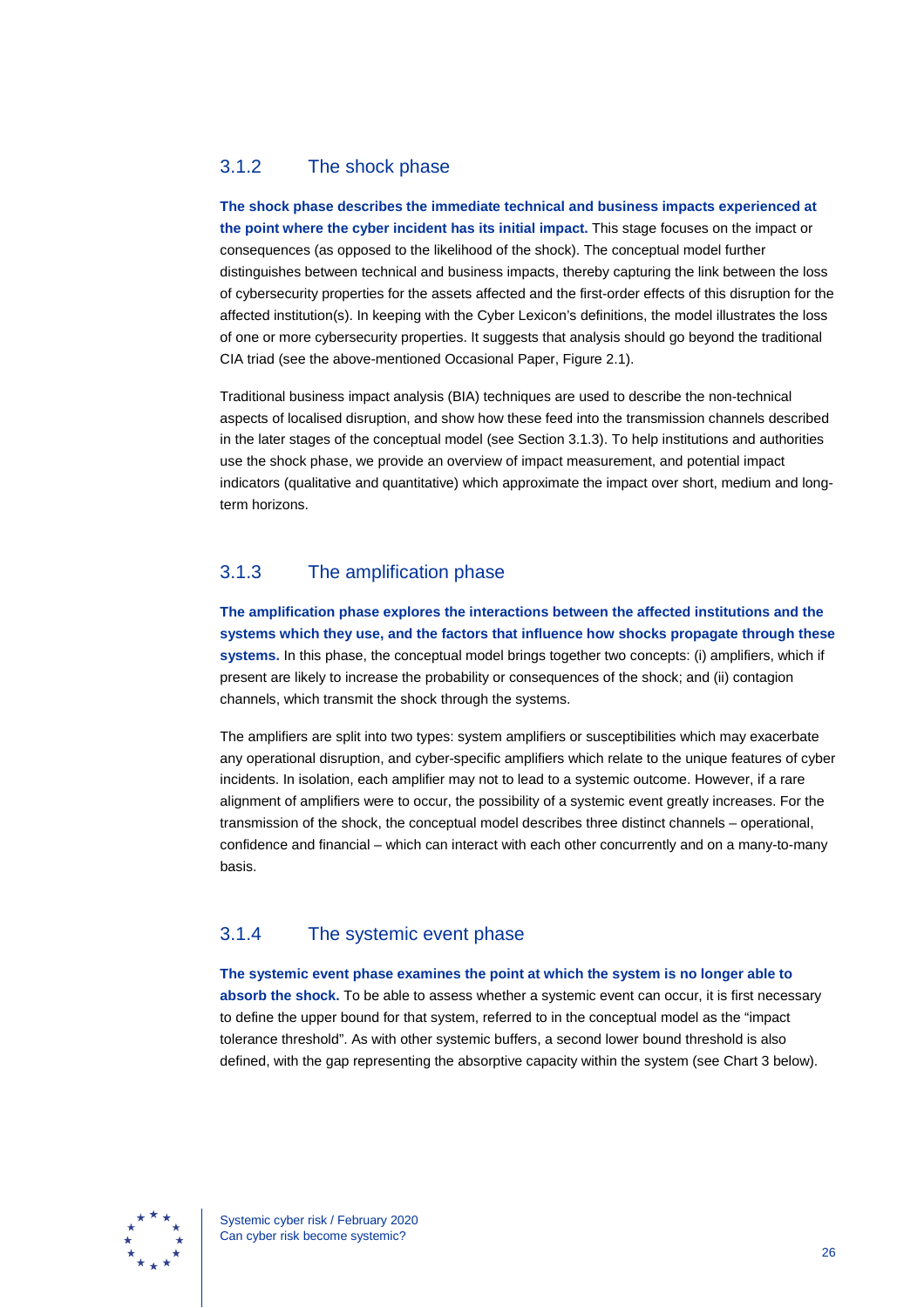### 3.1.2 The shock phase

**The shock phase describes the immediate technical and business impacts experienced at the point where the cyber incident has its initial impact.** This stage focuses on the impact or consequences (as opposed to the likelihood of the shock). The conceptual model further distinguishes between technical and business impacts, thereby capturing the link between the loss of cybersecurity properties for the assets affected and the first-order effects of this disruption for the affected institution(s). In keeping with the Cyber Lexicon's definitions, the model illustrates the loss of one or more cybersecurity properties. It suggests that analysis should go beyond the traditional CIA triad (see the above-mentioned Occasional Paper, Figure 2.1).

Traditional business impact analysis (BIA) techniques are used to describe the non-technical aspects of localised disruption, and show how these feed into the transmission channels described in the later stages of the conceptual model (see Section 3.1.3). To help institutions and authorities use the shock phase, we provide an overview of impact measurement, and potential impact indicators (qualitative and quantitative) which approximate the impact over short, medium and long-term horizons.

### 3.1.3 The amplification phase

**The amplification phase explores the interactions between the affected institutions and the systems which they use, and the factors that influence how shocks propagate through these systems.** In this phase, the conceptual model brings together two concepts: (i) amplifiers, which if present are likely to increase the probability or consequences of the shock; and (ii) contagion channels, which transmit the shock through the systems.

The amplifiers are split into two types: system amplifiers or susceptibilities which may exacerbate any operational disruption, and cyber-specific amplifiers which relate to the unique features of cyber incidents. In isolation, each amplifier may not to lead to a systemic outcome. However, if a rare alignment of amplifiers were to occur, the possibility of a systemic event greatly increases. For the transmission of the shock, the conceptual model describes three distinct channels – operational, confidence and financial – which can interact with each other concurrently and on a many-to-many basis.

### 3.1.4 The systemic event phase

**The systemic event phase examines the point at which the system is no longer able to absorb the shock.** To be able to assess whether a systemic event can occur, it is first necessary to define the upper bound for that system, referred to in the conceptual model as the "impact tolerance threshold". As with other systemic buffers, a second lower bound threshold is also defined, with the gap representing the absorptive capacity within the system (see Chart 3 below).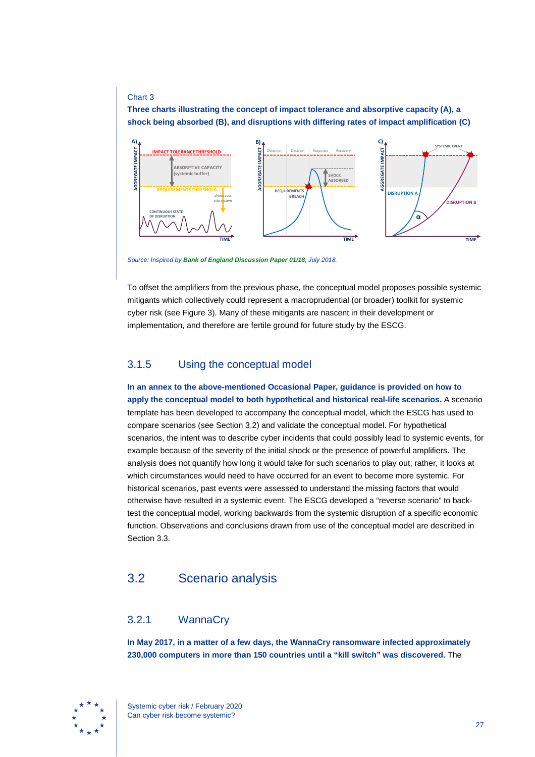Chart 3

**Three charts illustrating the concept of impact tolerance and absorptive capacity (A), a shock being absorbed (B), and disruptions with differing rates of impact amplification (C)**

*Source: Inspired by* ***Bank of England Discussion Paper 01/18****, July 2018.*

To offset the amplifiers from the previous phase, the conceptual model proposes possible systemic mitigants which collectively could represent a macroprudential (or broader) toolkit for systemic cyber risk (see Figure 3). Many of these mitigants are nascent in their development or implementation, and therefore are fertile ground for future study by the ESCG.

### 3.1.5 Using the conceptual model

**In an annex to the above-mentioned Occasional Paper, guidance is provided on how to apply the conceptual model to both hypothetical and historical real-life scenarios.** A scenario template has been developed to accompany the conceptual model, which the ESCG has used to compare scenarios (see Section 3.2) and validate the conceptual model. For hypothetical scenarios, the intent was to describe cyber incidents that could possibly lead to systemic events, for example because of the severity of the initial shock or the presence of powerful amplifiers. The analysis does not quantify how long it would take for such scenarios to play out; rather, it looks at which circumstances would need to have occurred for an event to become more systemic. For historical scenarios, past events were assessed to understand the missing factors that would otherwise have resulted in a systemic event. The ESCG developed a "reverse scenario" to back-test the conceptual model, working backwards from the systemic disruption of a specific economic function. Observations and conclusions drawn from use of the conceptual model are described in Section 3.3.

## 3.2 Scenario analysis

### 3.2.1 WannaCry

**In May 2017, in a matter of a few days, the WannaCry ransomware infected approximately 230,000 computers in more than 150 countries until a "kill switch" was discovered.** The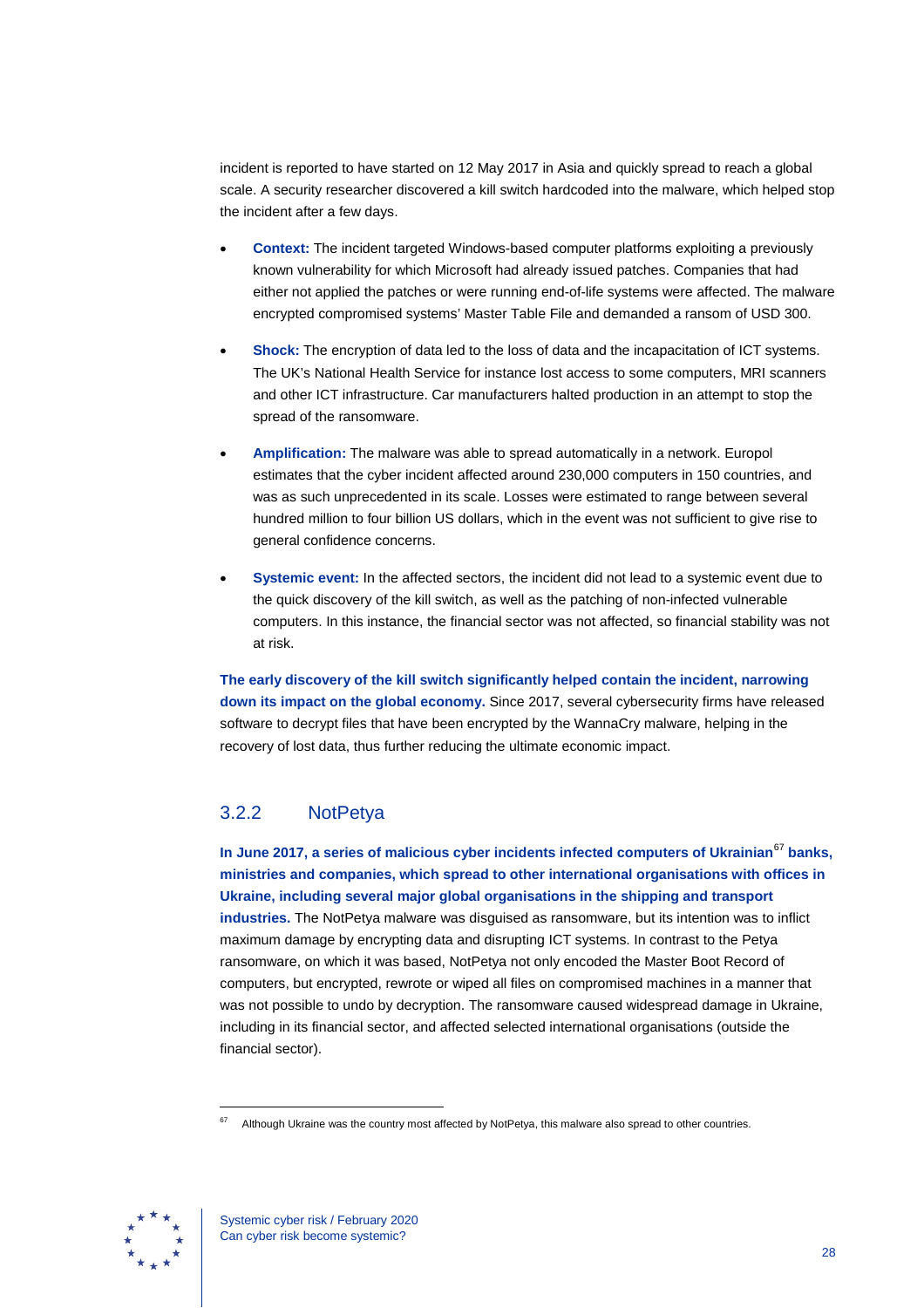incident is reported to have started on 12 May 2017 in Asia and quickly spread to reach a global scale. A security researcher discovered a kill switch hardcoded into the malware, which helped stop the incident after a few days.

- **Context:** The incident targeted Windows-based computer platforms exploiting a previously known vulnerability for which Microsoft had already issued patches. Companies that had either not applied the patches or were running end-of-life systems were affected. The malware encrypted compromised systems' Master Table File and demanded a ransom of USD 300.
- **Shock:** The encryption of data led to the loss of data and the incapacitation of ICT systems. The UK's National Health Service for instance lost access to some computers, MRI scanners and other ICT infrastructure. Car manufacturers halted production in an attempt to stop the spread of the ransomware.
- **Amplification:** The malware was able to spread automatically in a network. Europol estimates that the cyber incident affected around 230,000 computers in 150 countries, and was as such unprecedented in its scale. Losses were estimated to range between several hundred million to four billion US dollars, which in the event was not sufficient to give rise to general confidence concerns.
- **Systemic event:** In the affected sectors, the incident did not lead to a systemic event due to the quick discovery of the kill switch, as well as the patching of non-infected vulnerable computers. In this instance, the financial sector was not affected, so financial stability was not at risk.

**The early discovery of the kill switch significantly helped contain the incident, narrowing down its impact on the global economy.** Since 2017, several cybersecurity firms have released software to decrypt files that have been encrypted by the WannaCry malware, helping in the recovery of lost data, thus further reducing the ultimate economic impact.

### 3.2.2 NotPetya

**In June 2017, a series of malicious cyber incidents infected computers of Ukrainian[67] banks, ministries and companies, which spread to other international organisations with offices in Ukraine, including several major global organisations in the shipping and transport industries.** The NotPetya malware was disguised as ransomware, but its intention was to inflict maximum damage by encrypting data and disrupting ICT systems. In contrast to the Petya ransomware, on which it was based, NotPetya not only encoded the Master Boot Record of computers, but encrypted, rewrote or wiped all files on compromised machines in a manner that was not possible to undo by decryption. The ransomware caused widespread damage in Ukraine, including in its financial sector, and affected selected international organisations (outside the financial sector).

[67] Although Ukraine was the country most affected by NotPetya, this malware also spread to other countries.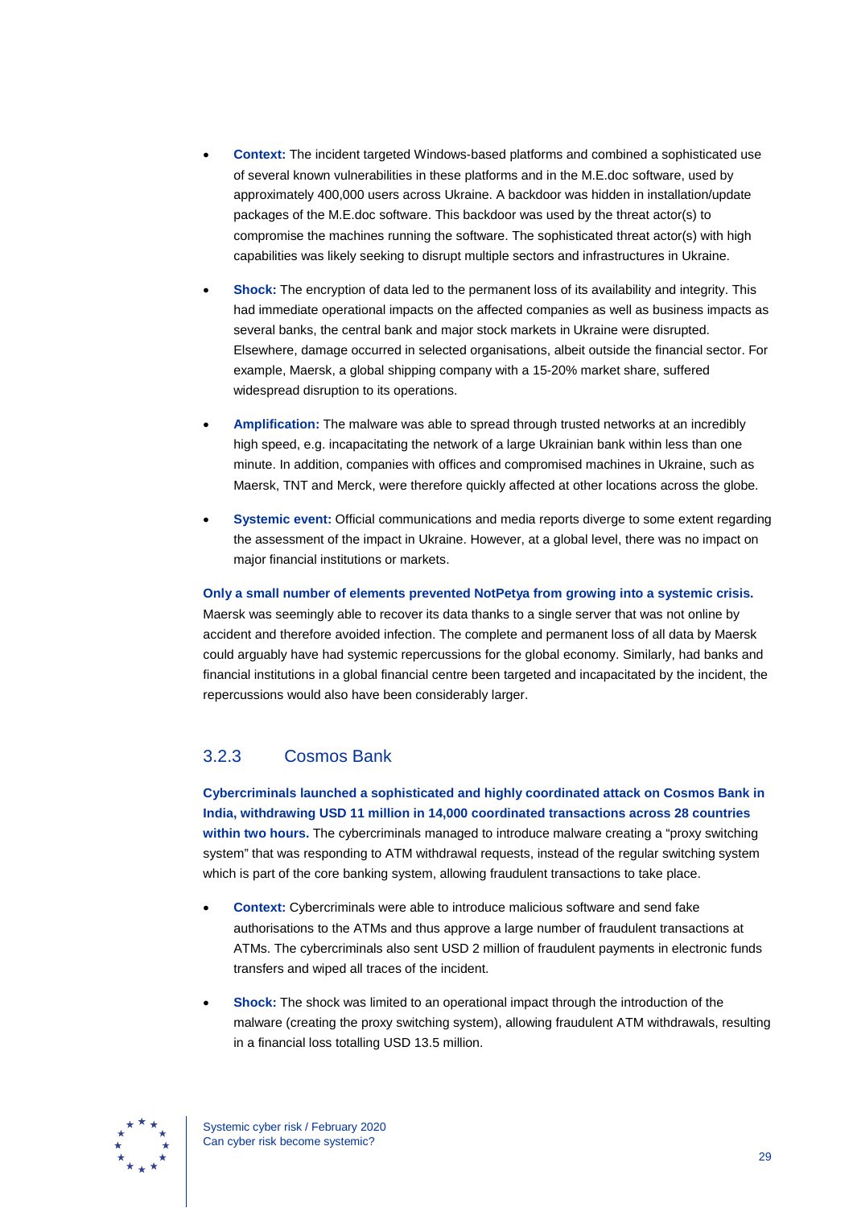- **Context:** The incident targeted Windows-based platforms and combined a sophisticated use of several known vulnerabilities in these platforms and in the M.E.doc software, used by approximately 400,000 users across Ukraine. A backdoor was hidden in installation/update packages of the M.E.doc software. This backdoor was used by the threat actor(s) to compromise the machines running the software. The sophisticated threat actor(s) with high capabilities was likely seeking to disrupt multiple sectors and infrastructures in Ukraine.
- **Shock:** The encryption of data led to the permanent loss of its availability and integrity. This had immediate operational impacts on the affected companies as well as business impacts as several banks, the central bank and major stock markets in Ukraine were disrupted. Elsewhere, damage occurred in selected organisations, albeit outside the financial sector. For example, Maersk, a global shipping company with a 15-20% market share, suffered widespread disruption to its operations.
- **Amplification:** The malware was able to spread through trusted networks at an incredibly high speed, e.g. incapacitating the network of a large Ukrainian bank within less than one minute. In addition, companies with offices and compromised machines in Ukraine, such as Maersk, TNT and Merck, were therefore quickly affected at other locations across the globe.
- **Systemic event:** Official communications and media reports diverge to some extent regarding the assessment of the impact in Ukraine. However, at a global level, there was no impact on major financial institutions or markets.

**Only a small number of elements prevented NotPetya from growing into a systemic crisis.** Maersk was seemingly able to recover its data thanks to a single server that was not online by accident and therefore avoided infection. The complete and permanent loss of all data by Maersk could arguably have had systemic repercussions for the global economy. Similarly, had banks and financial institutions in a global financial centre been targeted and incapacitated by the incident, the repercussions would also have been considerably larger.

### 3.2.3 Cosmos Bank

**Cybercriminals launched a sophisticated and highly coordinated attack on Cosmos Bank in India, withdrawing USD 11 million in 14,000 coordinated transactions across 28 countries within two hours.** The cybercriminals managed to introduce malware creating a "proxy switching system" that was responding to ATM withdrawal requests, instead of the regular switching system which is part of the core banking system, allowing fraudulent transactions to take place.

- **Context:** Cybercriminals were able to introduce malicious software and send fake authorisations to the ATMs and thus approve a large number of fraudulent transactions at ATMs. The cybercriminals also sent USD 2 million of fraudulent payments in electronic funds transfers and wiped all traces of the incident.
- **Shock:** The shock was limited to an operational impact through the introduction of the malware (creating the proxy switching system), allowing fraudulent ATM withdrawals, resulting in a financial loss totalling USD 13.5 million.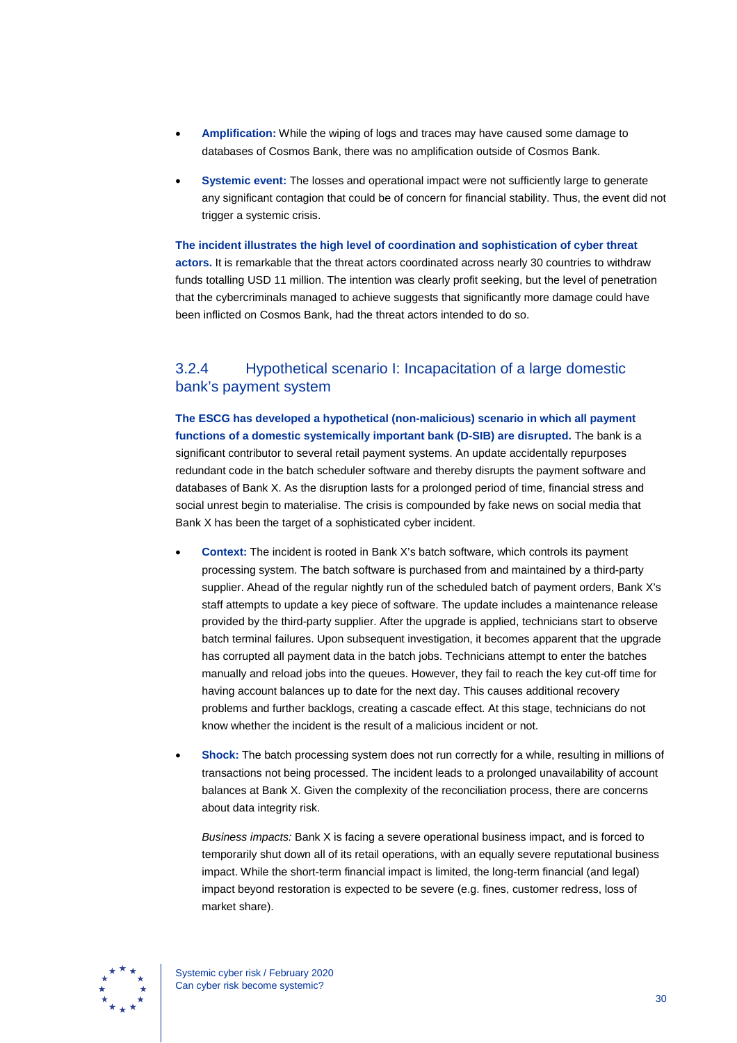- **Amplification:** While the wiping of logs and traces may have caused some damage to databases of Cosmos Bank, there was no amplification outside of Cosmos Bank.
- **Systemic event:** The losses and operational impact were not sufficiently large to generate any significant contagion that could be of concern for financial stability. Thus, the event did not trigger a systemic crisis.

**The incident illustrates the high level of coordination and sophistication of cyber threat actors.** It is remarkable that the threat actors coordinated across nearly 30 countries to withdraw funds totalling USD 11 million. The intention was clearly profit seeking, but the level of penetration that the cybercriminals managed to achieve suggests that significantly more damage could have been inflicted on Cosmos Bank, had the threat actors intended to do so.

### 3.2.4 Hypothetical scenario I: Incapacitation of a large domestic bank's payment system

**The ESCG has developed a hypothetical (non-malicious) scenario in which all payment functions of a domestic systemically important bank (D-SIB) are disrupted.** The bank is a significant contributor to several retail payment systems. An update accidentally repurposes redundant code in the batch scheduler software and thereby disrupts the payment software and databases of Bank X. As the disruption lasts for a prolonged period of time, financial stress and social unrest begin to materialise. The crisis is compounded by fake news on social media that Bank X has been the target of a sophisticated cyber incident.

- **Context:** The incident is rooted in Bank X's batch software, which controls its payment processing system. The batch software is purchased from and maintained by a third-party supplier. Ahead of the regular nightly run of the scheduled batch of payment orders, Bank X's staff attempts to update a key piece of software. The update includes a maintenance release provided by the third-party supplier. After the upgrade is applied, technicians start to observe batch terminal failures. Upon subsequent investigation, it becomes apparent that the upgrade has corrupted all payment data in the batch jobs. Technicians attempt to enter the batches manually and reload jobs into the queues. However, they fail to reach the key cut-off time for having account balances up to date for the next day. This causes additional recovery problems and further backlogs, creating a cascade effect. At this stage, technicians do not know whether the incident is the result of a malicious incident or not.
- **Shock:** The batch processing system does not run correctly for a while, resulting in millions of transactions not being processed. The incident leads to a prolonged unavailability of account balances at Bank X. Given the complexity of the reconciliation process, there are concerns about data integrity risk.

  *Business impacts:* Bank X is facing a severe operational business impact, and is forced to temporarily shut down all of its retail operations, with an equally severe reputational business impact. While the short-term financial impact is limited, the long-term financial (and legal) impact beyond restoration is expected to be severe (e.g. fines, customer redress, loss of market share).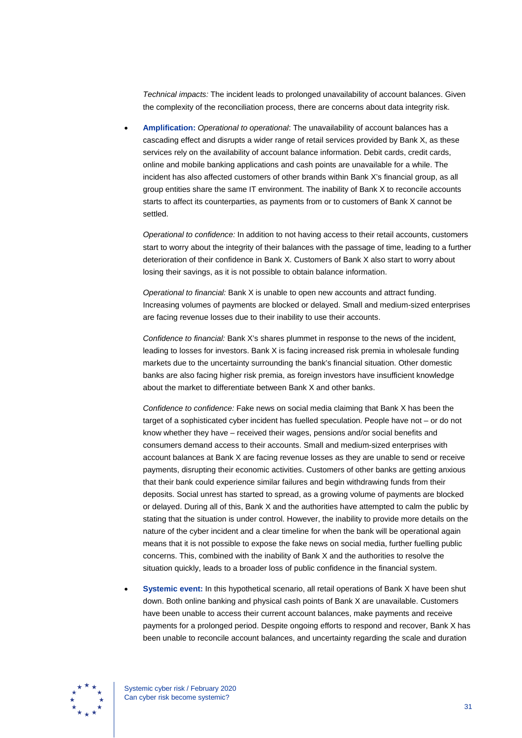*Technical impacts:* The incident leads to prolonged unavailability of account balances. Given the complexity of the reconciliation process, there are concerns about data integrity risk.

- **Amplification:** *Operational to operational*: The unavailability of account balances has a cascading effect and disrupts a wider range of retail services provided by Bank X, as these services rely on the availability of account balance information. Debit cards, credit cards, online and mobile banking applications and cash points are unavailable for a while. The incident has also affected customers of other brands within Bank X's financial group, as all group entities share the same IT environment. The inability of Bank X to reconcile accounts starts to affect its counterparties, as payments from or to customers of Bank X cannot be settled.

  *Operational to confidence:* In addition to not having access to their retail accounts, customers start to worry about the integrity of their balances with the passage of time, leading to a further deterioration of their confidence in Bank X. Customers of Bank X also start to worry about losing their savings, as it is not possible to obtain balance information.

  *Operational to financial:* Bank X is unable to open new accounts and attract funding. Increasing volumes of payments are blocked or delayed. Small and medium-sized enterprises are facing revenue losses due to their inability to use their accounts.

  *Confidence to financial:* Bank X's shares plummet in response to the news of the incident, leading to losses for investors. Bank X is facing increased risk premia in wholesale funding markets due to the uncertainty surrounding the bank's financial situation. Other domestic banks are also facing higher risk premia, as foreign investors have insufficient knowledge about the market to differentiate between Bank X and other banks.

  *Confidence to confidence:* Fake news on social media claiming that Bank X has been the target of a sophisticated cyber incident has fuelled speculation. People have not – or do not know whether they have – received their wages, pensions and/or social benefits and consumers demand access to their accounts. Small and medium-sized enterprises with account balances at Bank X are facing revenue losses as they are unable to send or receive payments, disrupting their economic activities. Customers of other banks are getting anxious that their bank could experience similar failures and begin withdrawing funds from their deposits. Social unrest has started to spread, as a growing volume of payments are blocked or delayed. During all of this, Bank X and the authorities have attempted to calm the public by stating that the situation is under control. However, the inability to provide more details on the nature of the cyber incident and a clear timeline for when the bank will be operational again means that it is not possible to expose the fake news on social media, further fuelling public concerns. This, combined with the inability of Bank X and the authorities to resolve the situation quickly, leads to a broader loss of public confidence in the financial system.

- **Systemic event:** In this hypothetical scenario, all retail operations of Bank X have been shut down. Both online banking and physical cash points of Bank X are unavailable. Customers have been unable to access their current account balances, make payments and receive payments for a prolonged period. Despite ongoing efforts to respond and recover, Bank X has been unable to reconcile account balances, and uncertainty regarding the scale and duration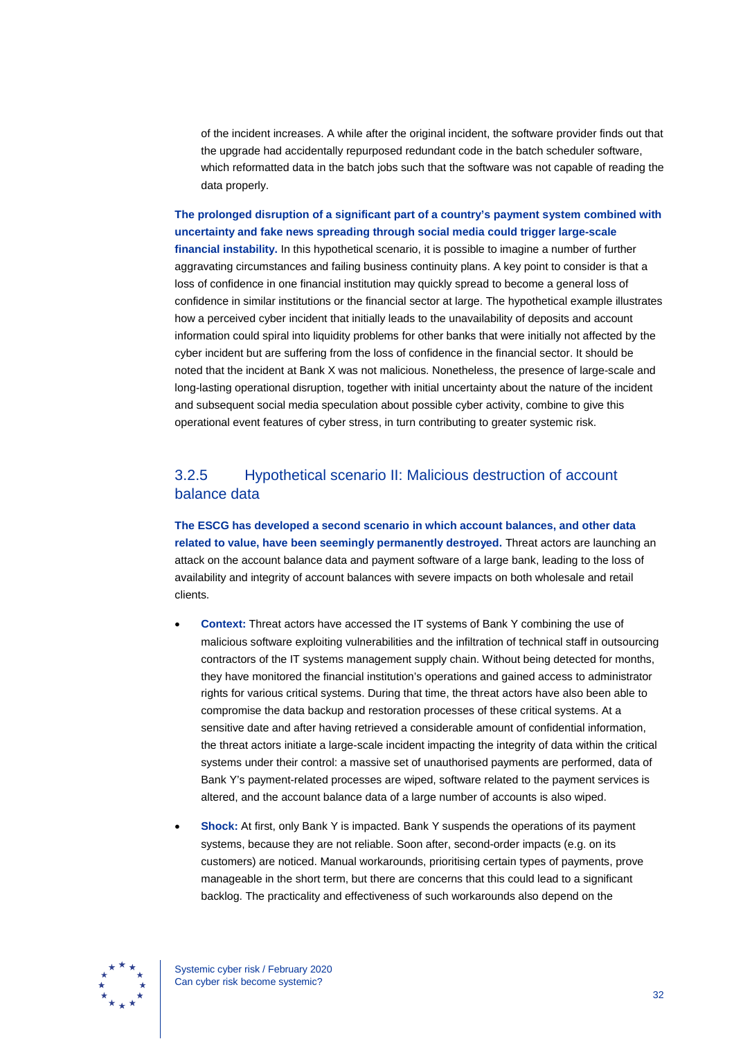of the incident increases. A while after the original incident, the software provider finds out that the upgrade had accidentally repurposed redundant code in the batch scheduler software, which reformatted data in the batch jobs such that the software was not capable of reading the data properly.

**The prolonged disruption of a significant part of a country's payment system combined with uncertainty and fake news spreading through social media could trigger large-scale financial instability.** In this hypothetical scenario, it is possible to imagine a number of further aggravating circumstances and failing business continuity plans. A key point to consider is that a loss of confidence in one financial institution may quickly spread to become a general loss of confidence in similar institutions or the financial sector at large. The hypothetical example illustrates how a perceived cyber incident that initially leads to the unavailability of deposits and account information could spiral into liquidity problems for other banks that were initially not affected by the cyber incident but are suffering from the loss of confidence in the financial sector. It should be noted that the incident at Bank X was not malicious. Nonetheless, the presence of large-scale and long-lasting operational disruption, together with initial uncertainty about the nature of the incident and subsequent social media speculation about possible cyber activity, combine to give this operational event features of cyber stress, in turn contributing to greater systemic risk.

### 3.2.5 Hypothetical scenario II: Malicious destruction of account balance data

**The ESCG has developed a second scenario in which account balances, and other data related to value, have been seemingly permanently destroyed.** Threat actors are launching an attack on the account balance data and payment software of a large bank, leading to the loss of availability and integrity of account balances with severe impacts on both wholesale and retail clients.

- **Context:** Threat actors have accessed the IT systems of Bank Y combining the use of malicious software exploiting vulnerabilities and the infiltration of technical staff in outsourcing contractors of the IT systems management supply chain. Without being detected for months, they have monitored the financial institution's operations and gained access to administrator rights for various critical systems. During that time, the threat actors have also been able to compromise the data backup and restoration processes of these critical systems. At a sensitive date and after having retrieved a considerable amount of confidential information, the threat actors initiate a large-scale incident impacting the integrity of data within the critical systems under their control: a massive set of unauthorised payments are performed, data of Bank Y's payment-related processes are wiped, software related to the payment services is altered, and the account balance data of a large number of accounts is also wiped.
- **Shock:** At first, only Bank Y is impacted. Bank Y suspends the operations of its payment systems, because they are not reliable. Soon after, second-order impacts (e.g. on its customers) are noticed. Manual workarounds, prioritising certain types of payments, prove manageable in the short term, but there are concerns that this could lead to a significant backlog. The practicality and effectiveness of such workarounds also depend on the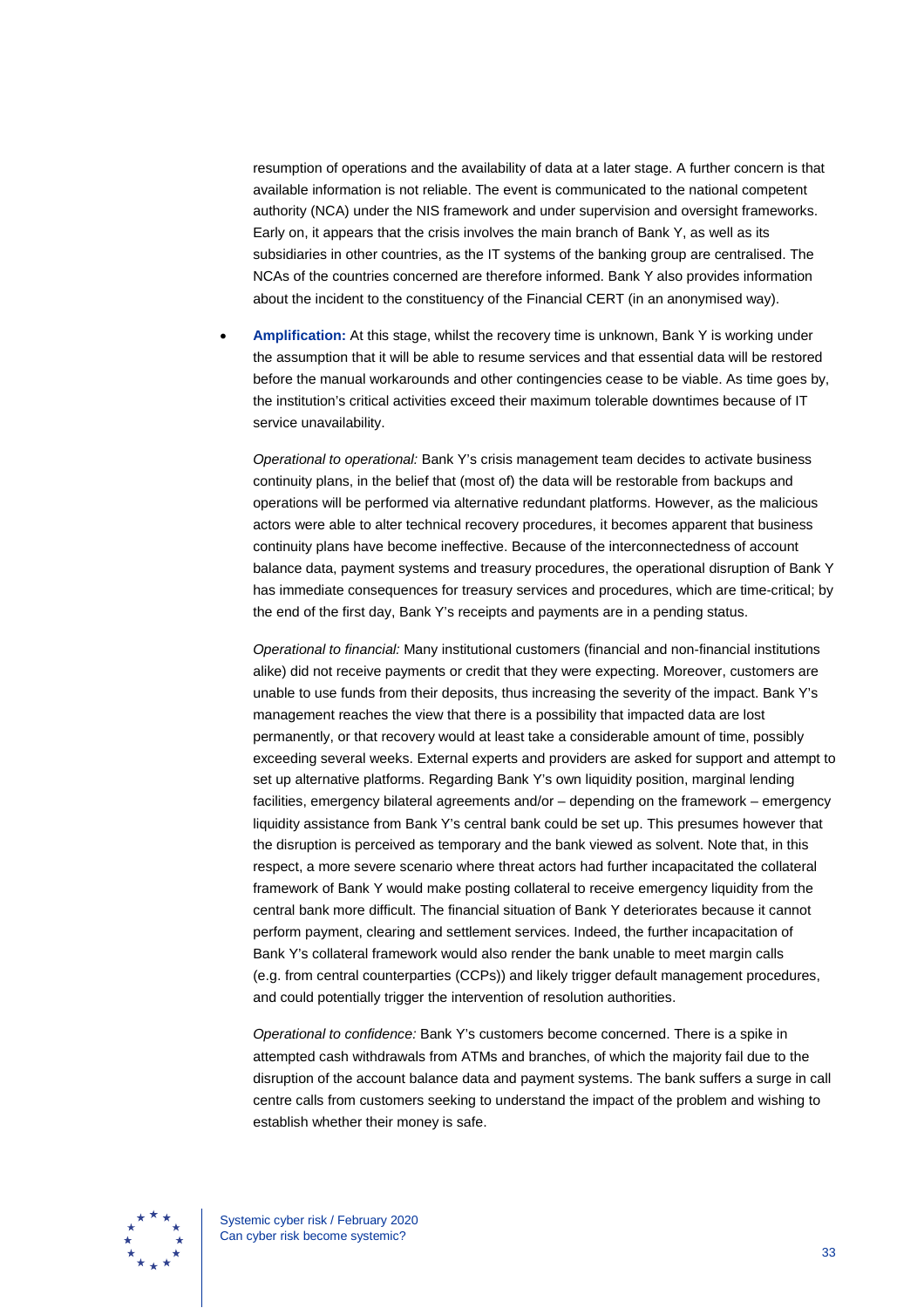resumption of operations and the availability of data at a later stage. A further concern is that available information is not reliable. The event is communicated to the national competent authority (NCA) under the NIS framework and under supervision and oversight frameworks. Early on, it appears that the crisis involves the main branch of Bank Y, as well as its subsidiaries in other countries, as the IT systems of the banking group are centralised. The NCAs of the countries concerned are therefore informed. Bank Y also provides information about the incident to the constituency of the Financial CERT (in an anonymised way).

- **Amplification:** At this stage, whilst the recovery time is unknown, Bank Y is working under the assumption that it will be able to resume services and that essential data will be restored before the manual workarounds and other contingencies cease to be viable. As time goes by, the institution's critical activities exceed their maximum tolerable downtimes because of IT service unavailability.

  *Operational to operational:* Bank Y's crisis management team decides to activate business continuity plans, in the belief that (most of) the data will be restorable from backups and operations will be performed via alternative redundant platforms. However, as the malicious actors were able to alter technical recovery procedures, it becomes apparent that business continuity plans have become ineffective. Because of the interconnectedness of account balance data, payment systems and treasury procedures, the operational disruption of Bank Y has immediate consequences for treasury services and procedures, which are time-critical; by the end of the first day, Bank Y's receipts and payments are in a pending status.

  *Operational to financial:* Many institutional customers (financial and non-financial institutions alike) did not receive payments or credit that they were expecting. Moreover, customers are unable to use funds from their deposits, thus increasing the severity of the impact. Bank Y's management reaches the view that there is a possibility that impacted data are lost permanently, or that recovery would at least take a considerable amount of time, possibly exceeding several weeks. External experts and providers are asked for support and attempt to set up alternative platforms. Regarding Bank Y's own liquidity position, marginal lending facilities, emergency bilateral agreements and/or – depending on the framework – emergency liquidity assistance from Bank Y's central bank could be set up. This presumes however that the disruption is perceived as temporary and the bank viewed as solvent. Note that, in this respect, a more severe scenario where threat actors had further incapacitated the collateral framework of Bank Y would make posting collateral to receive emergency liquidity from the central bank more difficult. The financial situation of Bank Y deteriorates because it cannot perform payment, clearing and settlement services. Indeed, the further incapacitation of Bank Y's collateral framework would also render the bank unable to meet margin calls (e.g. from central counterparties (CCPs)) and likely trigger default management procedures, and could potentially trigger the intervention of resolution authorities.

  *Operational to confidence:* Bank Y's customers become concerned. There is a spike in attempted cash withdrawals from ATMs and branches, of which the majority fail due to the disruption of the account balance data and payment systems. The bank suffers a surge in call centre calls from customers seeking to understand the impact of the problem and wishing to establish whether their money is safe.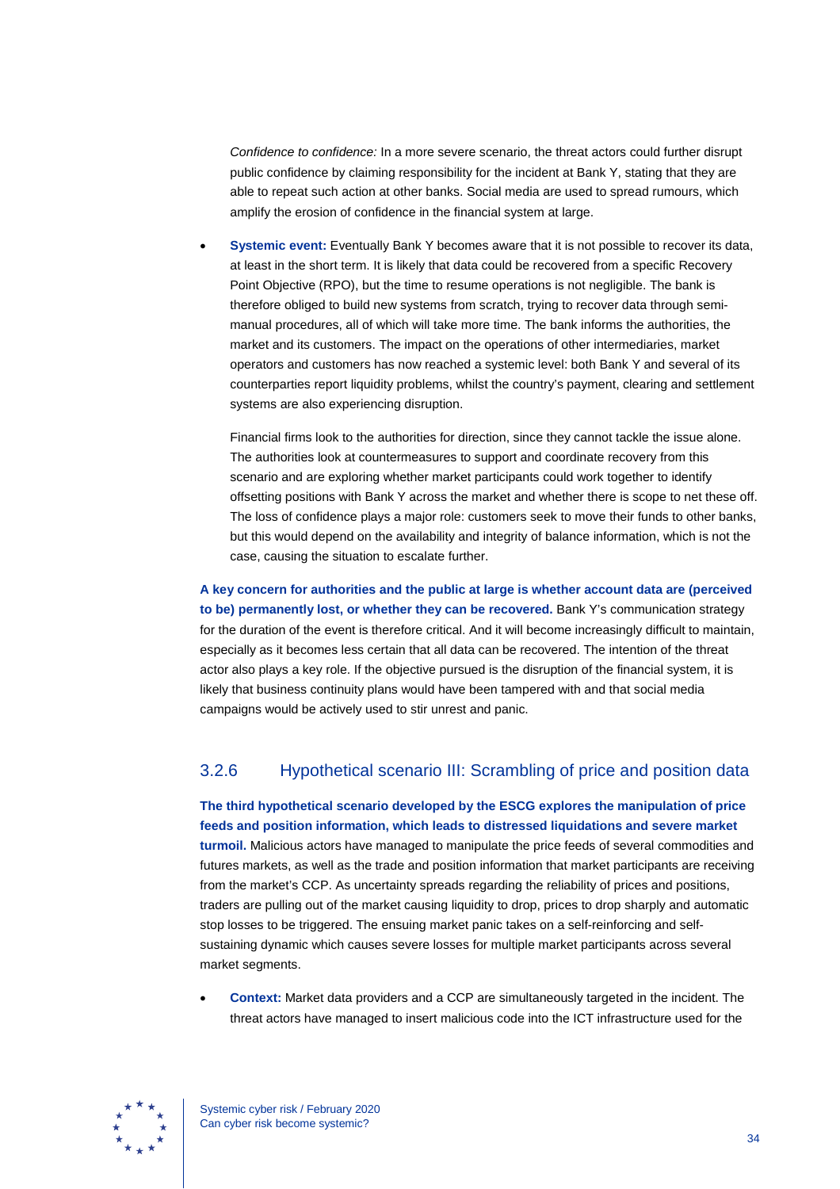*Confidence to confidence:* In a more severe scenario, the threat actors could further disrupt public confidence by claiming responsibility for the incident at Bank Y, stating that they are able to repeat such action at other banks. Social media are used to spread rumours, which amplify the erosion of confidence in the financial system at large.

- **Systemic event:** Eventually Bank Y becomes aware that it is not possible to recover its data, at least in the short term. It is likely that data could be recovered from a specific Recovery Point Objective (RPO), but the time to resume operations is not negligible. The bank is therefore obliged to build new systems from scratch, trying to recover data through semi-manual procedures, all of which will take more time. The bank informs the authorities, the market and its customers. The impact on the operations of other intermediaries, market operators and customers has now reached a systemic level: both Bank Y and several of its counterparties report liquidity problems, whilst the country's payment, clearing and settlement systems are also experiencing disruption.

  Financial firms look to the authorities for direction, since they cannot tackle the issue alone. The authorities look at countermeasures to support and coordinate recovery from this scenario and are exploring whether market participants could work together to identify offsetting positions with Bank Y across the market and whether there is scope to net these off. The loss of confidence plays a major role: customers seek to move their funds to other banks, but this would depend on the availability and integrity of balance information, which is not the case, causing the situation to escalate further.

**A key concern for authorities and the public at large is whether account data are (perceived to be) permanently lost, or whether they can be recovered.** Bank Y's communication strategy for the duration of the event is therefore critical. And it will become increasingly difficult to maintain, especially as it becomes less certain that all data can be recovered. The intention of the threat actor also plays a key role. If the objective pursued is the disruption of the financial system, it is likely that business continuity plans would have been tampered with and that social media campaigns would be actively used to stir unrest and panic.

### 3.2.6 Hypothetical scenario III: Scrambling of price and position data

**The third hypothetical scenario developed by the ESCG explores the manipulation of price feeds and position information, which leads to distressed liquidations and severe market turmoil.** Malicious actors have managed to manipulate the price feeds of several commodities and futures markets, as well as the trade and position information that market participants are receiving from the market's CCP. As uncertainty spreads regarding the reliability of prices and positions, traders are pulling out of the market causing liquidity to drop, prices to drop sharply and automatic stop losses to be triggered. The ensuing market panic takes on a self-reinforcing and self-sustaining dynamic which causes severe losses for multiple market participants across several market segments.

- **Context:** Market data providers and a CCP are simultaneously targeted in the incident. The threat actors have managed to insert malicious code into the ICT infrastructure used for the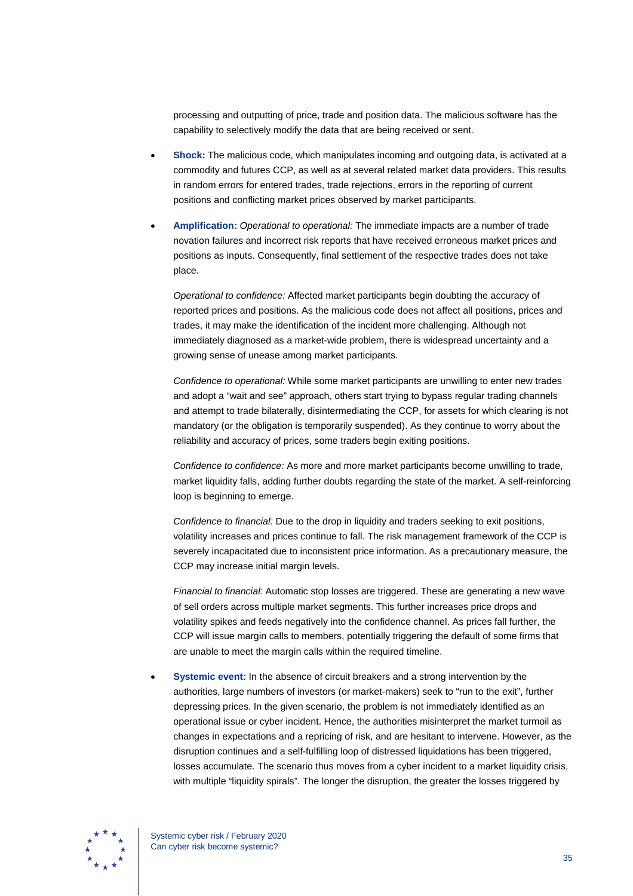processing and outputting of price, trade and position data. The malicious software has the capability to selectively modify the data that are being received or sent.

- **Shock:** The malicious code, which manipulates incoming and outgoing data, is activated at a commodity and futures CCP, as well as at several related market data providers. This results in random errors for entered trades, trade rejections, errors in the reporting of current positions and conflicting market prices observed by market participants.

- **Amplification:** *Operational to operational:* The immediate impacts are a number of trade novation failures and incorrect risk reports that have received erroneous market prices and positions as inputs. Consequently, final settlement of the respective trades does not take place.

  *Operational to confidence:* Affected market participants begin doubting the accuracy of reported prices and positions. As the malicious code does not affect all positions, prices and trades, it may make the identification of the incident more challenging. Although not immediately diagnosed as a market-wide problem, there is widespread uncertainty and a growing sense of unease among market participants.

  *Confidence to operational:* While some market participants are unwilling to enter new trades and adopt a "wait and see" approach, others start trying to bypass regular trading channels and attempt to trade bilaterally, disintermediating the CCP, for assets for which clearing is not mandatory (or the obligation is temporarily suspended). As they continue to worry about the reliability and accuracy of prices, some traders begin exiting positions.

  *Confidence to confidence:* As more and more market participants become unwilling to trade, market liquidity falls, adding further doubts regarding the state of the market. A self-reinforcing loop is beginning to emerge.

  *Confidence to financial:* Due to the drop in liquidity and traders seeking to exit positions, volatility increases and prices continue to fall. The risk management framework of the CCP is severely incapacitated due to inconsistent price information. As a precautionary measure, the CCP may increase initial margin levels.

  *Financial to financial:* Automatic stop losses are triggered. These are generating a new wave of sell orders across multiple market segments. This further increases price drops and volatility spikes and feeds negatively into the confidence channel. As prices fall further, the CCP will issue margin calls to members, potentially triggering the default of some firms that are unable to meet the margin calls within the required timeline.

- **Systemic event:** In the absence of circuit breakers and a strong intervention by the authorities, large numbers of investors (or market-makers) seek to "run to the exit", further depressing prices. In the given scenario, the problem is not immediately identified as an operational issue or cyber incident. Hence, the authorities misinterpret the market turmoil as changes in expectations and a repricing of risk, and are hesitant to intervene. However, as the disruption continues and a self-fulfilling loop of distressed liquidations has been triggered, losses accumulate. The scenario thus moves from a cyber incident to a market liquidity crisis, with multiple "liquidity spirals". The longer the disruption, the greater the losses triggered by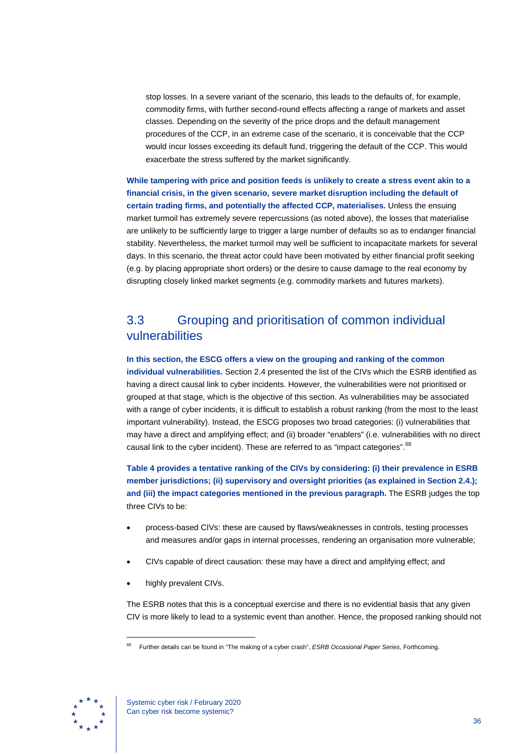stop losses. In a severe variant of the scenario, this leads to the defaults of, for example, commodity firms, with further second-round effects affecting a range of markets and asset classes. Depending on the severity of the price drops and the default management procedures of the CCP, in an extreme case of the scenario, it is conceivable that the CCP would incur losses exceeding its default fund, triggering the default of the CCP. This would exacerbate the stress suffered by the market significantly.

**While tampering with price and position feeds is unlikely to create a stress event akin to a financial crisis, in the given scenario, severe market disruption including the default of certain trading firms, and potentially the affected CCP, materialises.** Unless the ensuing market turmoil has extremely severe repercussions (as noted above), the losses that materialise are unlikely to be sufficiently large to trigger a large number of defaults so as to endanger financial stability. Nevertheless, the market turmoil may well be sufficient to incapacitate markets for several days. In this scenario, the threat actor could have been motivated by either financial profit seeking (e.g. by placing appropriate short orders) or the desire to cause damage to the real economy by disrupting closely linked market segments (e.g. commodity markets and futures markets).

## 3.3 Grouping and prioritisation of common individual vulnerabilities

**In this section, the ESCG offers a view on the grouping and ranking of the common individual vulnerabilities.** Section 2.4 presented the list of the CIVs which the ESRB identified as having a direct causal link to cyber incidents. However, the vulnerabilities were not prioritised or grouped at that stage, which is the objective of this section. As vulnerabilities may be associated with a range of cyber incidents, it is difficult to establish a robust ranking (from the most to the least important vulnerability). Instead, the ESCG proposes two broad categories: (i) vulnerabilities that may have a direct and amplifying effect; and (ii) broader "enablers" (i.e. vulnerabilities with no direct causal link to the cyber incident). These are referred to as "impact categories".[68]

**Table 4 provides a tentative ranking of the CIVs by considering: (i) their prevalence in ESRB member jurisdictions; (ii) supervisory and oversight priorities (as explained in Section 2.4.); and (iii) the impact categories mentioned in the previous paragraph.** The ESRB judges the top three CIVs to be:

- process-based CIVs: these are caused by flaws/weaknesses in controls, testing processes and measures and/or gaps in internal processes, rendering an organisation more vulnerable;
- CIVs capable of direct causation: these may have a direct and amplifying effect; and
- highly prevalent CIVs.

The ESRB notes that this is a conceptual exercise and there is no evidential basis that any given CIV is more likely to lead to a systemic event than another. Hence, the proposed ranking should not

[68] Further details can be found in "The making of a cyber crash", *ESRB Occasional Paper Series*, Forthcoming.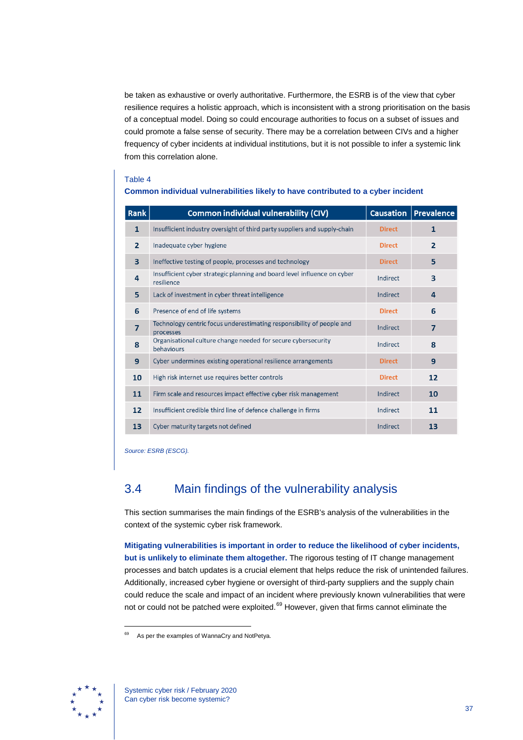be taken as exhaustive or overly authoritative. Furthermore, the ESRB is of the view that cyber resilience requires a holistic approach, which is inconsistent with a strong prioritisation on the basis of a conceptual model. Doing so could encourage authorities to focus on a subset of issues and could promote a false sense of security. There may be a correlation between CIVs and a higher frequency of cyber incidents at individual institutions, but it is not possible to infer a systemic link from this correlation alone.

Table 4

**Common individual vulnerabilities likely to have contributed to a cyber incident**

| Rank | Common individual vulnerability (CIV) | Causation | Prevalence |
|---|---|---|---|
| 1 | Insufficient industry oversight of third party suppliers and supply-chain | Direct | 1 |
| 2 | Inadequate cyber hygiene | Direct | 2 |
| 3 | Ineffective testing of people, processes and technology | Direct | 5 |
| 4 | Insufficient cyber strategic planning and board level influence on cyber resilience | Indirect | 3 |
| 5 | Lack of investment in cyber threat intelligence | Indirect | 4 |
| 6 | Presence of end of life systems | Direct | 6 |
| 7 | Technology centric focus underestimating responsibility of people and processes | Indirect | 7 |
| 8 | Organisational culture change needed for secure cybersecurity behaviours | Indirect | 8 |
| 9 | Cyber undermines existing operational resilience arrangements | Direct | 9 |
| 10 | High risk internet use requires better controls | Direct | 12 |
| 11 | Firm scale and resources impact effective cyber risk management | Indirect | 10 |
| 12 | Insufficient credible third line of defence challenge in firms | Indirect | 11 |
| 13 | Cyber maturity targets not defined | Indirect | 13 |

*Source: ESRB (ESCG).*

## 3.4 Main findings of the vulnerability analysis

This section summarises the main findings of the ESRB's analysis of the vulnerabilities in the context of the systemic cyber risk framework.

**Mitigating vulnerabilities is important in order to reduce the likelihood of cyber incidents, but is unlikely to eliminate them altogether.** The rigorous testing of IT change management processes and batch updates is a crucial element that helps reduce the risk of unintended failures. Additionally, increased cyber hygiene or oversight of third-party suppliers and the supply chain could reduce the scale and impact of an incident where previously known vulnerabilities that were not or could not be patched were exploited.[69] However, given that firms cannot eliminate the

[69] As per the examples of WannaCry and NotPetya.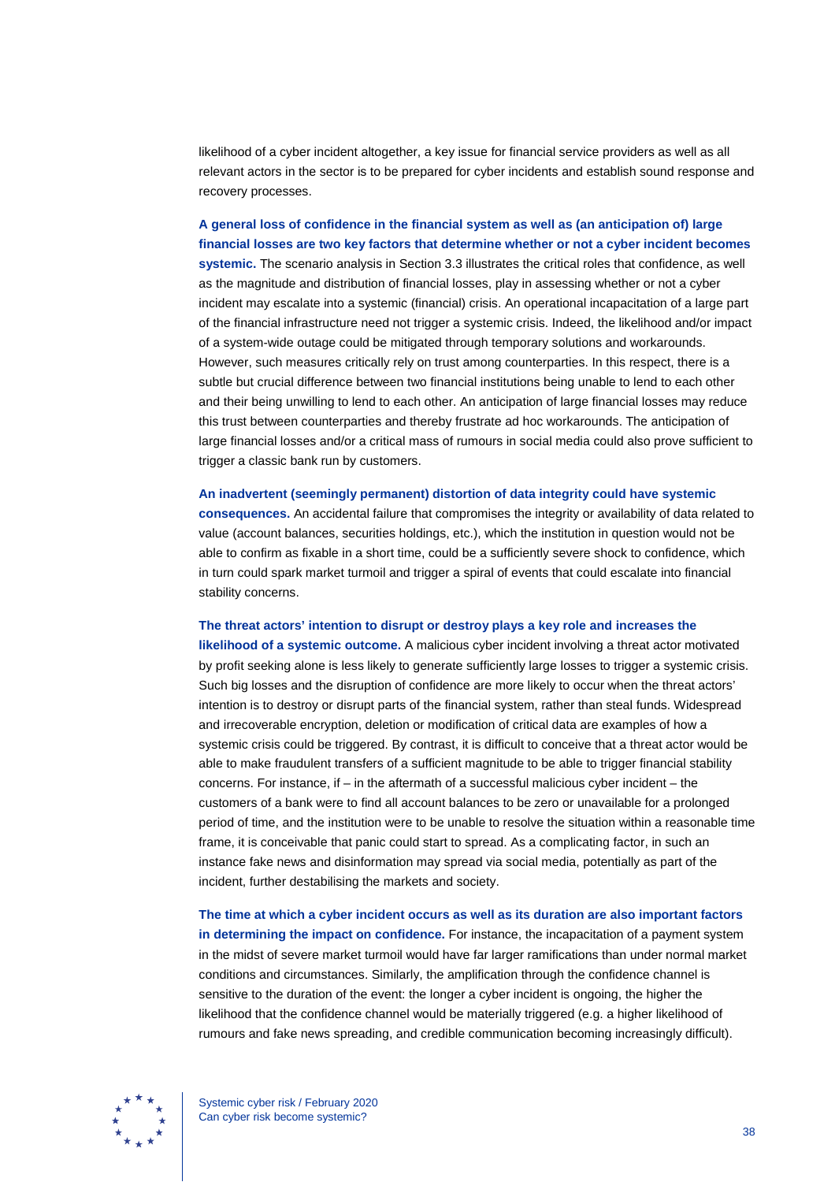likelihood of a cyber incident altogether, a key issue for financial service providers as well as all relevant actors in the sector is to be prepared for cyber incidents and establish sound response and recovery processes.

**A general loss of confidence in the financial system as well as (an anticipation of) large financial losses are two key factors that determine whether or not a cyber incident becomes systemic.** The scenario analysis in Section 3.3 illustrates the critical roles that confidence, as well as the magnitude and distribution of financial losses, play in assessing whether or not a cyber incident may escalate into a systemic (financial) crisis. An operational incapacitation of a large part of the financial infrastructure need not trigger a systemic crisis. Indeed, the likelihood and/or impact of a system-wide outage could be mitigated through temporary solutions and workarounds. However, such measures critically rely on trust among counterparties. In this respect, there is a subtle but crucial difference between two financial institutions being unable to lend to each other and their being unwilling to lend to each other. An anticipation of large financial losses may reduce this trust between counterparties and thereby frustrate ad hoc workarounds. The anticipation of large financial losses and/or a critical mass of rumours in social media could also prove sufficient to trigger a classic bank run by customers.

**An inadvertent (seemingly permanent) distortion of data integrity could have systemic consequences.** An accidental failure that compromises the integrity or availability of data related to value (account balances, securities holdings, etc.), which the institution in question would not be able to confirm as fixable in a short time, could be a sufficiently severe shock to confidence, which in turn could spark market turmoil and trigger a spiral of events that could escalate into financial stability concerns.

**The threat actors' intention to disrupt or destroy plays a key role and increases the likelihood of a systemic outcome.** A malicious cyber incident involving a threat actor motivated by profit seeking alone is less likely to generate sufficiently large losses to trigger a systemic crisis. Such big losses and the disruption of confidence are more likely to occur when the threat actors' intention is to destroy or disrupt parts of the financial system, rather than steal funds. Widespread and irrecoverable encryption, deletion or modification of critical data are examples of how a systemic crisis could be triggered. By contrast, it is difficult to conceive that a threat actor would be able to make fraudulent transfers of a sufficient magnitude to be able to trigger financial stability concerns. For instance, if – in the aftermath of a successful malicious cyber incident – the customers of a bank were to find all account balances to be zero or unavailable for a prolonged period of time, and the institution were to be unable to resolve the situation within a reasonable time frame, it is conceivable that panic could start to spread. As a complicating factor, in such an instance fake news and disinformation may spread via social media, potentially as part of the incident, further destabilising the markets and society.

**The time at which a cyber incident occurs as well as its duration are also important factors in determining the impact on confidence.** For instance, the incapacitation of a payment system in the midst of severe market turmoil would have far larger ramifications than under normal market conditions and circumstances. Similarly, the amplification through the confidence channel is sensitive to the duration of the event: the longer a cyber incident is ongoing, the higher the likelihood that the confidence channel would be materially triggered (e.g. a higher likelihood of rumours and fake news spreading, and credible communication becoming increasingly difficult).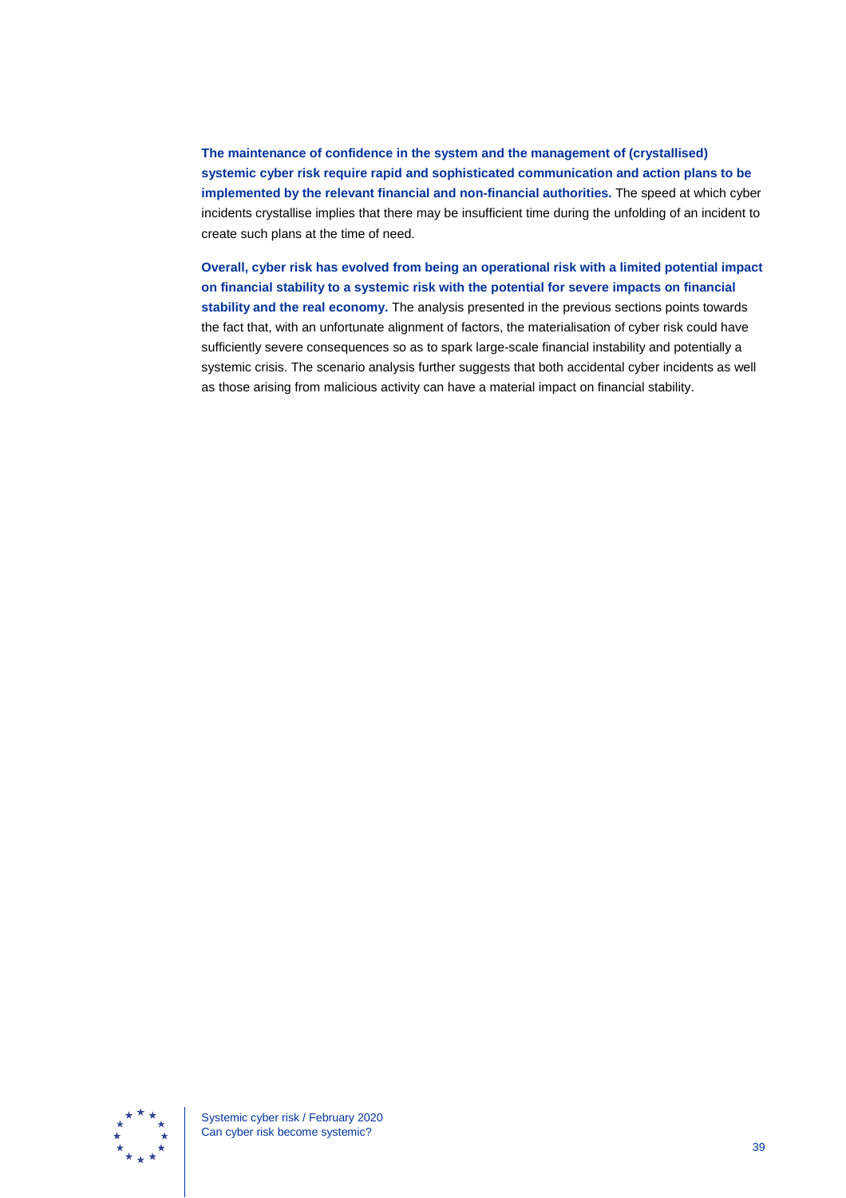**The maintenance of confidence in the system and the management of (crystallised) systemic cyber risk require rapid and sophisticated communication and action plans to be implemented by the relevant financial and non-financial authorities.** The speed at which cyber incidents crystallise implies that there may be insufficient time during the unfolding of an incident to create such plans at the time of need.

**Overall, cyber risk has evolved from being an operational risk with a limited potential impact on financial stability to a systemic risk with the potential for severe impacts on financial stability and the real economy.** The analysis presented in the previous sections points towards the fact that, with an unfortunate alignment of factors, the materialisation of cyber risk could have sufficiently severe consequences so as to spark large-scale financial instability and potentially a systemic crisis. The scenario analysis further suggests that both accidental cyber incidents as well as those arising from malicious activity can have a material impact on financial stability.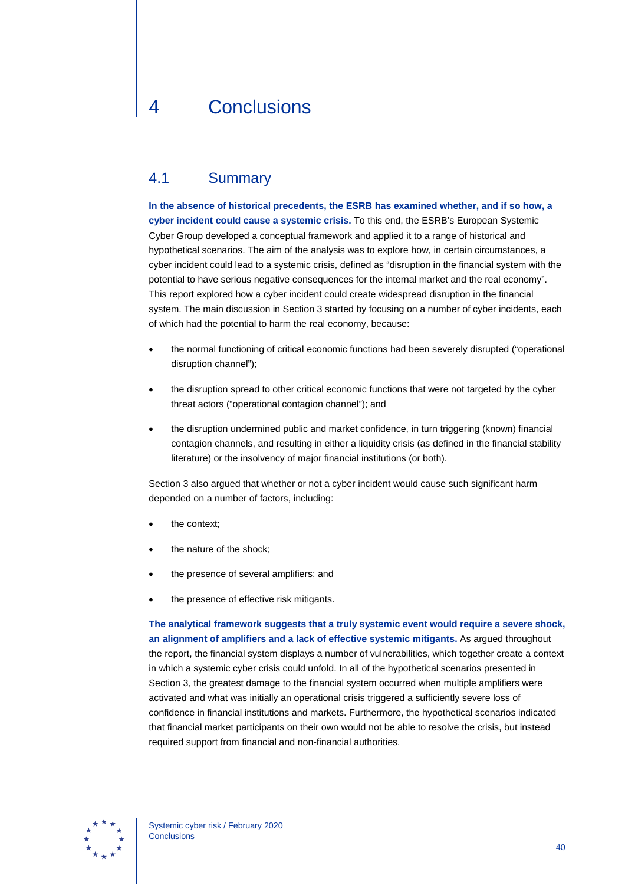# 4 Conclusions

## 4.1 Summary

**In the absence of historical precedents, the ESRB has examined whether, and if so how, a cyber incident could cause a systemic crisis.** To this end, the ESRB's European Systemic Cyber Group developed a conceptual framework and applied it to a range of historical and hypothetical scenarios. The aim of the analysis was to explore how, in certain circumstances, a cyber incident could lead to a systemic crisis, defined as "disruption in the financial system with the potential to have serious negative consequences for the internal market and the real economy". This report explored how a cyber incident could create widespread disruption in the financial system. The main discussion in Section 3 started by focusing on a number of cyber incidents, each of which had the potential to harm the real economy, because:

- the normal functioning of critical economic functions had been severely disrupted ("operational disruption channel");
- the disruption spread to other critical economic functions that were not targeted by the cyber threat actors ("operational contagion channel"); and
- the disruption undermined public and market confidence, in turn triggering (known) financial contagion channels, and resulting in either a liquidity crisis (as defined in the financial stability literature) or the insolvency of major financial institutions (or both).

Section 3 also argued that whether or not a cyber incident would cause such significant harm depended on a number of factors, including:

- the context;
- the nature of the shock;
- the presence of several amplifiers; and
- the presence of effective risk mitigants.

**The analytical framework suggests that a truly systemic event would require a severe shock, an alignment of amplifiers and a lack of effective systemic mitigants.** As argued throughout the report, the financial system displays a number of vulnerabilities, which together create a context in which a systemic cyber crisis could unfold. In all of the hypothetical scenarios presented in Section 3, the greatest damage to the financial system occurred when multiple amplifiers were activated and what was initially an operational crisis triggered a sufficiently severe loss of confidence in financial institutions and markets. Furthermore, the hypothetical scenarios indicated that financial market participants on their own would not be able to resolve the crisis, but instead required support from financial and non-financial authorities.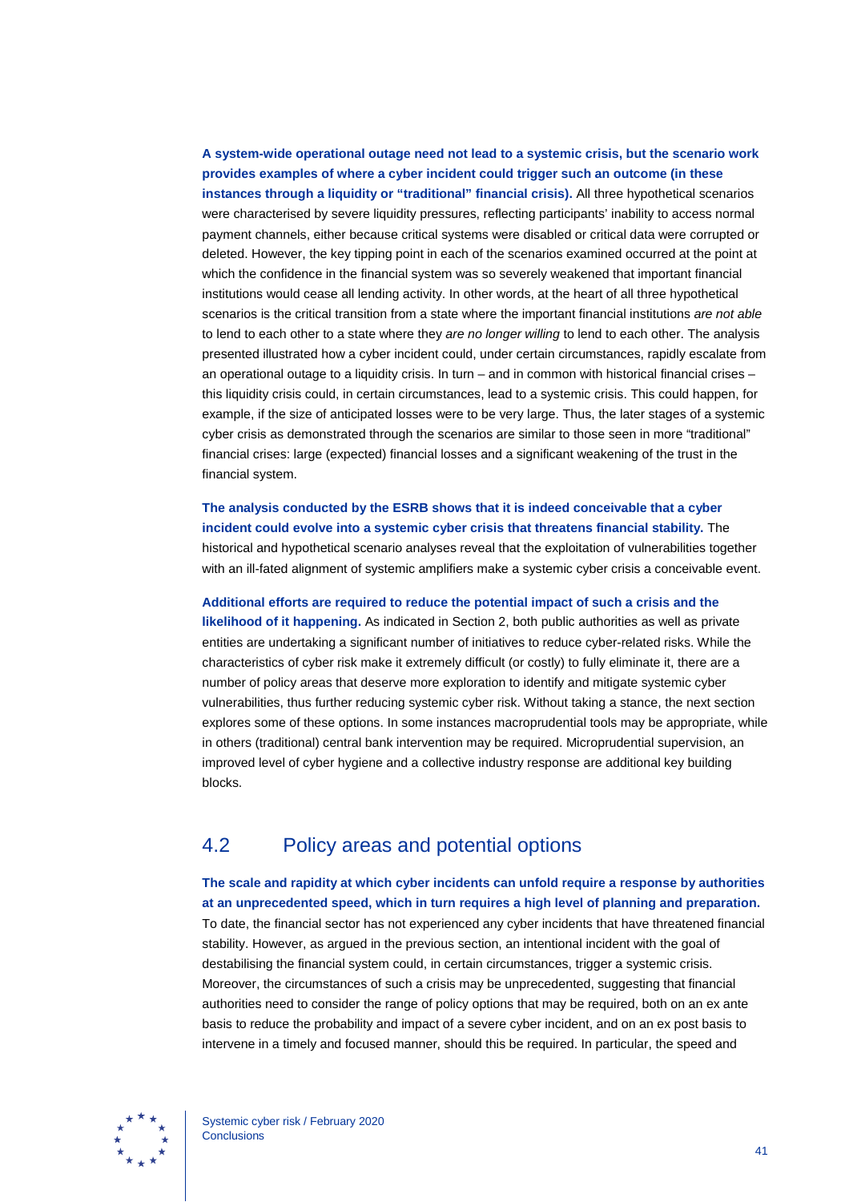**A system-wide operational outage need not lead to a systemic crisis, but the scenario work provides examples of where a cyber incident could trigger such an outcome (in these instances through a liquidity or "traditional" financial crisis).** All three hypothetical scenarios were characterised by severe liquidity pressures, reflecting participants' inability to access normal payment channels, either because critical systems were disabled or critical data were corrupted or deleted. However, the key tipping point in each of the scenarios examined occurred at the point at which the confidence in the financial system was so severely weakened that important financial institutions would cease all lending activity. In other words, at the heart of all three hypothetical scenarios is the critical transition from a state where the important financial institutions *are not able* to lend to each other to a state where they *are no longer willing* to lend to each other. The analysis presented illustrated how a cyber incident could, under certain circumstances, rapidly escalate from an operational outage to a liquidity crisis. In turn – and in common with historical financial crises – this liquidity crisis could, in certain circumstances, lead to a systemic crisis. This could happen, for example, if the size of anticipated losses were to be very large. Thus, the later stages of a systemic cyber crisis as demonstrated through the scenarios are similar to those seen in more "traditional" financial crises: large (expected) financial losses and a significant weakening of the trust in the financial system.

**The analysis conducted by the ESRB shows that it is indeed conceivable that a cyber incident could evolve into a systemic cyber crisis that threatens financial stability.** The historical and hypothetical scenario analyses reveal that the exploitation of vulnerabilities together with an ill-fated alignment of systemic amplifiers make a systemic cyber crisis a conceivable event.

**Additional efforts are required to reduce the potential impact of such a crisis and the likelihood of it happening.** As indicated in Section 2, both public authorities as well as private entities are undertaking a significant number of initiatives to reduce cyber-related risks. While the characteristics of cyber risk make it extremely difficult (or costly) to fully eliminate it, there are a number of policy areas that deserve more exploration to identify and mitigate systemic cyber vulnerabilities, thus further reducing systemic cyber risk. Without taking a stance, the next section explores some of these options. In some instances macroprudential tools may be appropriate, while in others (traditional) central bank intervention may be required. Microprudential supervision, an improved level of cyber hygiene and a collective industry response are additional key building blocks.

## 4.2 Policy areas and potential options

**The scale and rapidity at which cyber incidents can unfold require a response by authorities at an unprecedented speed, which in turn requires a high level of planning and preparation.** To date, the financial sector has not experienced any cyber incidents that have threatened financial stability. However, as argued in the previous section, an intentional incident with the goal of destabilising the financial system could, in certain circumstances, trigger a systemic crisis. Moreover, the circumstances of such a crisis may be unprecedented, suggesting that financial authorities need to consider the range of policy options that may be required, both on an ex ante basis to reduce the probability and impact of a severe cyber incident, and on an ex post basis to intervene in a timely and focused manner, should this be required. In particular, the speed and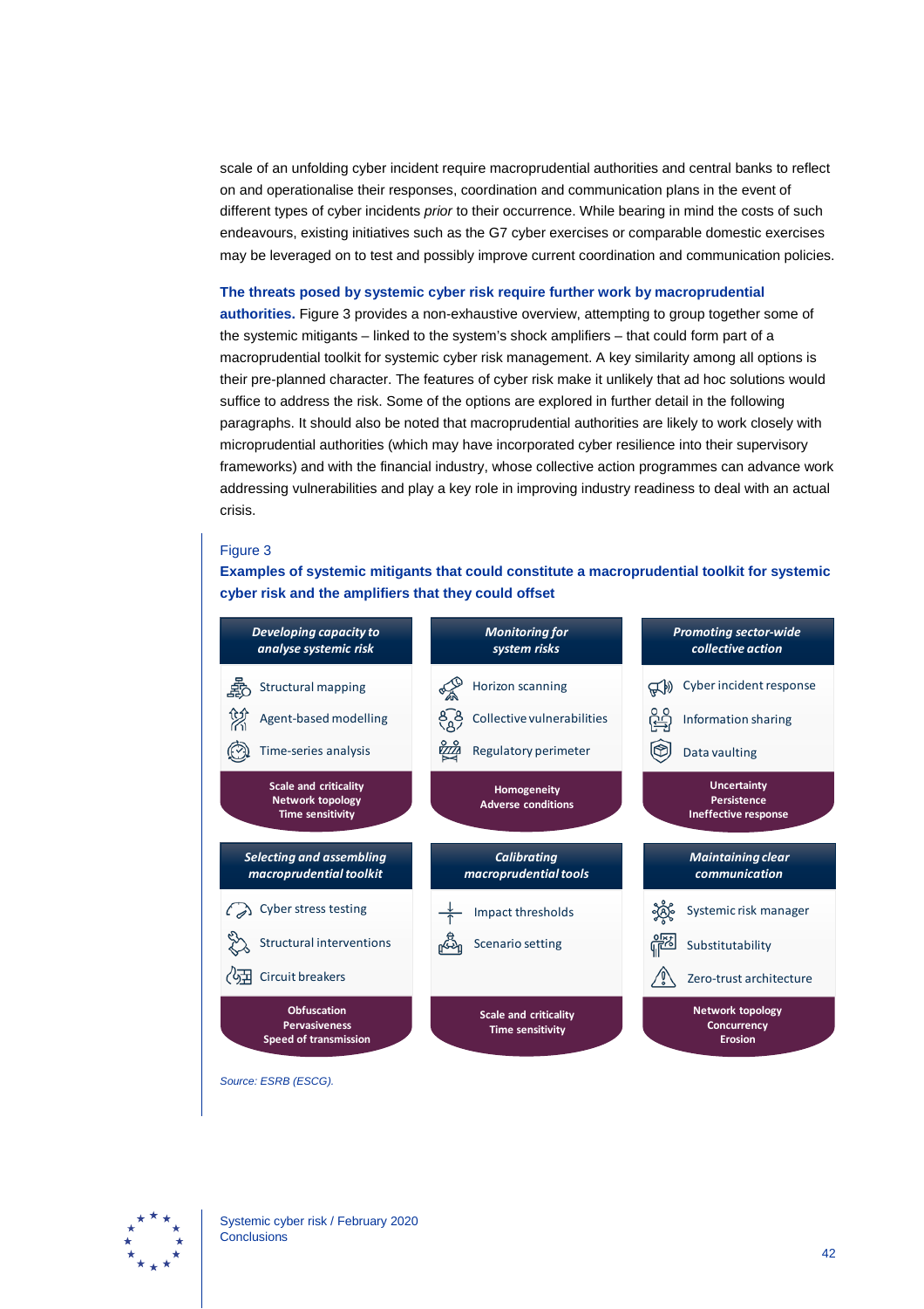scale of an unfolding cyber incident require macroprudential authorities and central banks to reflect on and operationalise their responses, coordination and communication plans in the event of different types of cyber incidents *prior* to their occurrence. While bearing in mind the costs of such endeavours, existing initiatives such as the G7 cyber exercises or comparable domestic exercises may be leveraged on to test and possibly improve current coordination and communication policies.

**The threats posed by systemic cyber risk require further work by macroprudential authorities.** Figure 3 provides a non-exhaustive overview, attempting to group together some of the systemic mitigants – linked to the system's shock amplifiers – that could form part of a macroprudential toolkit for systemic cyber risk management. A key similarity among all options is their pre-planned character. The features of cyber risk make it unlikely that ad hoc solutions would suffice to address the risk. Some of the options are explored in further detail in the following paragraphs. It should also be noted that macroprudential authorities are likely to work closely with microprudential authorities (which may have incorporated cyber resilience into their supervisory frameworks) and with the financial industry, whose collective action programmes can advance work addressing vulnerabilities and play a key role in improving industry readiness to deal with an actual crisis.

Figure 3

**Examples of systemic mitigants that could constitute a macroprudential toolkit for systemic cyber risk and the amplifiers that they could offset**

| *Developing capacity to analyse systemic risk* | *Monitoring for system risks* | *Promoting sector-wide collective action* |
|---|---|---|
| Structural mapping<br>Agent-based modelling<br>Time-series analysis | Horizon scanning<br>Collective vulnerabilities<br>Regulatory perimeter | Cyber incident response<br>Information sharing<br>Data vaulting |
| **Scale and criticality<br>Network topology<br>Time sensitivity** | **Homogeneity<br>Adverse conditions** | **Uncertainty<br>Persistence<br>Ineffective response** |

| *Selecting and assembling macroprudential toolkit* | *Calibrating macroprudential tools* | *Maintaining clear communication* |
|---|---|---|
| Cyber stress testing<br>Structural interventions<br>Circuit breakers | Impact thresholds<br>Scenario setting | Systemic risk manager<br>Substitutability<br>Zero-trust architecture |
| **Obfuscation<br>Pervasiveness<br>Speed of transmission** | **Scale and criticality<br>Time sensitivity** | **Network topology<br>Concurrency<br>Erosion** |

*Source: ESRB (ESCG).*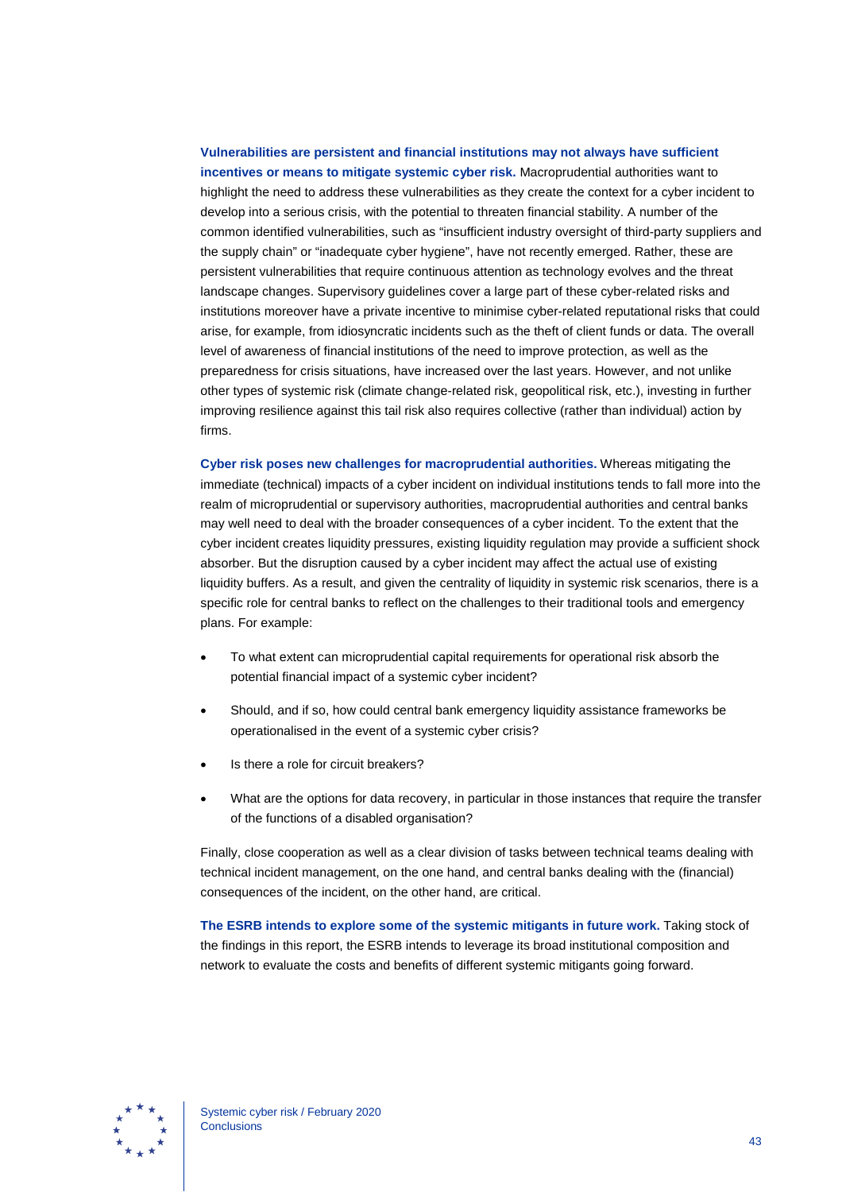**Vulnerabilities are persistent and financial institutions may not always have sufficient incentives or means to mitigate systemic cyber risk.** Macroprudential authorities want to highlight the need to address these vulnerabilities as they create the context for a cyber incident to develop into a serious crisis, with the potential to threaten financial stability. A number of the common identified vulnerabilities, such as "insufficient industry oversight of third-party suppliers and the supply chain" or "inadequate cyber hygiene", have not recently emerged. Rather, these are persistent vulnerabilities that require continuous attention as technology evolves and the threat landscape changes. Supervisory guidelines cover a large part of these cyber-related risks and institutions moreover have a private incentive to minimise cyber-related reputational risks that could arise, for example, from idiosyncratic incidents such as the theft of client funds or data. The overall level of awareness of financial institutions of the need to improve protection, as well as the preparedness for crisis situations, have increased over the last years. However, and not unlike other types of systemic risk (climate change-related risk, geopolitical risk, etc.), investing in further improving resilience against this tail risk also requires collective (rather than individual) action by firms.

**Cyber risk poses new challenges for macroprudential authorities.** Whereas mitigating the immediate (technical) impacts of a cyber incident on individual institutions tends to fall more into the realm of microprudential or supervisory authorities, macroprudential authorities and central banks may well need to deal with the broader consequences of a cyber incident. To the extent that the cyber incident creates liquidity pressures, existing liquidity regulation may provide a sufficient shock absorber. But the disruption caused by a cyber incident may affect the actual use of existing liquidity buffers. As a result, and given the centrality of liquidity in systemic risk scenarios, there is a specific role for central banks to reflect on the challenges to their traditional tools and emergency plans. For example:

- To what extent can microprudential capital requirements for operational risk absorb the potential financial impact of a systemic cyber incident?
- Should, and if so, how could central bank emergency liquidity assistance frameworks be operationalised in the event of a systemic cyber crisis?
- Is there a role for circuit breakers?
- What are the options for data recovery, in particular in those instances that require the transfer of the functions of a disabled organisation?

Finally, close cooperation as well as a clear division of tasks between technical teams dealing with technical incident management, on the one hand, and central banks dealing with the (financial) consequences of the incident, on the other hand, are critical.

**The ESRB intends to explore some of the systemic mitigants in future work.** Taking stock of the findings in this report, the ESRB intends to leverage its broad institutional composition and network to evaluate the costs and benefits of different systemic mitigants going forward.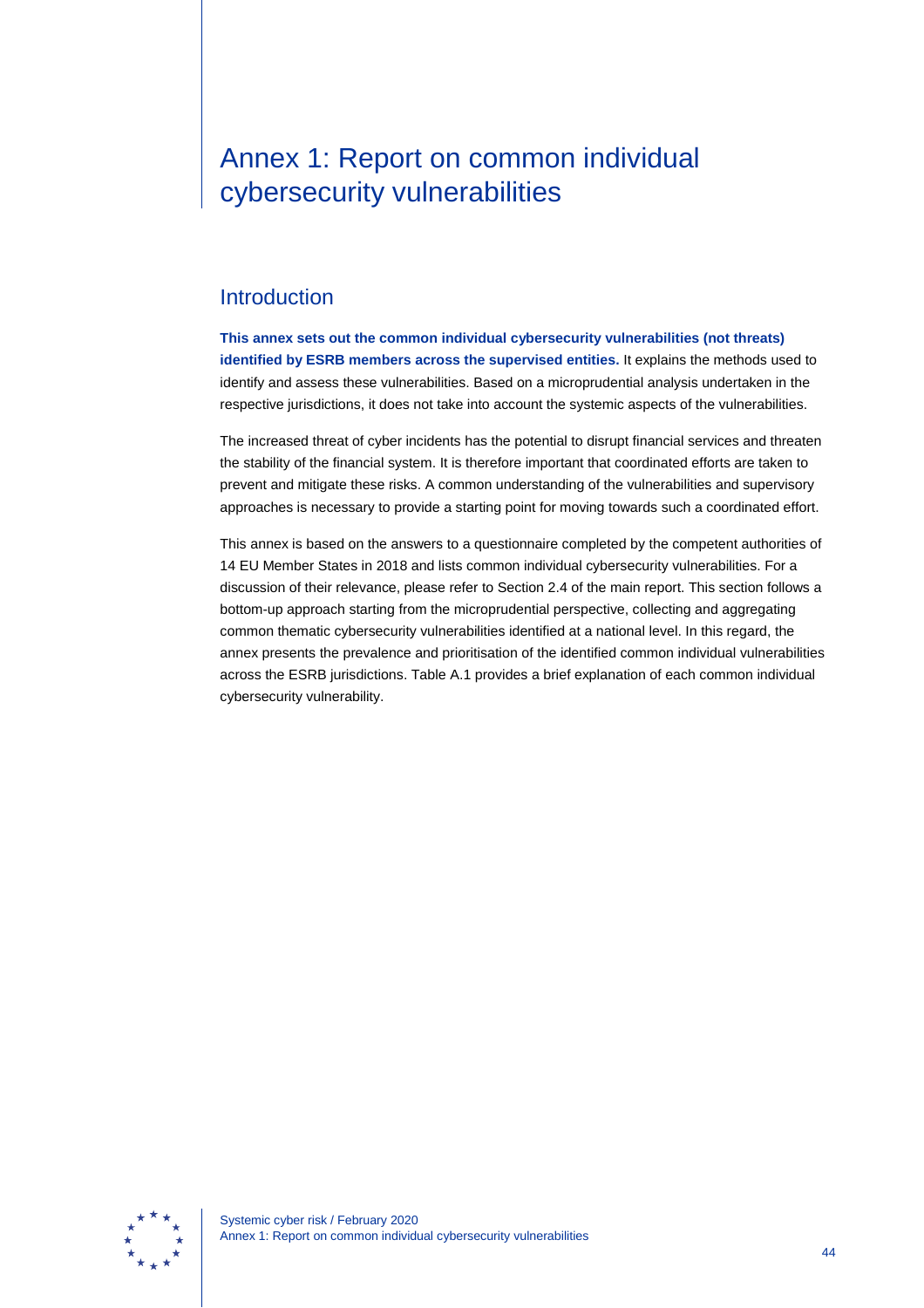# Annex 1: Report on common individual cybersecurity vulnerabilities

## Introduction

**This annex sets out the common individual cybersecurity vulnerabilities (not threats) identified by ESRB members across the supervised entities.** It explains the methods used to identify and assess these vulnerabilities. Based on a microprudential analysis undertaken in the respective jurisdictions, it does not take into account the systemic aspects of the vulnerabilities.

The increased threat of cyber incidents has the potential to disrupt financial services and threaten the stability of the financial system. It is therefore important that coordinated efforts are taken to prevent and mitigate these risks. A common understanding of the vulnerabilities and supervisory approaches is necessary to provide a starting point for moving towards such a coordinated effort.

This annex is based on the answers to a questionnaire completed by the competent authorities of 14 EU Member States in 2018 and lists common individual cybersecurity vulnerabilities. For a discussion of their relevance, please refer to Section 2.4 of the main report. This section follows a bottom-up approach starting from the microprudential perspective, collecting and aggregating common thematic cybersecurity vulnerabilities identified at a national level. In this regard, the annex presents the prevalence and prioritisation of the identified common individual vulnerabilities across the ESRB jurisdictions. Table A.1 provides a brief explanation of each common individual cybersecurity vulnerability.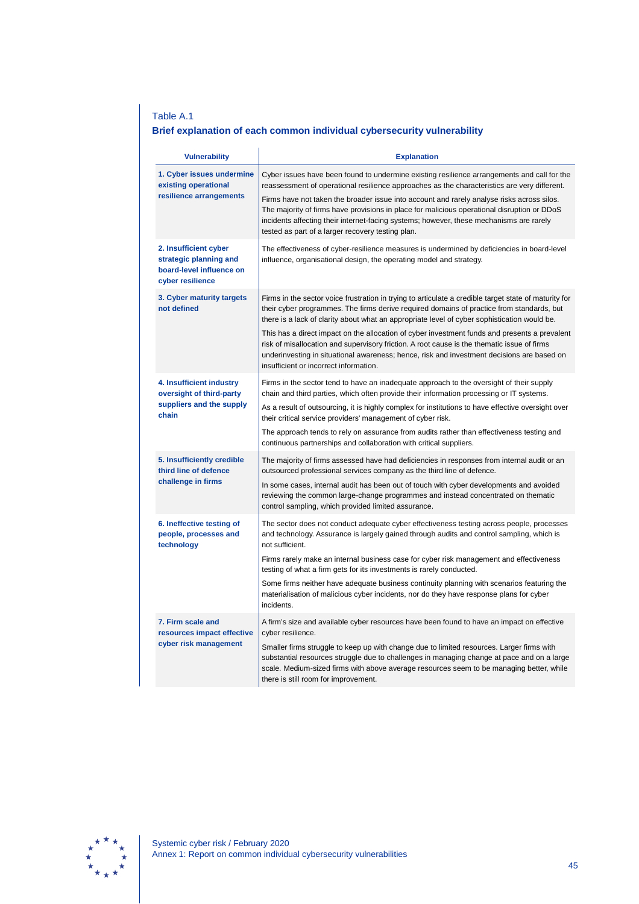Table A.1

**Brief explanation of each common individual cybersecurity vulnerability**

| Vulnerability | Explanation |
|---|---|
| **1. Cyber issues undermine existing operational resilience arrangements** | Cyber issues have been found to undermine existing resilience arrangements and call for the reassessment of operational resilience approaches as the characteristics are very different.<br><br>Firms have not taken the broader issue into account and rarely analyse risks across silos. The majority of firms have provisions in place for malicious operational disruption or DDoS incidents affecting their internet-facing systems; however, these mechanisms are rarely tested as part of a larger recovery testing plan. |
| **2. Insufficient cyber strategic planning and board-level influence on cyber resilience** | The effectiveness of cyber-resilience measures is undermined by deficiencies in board-level influence, organisational design, the operating model and strategy. |
| **3. Cyber maturity targets not defined** | Firms in the sector voice frustration in trying to articulate a credible target state of maturity for their cyber programmes. The firms derive required domains of practice from standards, but there is a lack of clarity about what an appropriate level of cyber sophistication would be.<br><br>This has a direct impact on the allocation of cyber investment funds and presents a prevalent risk of misallocation and supervisory friction. A root cause is the thematic issue of firms underinvesting in situational awareness; hence, risk and investment decisions are based on insufficient or incorrect information. |
| **4. Insufficient industry oversight of third-party suppliers and the supply chain** | Firms in the sector tend to have an inadequate approach to the oversight of their supply chain and third parties, which often provide their information processing or IT systems.<br><br>As a result of outsourcing, it is highly complex for institutions to have effective oversight over their critical service providers' management of cyber risk.<br><br>The approach tends to rely on assurance from audits rather than effectiveness testing and continuous partnerships and collaboration with critical suppliers. |
| **5. Insufficiently credible third line of defence challenge in firms** | The majority of firms assessed have had deficiencies in responses from internal audit or an outsourced professional services company as the third line of defence.<br><br>In some cases, internal audit has been out of touch with cyber developments and avoided reviewing the common large-change programmes and instead concentrated on thematic control sampling, which provided limited assurance. |
| **6. Ineffective testing of people, processes and technology** | The sector does not conduct adequate cyber effectiveness testing across people, processes and technology. Assurance is largely gained through audits and control sampling, which is not sufficient.<br><br>Firms rarely make an internal business case for cyber risk management and effectiveness testing of what a firm gets for its investments is rarely conducted.<br><br>Some firms neither have adequate business continuity planning with scenarios featuring the materialisation of malicious cyber incidents, nor do they have response plans for cyber incidents. |
| **7. Firm scale and resources impact effective cyber risk management** | A firm's size and available cyber resources have been found to have an impact on effective cyber resilience.<br><br>Smaller firms struggle to keep up with change due to limited resources. Larger firms with substantial resources struggle due to challenges in managing change at pace and on a large scale. Medium-sized firms with above average resources seem to be managing better, while there is still room for improvement. |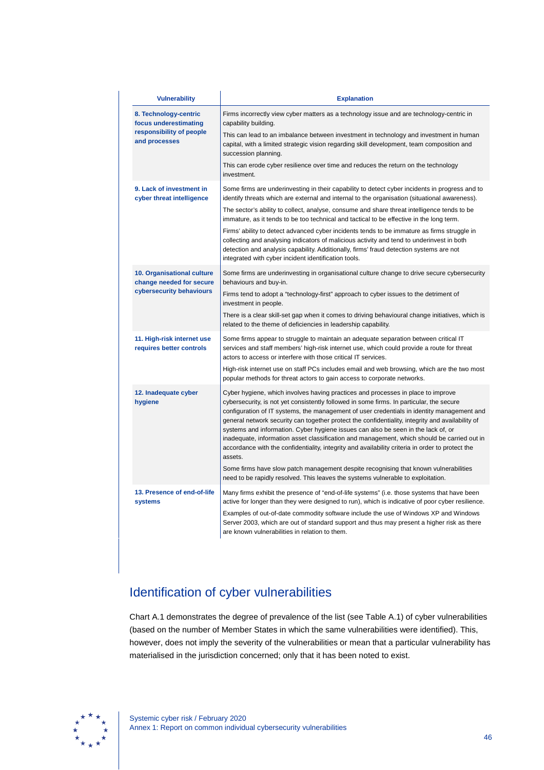| Vulnerability | Explanation |
| --- | --- |
| **8. Technology-centric focus underestimating responsibility of people and processes** | Firms incorrectly view cyber matters as a technology issue and are technology-centric in capability building.<br>This can lead to an imbalance between investment in technology and investment in human capital, with a limited strategic vision regarding skill development, team composition and succession planning.<br>This can erode cyber resilience over time and reduces the return on the technology investment. |
| **9. Lack of investment in cyber threat intelligence** | Some firms are underinvesting in their capability to detect cyber incidents in progress and to identify threats which are external and internal to the organisation (situational awareness).<br>The sector's ability to collect, analyse, consume and share threat intelligence tends to be immature, as it tends to be too technical and tactical to be effective in the long term.<br>Firms' ability to detect advanced cyber incidents tends to be immature as firms struggle in collecting and analysing indicators of malicious activity and tend to underinvest in both detection and analysis capability. Additionally, firms' fraud detection systems are not integrated with cyber incident identification tools. |
| **10. Organisational culture change needed for secure cybersecurity behaviours** | Some firms are underinvesting in organisational culture change to drive secure cybersecurity behaviours and buy-in.<br>Firms tend to adopt a "technology-first" approach to cyber issues to the detriment of investment in people.<br>There is a clear skill-set gap when it comes to driving behavioural change initiatives, which is related to the theme of deficiencies in leadership capability. |
| **11. High-risk internet use requires better controls** | Some firms appear to struggle to maintain an adequate separation between critical IT services and staff members' high-risk internet use, which could provide a route for threat actors to access or interfere with those critical IT services.<br>High-risk internet use on staff PCs includes email and web browsing, which are the two most popular methods for threat actors to gain access to corporate networks. |
| **12. Inadequate cyber hygiene** | Cyber hygiene, which involves having practices and processes in place to improve cybersecurity, is not yet consistently followed in some firms. In particular, the secure configuration of IT systems, the management of user credentials in identity management and general network security can together protect the confidentiality, integrity and availability of systems and information. Cyber hygiene issues can also be seen in the lack of, or inadequate, information asset classification and management, which should be carried out in accordance with the confidentiality, integrity and availability criteria in order to protect the assets.<br>Some firms have slow patch management despite recognising that known vulnerabilities need to be rapidly resolved. This leaves the systems vulnerable to exploitation. |
| **13. Presence of end-of-life systems** | Many firms exhibit the presence of "end-of-life systems" (i.e. those systems that have been active for longer than they were designed to run), which is indicative of poor cyber resilience.<br>Examples of out-of-date commodity software include the use of Windows XP and Windows Server 2003, which are out of standard support and thus may present a higher risk as there are known vulnerabilities in relation to them. |

## Identification of cyber vulnerabilities

Chart A.1 demonstrates the degree of prevalence of the list (see Table A.1) of cyber vulnerabilities (based on the number of Member States in which the same vulnerabilities were identified). This, however, does not imply the severity of the vulnerabilities or mean that a particular vulnerability has materialised in the jurisdiction concerned; only that it has been noted to exist.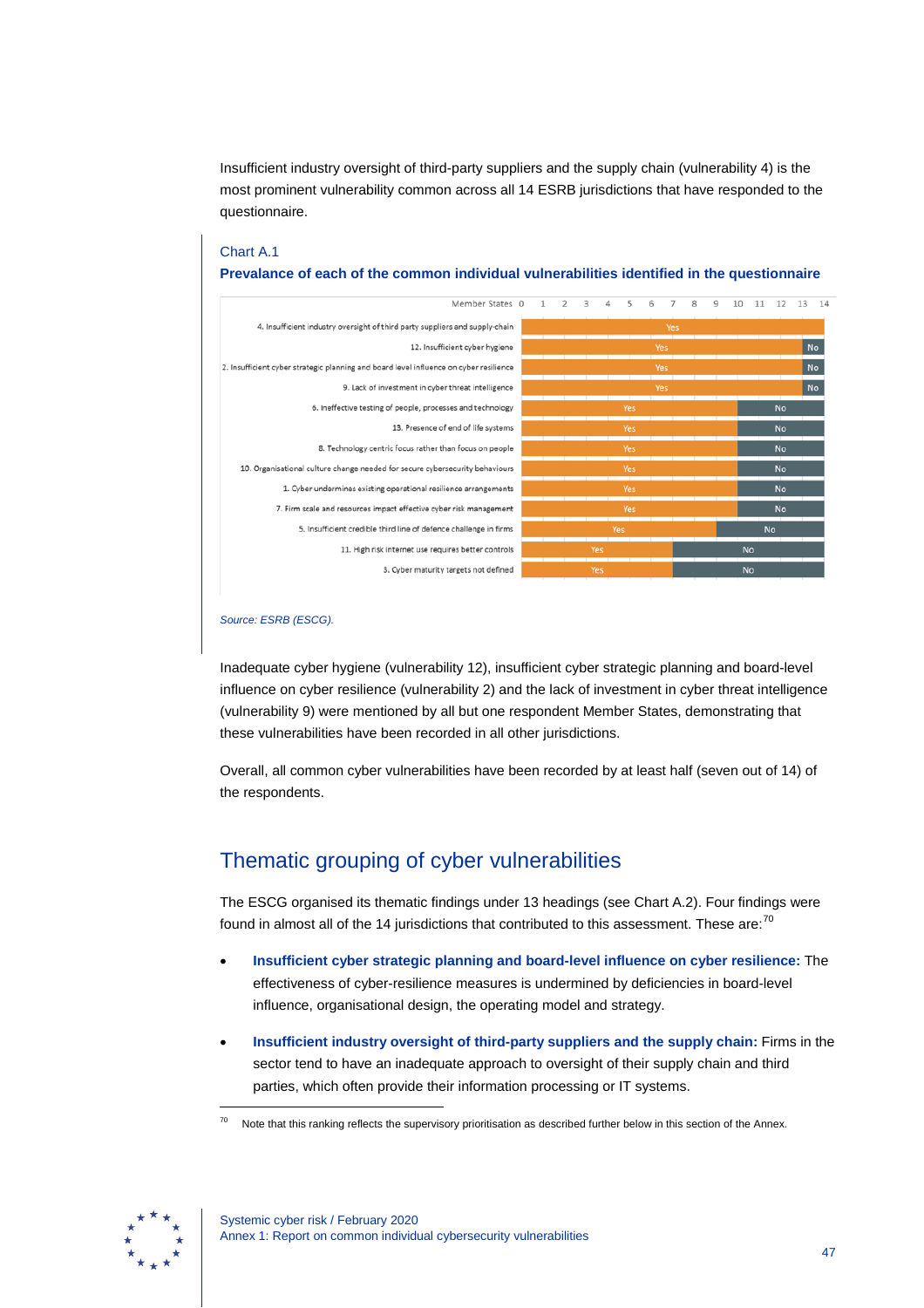Insufficient industry oversight of third-party suppliers and the supply chain (vulnerability 4) is the most prominent vulnerability common across all 14 ESRB jurisdictions that have responded to the questionnaire.

Chart A.1

**Prevalance of each of the common individual vulnerabilities identified in the questionnaire**

| Vulnerability | Yes (Member States) | No (Member States) |
|---|---|---|
| 4. Insufficient industry oversight of third party suppliers and supply-chain | 14 | 0 |
| 12. Insufficient cyber hygiene | 13 | 1 |
| 2. Insufficient cyber strategic planning and board level influence on cyber resilience | 13 | 1 |
| 9. Lack of investment in cyber threat intelligence | 13 | 1 |
| 6. Ineffective testing of people, processes and technology | 10 | 4 |
| 13. Presence of end of life systems | 10 | 4 |
| 8. Technology centric focus rather than focus on people | 10 | 4 |
| 10. Organisational culture change needed for secure cybersecurity behaviours | 10 | 4 |
| 1. Cyber undermines existing operational resilience arrangements | 10 | 4 |
| 7. Firm scale and resources impact effective cyber risk management | 10 | 4 |
| 5. Insufficient credible third line of defence challenge in firms | 9 | 5 |
| 11. High risk internet use requires better controls | 7 | 7 |
| 3. Cyber maturity targets not defined | 7 | 7 |

*Source: ESRB (ESCG).*

Inadequate cyber hygiene (vulnerability 12), insufficient cyber strategic planning and board-level influence on cyber resilience (vulnerability 2) and the lack of investment in cyber threat intelligence (vulnerability 9) were mentioned by all but one respondent Member States, demonstrating that these vulnerabilities have been recorded in all other jurisdictions.

Overall, all common cyber vulnerabilities have been recorded by at least half (seven out of 14) of the respondents.

## Thematic grouping of cyber vulnerabilities

The ESCG organised its thematic findings under 13 headings (see Chart A.2). Four findings were found in almost all of the 14 jurisdictions that contributed to this assessment. These are:[70]

- **Insufficient cyber strategic planning and board-level influence on cyber resilience:** The effectiveness of cyber-resilience measures is undermined by deficiencies in board-level influence, organisational design, the operating model and strategy.
- **Insufficient industry oversight of third-party suppliers and the supply chain:** Firms in the sector tend to have an inadequate approach to oversight of their supply chain and third parties, which often provide their information processing or IT systems.

[70] Note that this ranking reflects the supervisory prioritisation as described further below in this section of the Annex.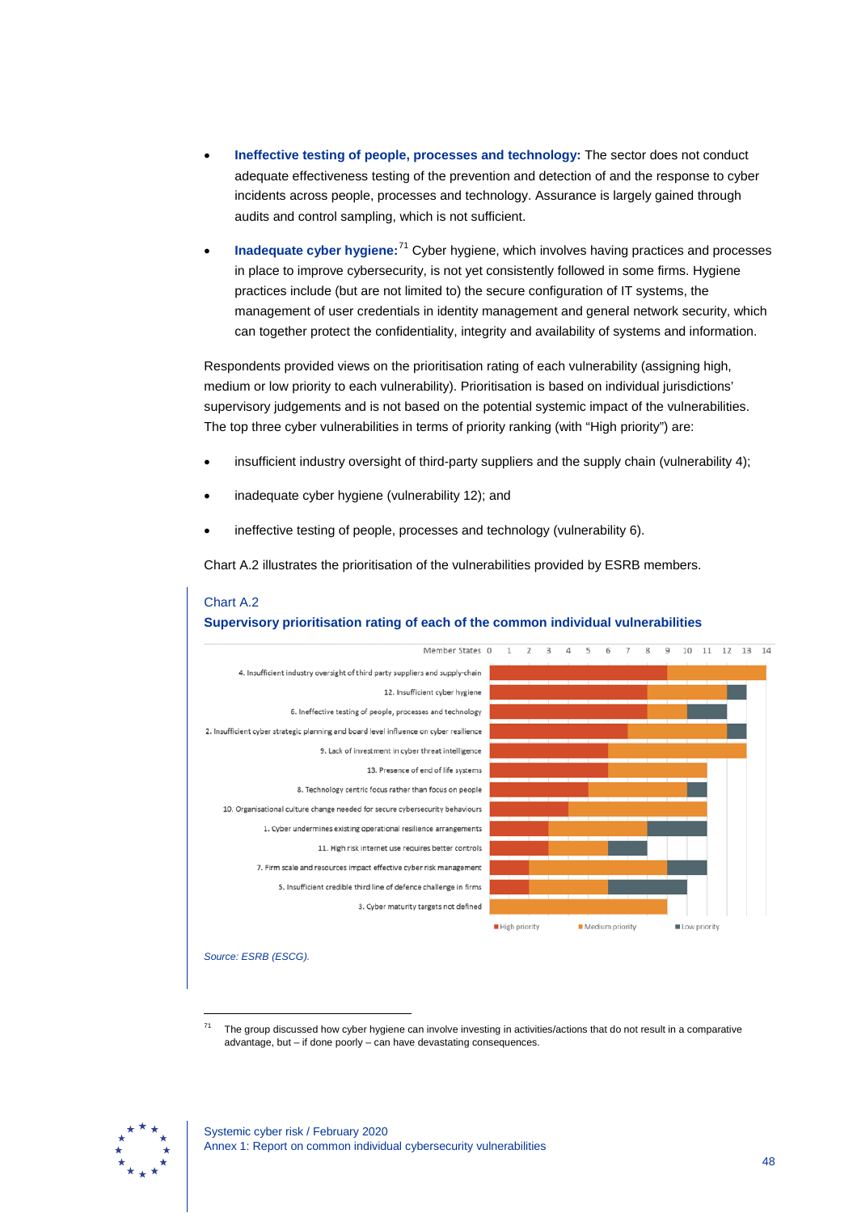- **Ineffective testing of people, processes and technology:** The sector does not conduct adequate effectiveness testing of the prevention and detection of and the response to cyber incidents across people, processes and technology. Assurance is largely gained through audits and control sampling, which is not sufficient.

- **Inadequate cyber hygiene:**[71] Cyber hygiene, which involves having practices and processes in place to improve cybersecurity, is not yet consistently followed in some firms. Hygiene practices include (but are not limited to) the secure configuration of IT systems, the management of user credentials in identity management and general network security, which can together protect the confidentiality, integrity and availability of systems and information.

Respondents provided views on the prioritisation rating of each vulnerability (assigning high, medium or low priority to each vulnerability). Prioritisation is based on individual jurisdictions' supervisory judgements and is not based on the potential systemic impact of the vulnerabilities. The top three cyber vulnerabilities in terms of priority ranking (with "High priority") are:

- insufficient industry oversight of third-party suppliers and the supply chain (vulnerability 4);
- inadequate cyber hygiene (vulnerability 12); and
- ineffective testing of people, processes and technology (vulnerability 6).

Chart A.2 illustrates the prioritisation of the vulnerabilities provided by ESRB members.

Chart A.2

**Supervisory prioritisation rating of each of the common individual vulnerabilities**

(Member States)

| Vulnerability | High priority | Medium priority | Low priority |
| --- | --- | --- | --- |
| 4. Insufficient industry oversight of third party suppliers and supply-chain | 9 | 5 | 0 |
| 12. Insufficient cyber hygiene | 8 | 4 | 1 |
| 6. Ineffective testing of people, processes and technology | 8 | 2 | 2 |
| 2. Insufficient cyber strategic planning and board level influence on cyber resilience | 7 | 5 | 1 |
| 9. Lack of investment in cyber threat intelligence | 6 | 7 | 0 |
| 13. Presence of end of life systems | 6 | 5 | 0 |
| 8. Technology centric focus rather than focus on people | 5 | 5 | 1 |
| 10. Organisational culture change needed for secure cybersecurity behaviours | 4 | 7 | 0 |
| 1. Cyber undermines existing operational resilience arrangements | 3 | 5 | 3 |
| 11. High risk internet use requires better controls | 3 | 3 | 2 |
| 7. Firm scale and resources impact effective cyber risk management | 2 | 7 | 2 |
| 5. Insufficient credible third line of defence challenge in firms | 2 | 4 | 4 |
| 3. Cyber maturity targets not defined | 0 | 9 | 0 |

*Source: ESRB (ESCG).*

---

[71] The group discussed how cyber hygiene can involve investing in activities/actions that do not result in a comparative advantage, but – if done poorly – can have devastating consequences.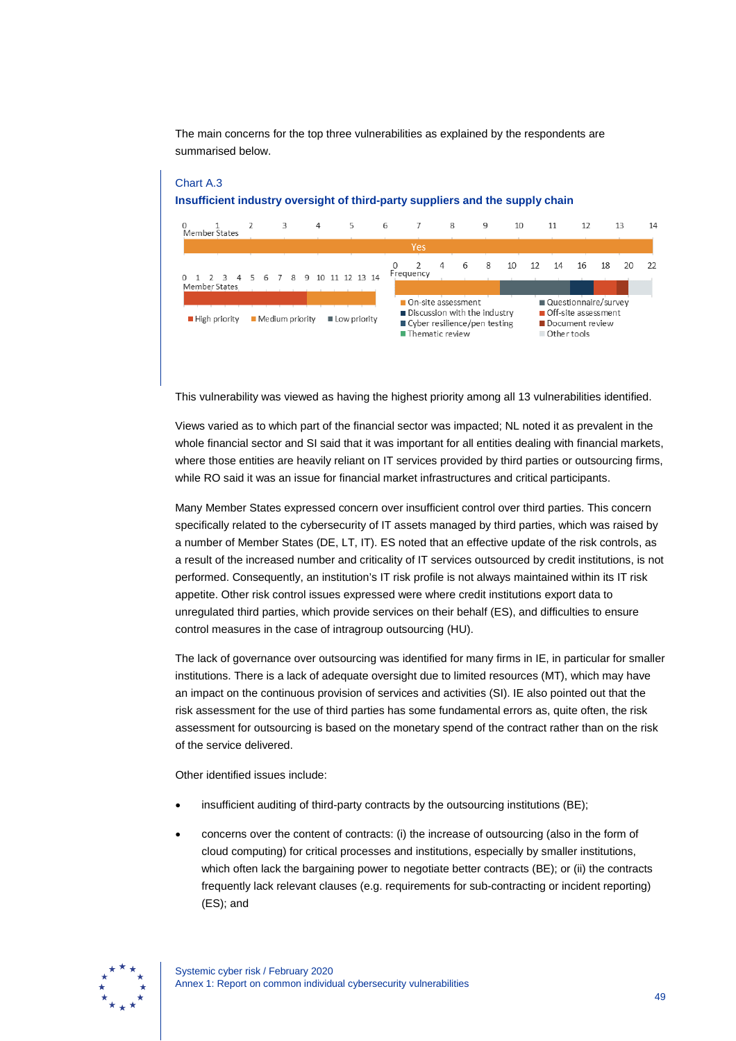The main concerns for the top three vulnerabilities as explained by the respondents are summarised below.

Chart A.3

**Insufficient industry oversight of third-party suppliers and the supply chain**

Member States: Yes

Member States: High priority, Medium priority, Low priority

Frequency: On-site assessment, Questionnaire/survey, Discussion with the industry, Off-site assessment, Cyber resilience/pen testing, Document review, Thematic review, Other tools

This vulnerability was viewed as having the highest priority among all 13 vulnerabilities identified.

Views varied as to which part of the financial sector was impacted; NL noted it as prevalent in the whole financial sector and SI said that it was important for all entities dealing with financial markets, where those entities are heavily reliant on IT services provided by third parties or outsourcing firms, while RO said it was an issue for financial market infrastructures and critical participants.

Many Member States expressed concern over insufficient control over third parties. This concern specifically related to the cybersecurity of IT assets managed by third parties, which was raised by a number of Member States (DE, LT, IT). ES noted that an effective update of the risk controls, as a result of the increased number and criticality of IT services outsourced by credit institutions, is not performed. Consequently, an institution's IT risk profile is not always maintained within its IT risk appetite. Other risk control issues expressed were where credit institutions export data to unregulated third parties, which provide services on their behalf (ES), and difficulties to ensure control measures in the case of intragroup outsourcing (HU).

The lack of governance over outsourcing was identified for many firms in IE, in particular for smaller institutions. There is a lack of adequate oversight due to limited resources (MT), which may have an impact on the continuous provision of services and activities (SI). IE also pointed out that the risk assessment for the use of third parties has some fundamental errors as, quite often, the risk assessment for outsourcing is based on the monetary spend of the contract rather than on the risk of the service delivered.

Other identified issues include:

- insufficient auditing of third-party contracts by the outsourcing institutions (BE);
- concerns over the content of contracts: (i) the increase of outsourcing (also in the form of cloud computing) for critical processes and institutions, especially by smaller institutions, which often lack the bargaining power to negotiate better contracts (BE); or (ii) the contracts frequently lack relevant clauses (e.g. requirements for sub-contracting or incident reporting) (ES); and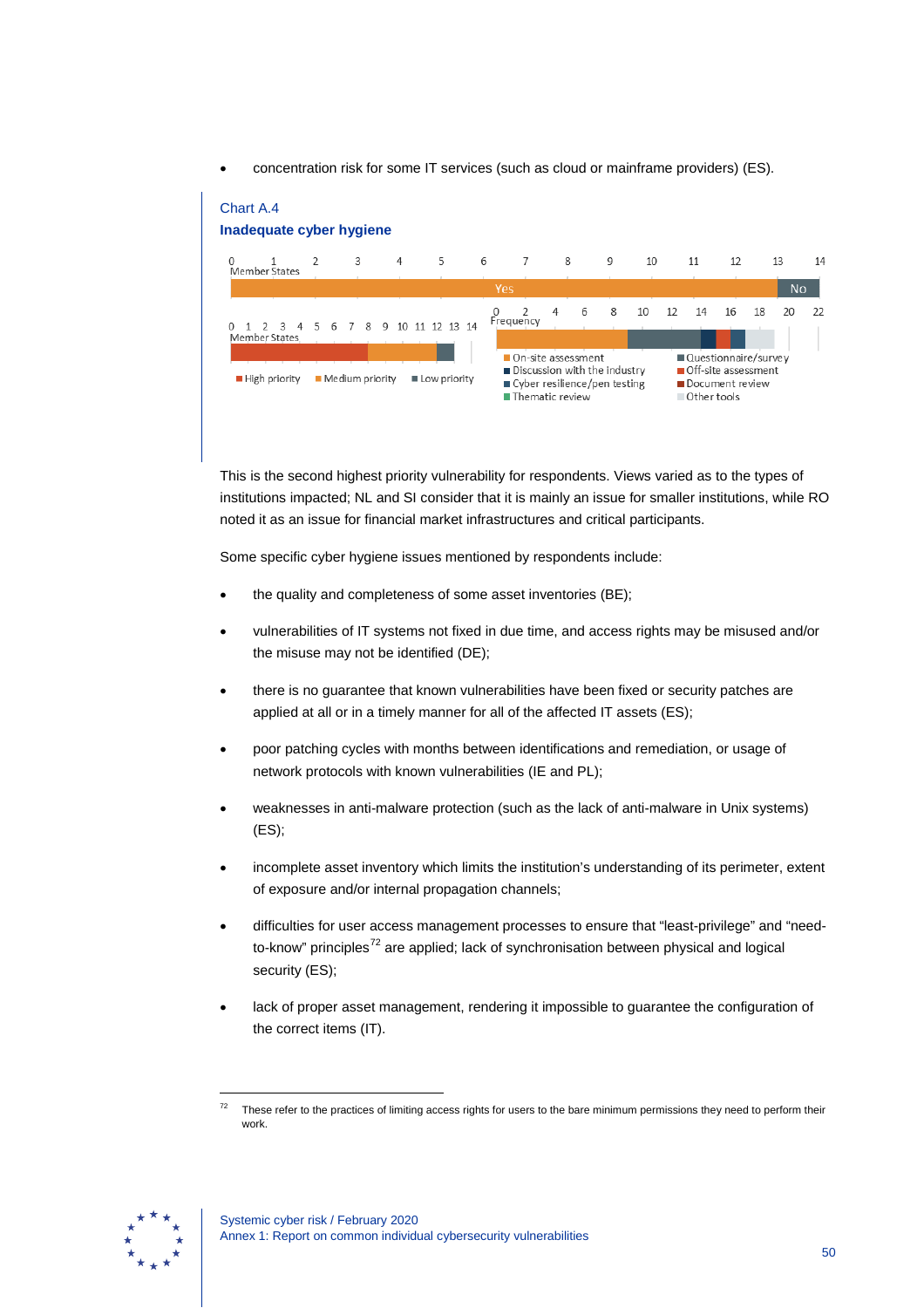- concentration risk for some IT services (such as cloud or mainframe providers) (ES).

Chart A.4

**Inadequate cyber hygiene**

This is the second highest priority vulnerability for respondents. Views varied as to the types of institutions impacted; NL and SI consider that it is mainly an issue for smaller institutions, while RO noted it as an issue for financial market infrastructures and critical participants.

Some specific cyber hygiene issues mentioned by respondents include:

- the quality and completeness of some asset inventories (BE);
- vulnerabilities of IT systems not fixed in due time, and access rights may be misused and/or the misuse may not be identified (DE);
- there is no guarantee that known vulnerabilities have been fixed or security patches are applied at all or in a timely manner for all of the affected IT assets (ES);
- poor patching cycles with months between identifications and remediation, or usage of network protocols with known vulnerabilities (IE and PL);
- weaknesses in anti-malware protection (such as the lack of anti-malware in Unix systems) (ES);
- incomplete asset inventory which limits the institution's understanding of its perimeter, extent of exposure and/or internal propagation channels;
- difficulties for user access management processes to ensure that "least-privilege" and "need-to-know" principles[72] are applied; lack of synchronisation between physical and logical security (ES);
- lack of proper asset management, rendering it impossible to guarantee the configuration of the correct items (IT).

[72] These refer to the practices of limiting access rights for users to the bare minimum permissions they need to perform their work.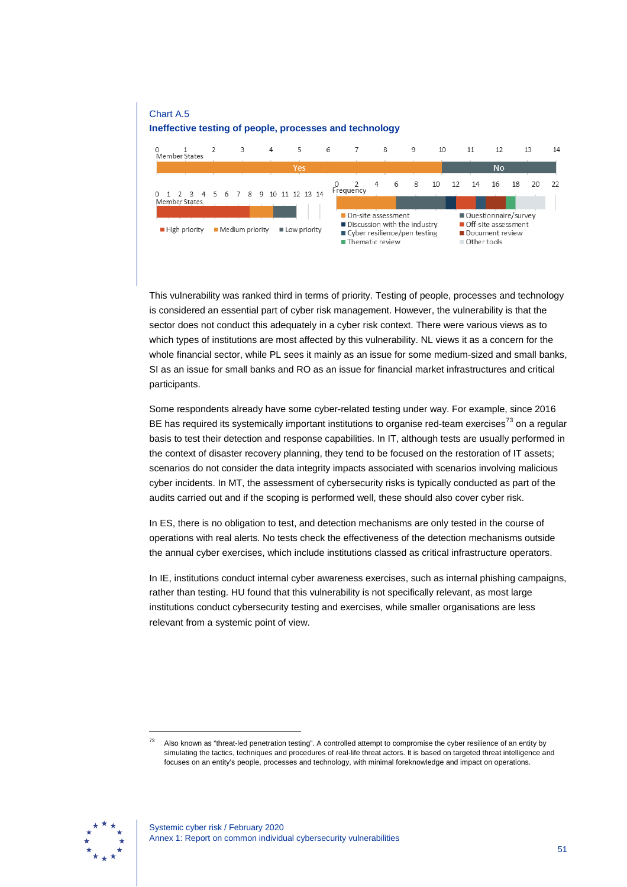Chart A.5

**Ineffective testing of people, processes and technology**

Member States: Yes / No

High priority · Medium priority · Low priority

Frequency: On-site assessment · Questionnaire/survey · Discussion with the industry · Off-site assessment · Cyber resilience/pen testing · Document review · Thematic review · Other tools

This vulnerability was ranked third in terms of priority. Testing of people, processes and technology is considered an essential part of cyber risk management. However, the vulnerability is that the sector does not conduct this adequately in a cyber risk context. There were various views as to which types of institutions are most affected by this vulnerability. NL views it as a concern for the whole financial sector, while PL sees it mainly as an issue for some medium-sized and small banks, SI as an issue for small banks and RO as an issue for financial market infrastructures and critical participants.

Some respondents already have some cyber-related testing under way. For example, since 2016 BE has required its systemically important institutions to organise red-team exercises[73] on a regular basis to test their detection and response capabilities. In IT, although tests are usually performed in the context of disaster recovery planning, they tend to be focused on the restoration of IT assets; scenarios do not consider the data integrity impacts associated with scenarios involving malicious cyber incidents. In MT, the assessment of cybersecurity risks is typically conducted as part of the audits carried out and if the scoping is performed well, these should also cover cyber risk.

In ES, there is no obligation to test, and detection mechanisms are only tested in the course of operations with real alerts. No tests check the effectiveness of the detection mechanisms outside the annual cyber exercises, which include institutions classed as critical infrastructure operators.

In IE, institutions conduct internal cyber awareness exercises, such as internal phishing campaigns, rather than testing. HU found that this vulnerability is not specifically relevant, as most large institutions conduct cybersecurity testing and exercises, while smaller organisations are less relevant from a systemic point of view.

[73] Also known as "threat-led penetration testing". A controlled attempt to compromise the cyber resilience of an entity by simulating the tactics, techniques and procedures of real-life threat actors. It is based on targeted threat intelligence and focuses on an entity's people, processes and technology, with minimal foreknowledge and impact on operations.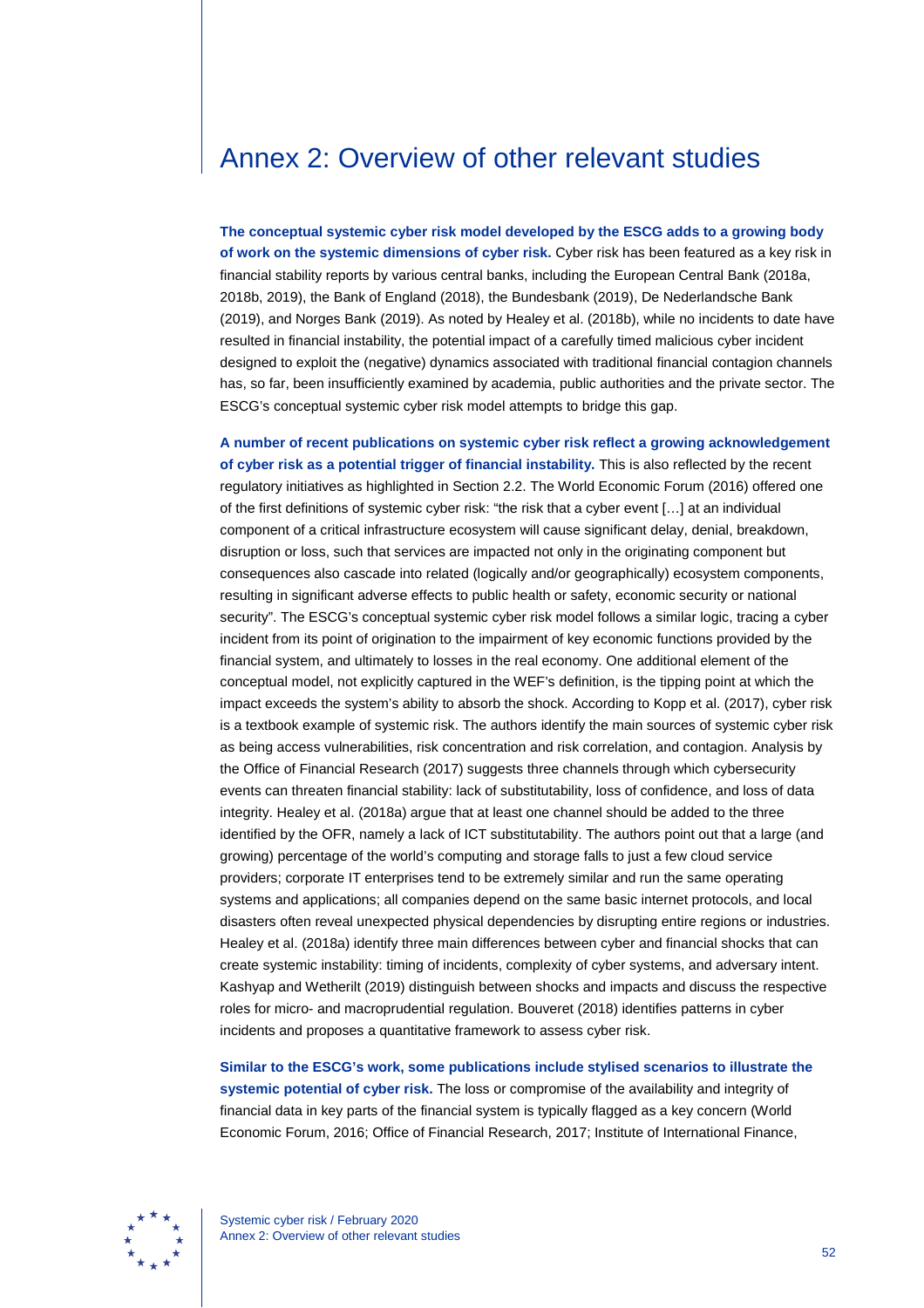# Annex 2: Overview of other relevant studies

**The conceptual systemic cyber risk model developed by the ESCG adds to a growing body of work on the systemic dimensions of cyber risk.** Cyber risk has been featured as a key risk in financial stability reports by various central banks, including the European Central Bank (2018a, 2018b, 2019), the Bank of England (2018), the Bundesbank (2019), De Nederlandsche Bank (2019), and Norges Bank (2019). As noted by Healey et al. (2018b), while no incidents to date have resulted in financial instability, the potential impact of a carefully timed malicious cyber incident designed to exploit the (negative) dynamics associated with traditional financial contagion channels has, so far, been insufficiently examined by academia, public authorities and the private sector. The ESCG's conceptual systemic cyber risk model attempts to bridge this gap.

**A number of recent publications on systemic cyber risk reflect a growing acknowledgement of cyber risk as a potential trigger of financial instability.** This is also reflected by the recent regulatory initiatives as highlighted in Section 2.2. The World Economic Forum (2016) offered one of the first definitions of systemic cyber risk: "the risk that a cyber event […] at an individual component of a critical infrastructure ecosystem will cause significant delay, denial, breakdown, disruption or loss, such that services are impacted not only in the originating component but consequences also cascade into related (logically and/or geographically) ecosystem components, resulting in significant adverse effects to public health or safety, economic security or national security". The ESCG's conceptual systemic cyber risk model follows a similar logic, tracing a cyber incident from its point of origination to the impairment of key economic functions provided by the financial system, and ultimately to losses in the real economy. One additional element of the conceptual model, not explicitly captured in the WEF's definition, is the tipping point at which the impact exceeds the system's ability to absorb the shock. According to Kopp et al. (2017), cyber risk is a textbook example of systemic risk. The authors identify the main sources of systemic cyber risk as being access vulnerabilities, risk concentration and risk correlation, and contagion. Analysis by the Office of Financial Research (2017) suggests three channels through which cybersecurity events can threaten financial stability: lack of substitutability, loss of confidence, and loss of data integrity. Healey et al. (2018a) argue that at least one channel should be added to the three identified by the OFR, namely a lack of ICT substitutability. The authors point out that a large (and growing) percentage of the world's computing and storage falls to just a few cloud service providers; corporate IT enterprises tend to be extremely similar and run the same operating systems and applications; all companies depend on the same basic internet protocols, and local disasters often reveal unexpected physical dependencies by disrupting entire regions or industries. Healey et al. (2018a) identify three main differences between cyber and financial shocks that can create systemic instability: timing of incidents, complexity of cyber systems, and adversary intent. Kashyap and Wetherilt (2019) distinguish between shocks and impacts and discuss the respective roles for micro- and macroprudential regulation. Bouveret (2018) identifies patterns in cyber incidents and proposes a quantitative framework to assess cyber risk.

**Similar to the ESCG's work, some publications include stylised scenarios to illustrate the systemic potential of cyber risk.** The loss or compromise of the availability and integrity of financial data in key parts of the financial system is typically flagged as a key concern (World Economic Forum, 2016; Office of Financial Research, 2017; Institute of International Finance,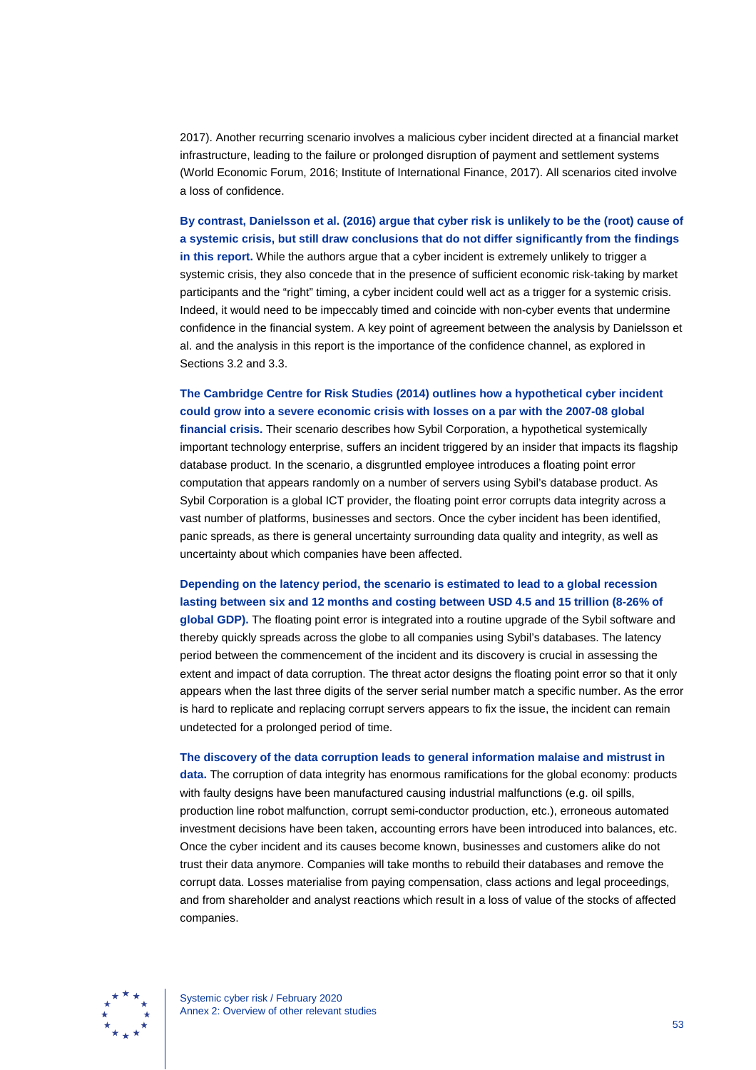2017). Another recurring scenario involves a malicious cyber incident directed at a financial market infrastructure, leading to the failure or prolonged disruption of payment and settlement systems (World Economic Forum, 2016; Institute of International Finance, 2017). All scenarios cited involve a loss of confidence.

**By contrast, Danielsson et al. (2016) argue that cyber risk is unlikely to be the (root) cause of a systemic crisis, but still draw conclusions that do not differ significantly from the findings in this report.** While the authors argue that a cyber incident is extremely unlikely to trigger a systemic crisis, they also concede that in the presence of sufficient economic risk-taking by market participants and the "right" timing, a cyber incident could well act as a trigger for a systemic crisis. Indeed, it would need to be impeccably timed and coincide with non-cyber events that undermine confidence in the financial system. A key point of agreement between the analysis by Danielsson et al. and the analysis in this report is the importance of the confidence channel, as explored in Sections 3.2 and 3.3.

**The Cambridge Centre for Risk Studies (2014) outlines how a hypothetical cyber incident could grow into a severe economic crisis with losses on a par with the 2007-08 global financial crisis.** Their scenario describes how Sybil Corporation, a hypothetical systemically important technology enterprise, suffers an incident triggered by an insider that impacts its flagship database product. In the scenario, a disgruntled employee introduces a floating point error computation that appears randomly on a number of servers using Sybil's database product. As Sybil Corporation is a global ICT provider, the floating point error corrupts data integrity across a vast number of platforms, businesses and sectors. Once the cyber incident has been identified, panic spreads, as there is general uncertainty surrounding data quality and integrity, as well as uncertainty about which companies have been affected.

**Depending on the latency period, the scenario is estimated to lead to a global recession lasting between six and 12 months and costing between USD 4.5 and 15 trillion (8-26% of global GDP).** The floating point error is integrated into a routine upgrade of the Sybil software and thereby quickly spreads across the globe to all companies using Sybil's databases. The latency period between the commencement of the incident and its discovery is crucial in assessing the extent and impact of data corruption. The threat actor designs the floating point error so that it only appears when the last three digits of the server serial number match a specific number. As the error is hard to replicate and replacing corrupt servers appears to fix the issue, the incident can remain undetected for a prolonged period of time.

**The discovery of the data corruption leads to general information malaise and mistrust in data.** The corruption of data integrity has enormous ramifications for the global economy: products with faulty designs have been manufactured causing industrial malfunctions (e.g. oil spills, production line robot malfunction, corrupt semi-conductor production, etc.), erroneous automated investment decisions have been taken, accounting errors have been introduced into balances, etc. Once the cyber incident and its causes become known, businesses and customers alike do not trust their data anymore. Companies will take months to rebuild their databases and remove the corrupt data. Losses materialise from paying compensation, class actions and legal proceedings, and from shareholder and analyst reactions which result in a loss of value of the stocks of affected companies.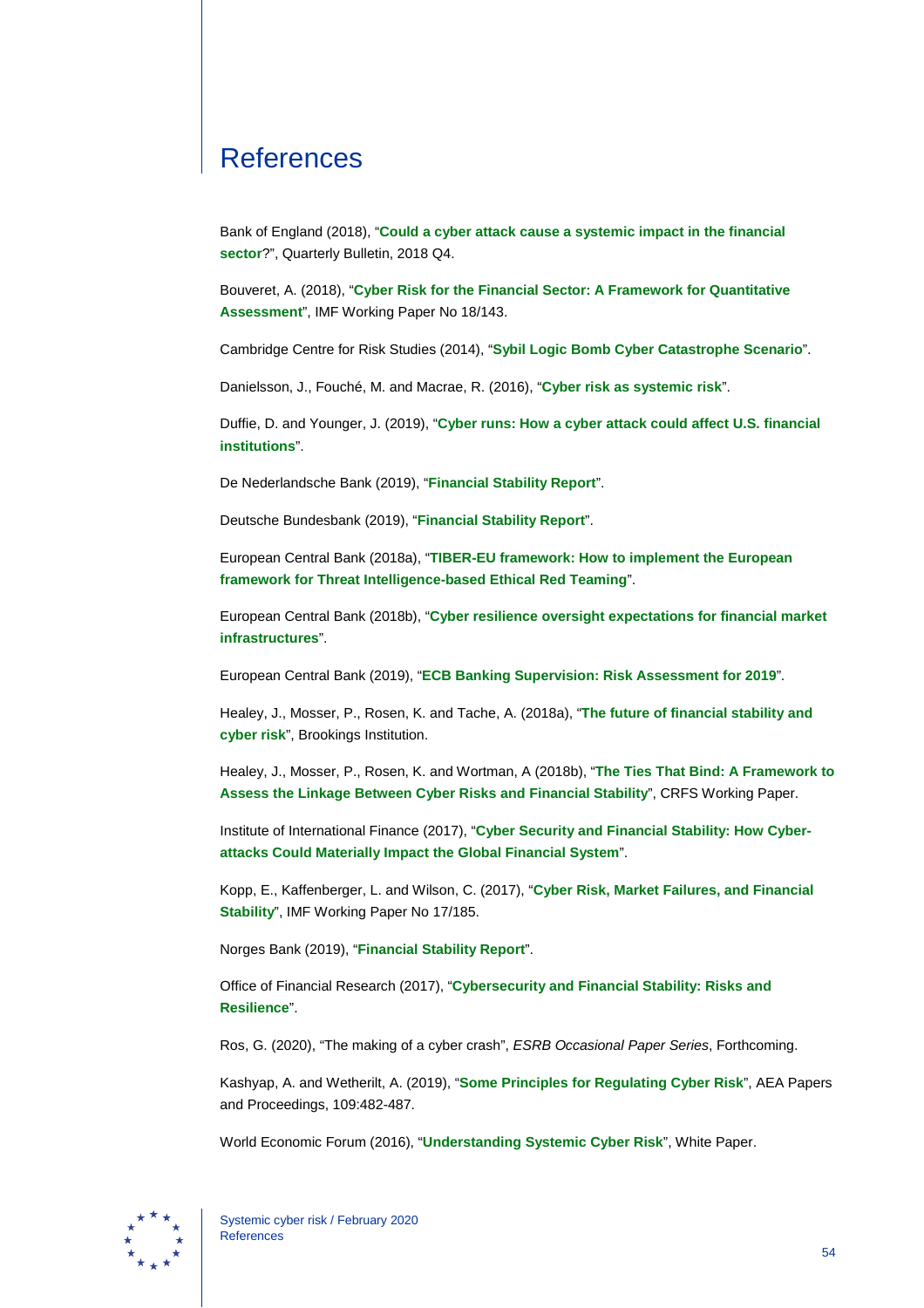# References

Bank of England (2018), "**Could a cyber attack cause a systemic impact in the financial sector**?", Quarterly Bulletin, 2018 Q4.

Bouveret, A. (2018), "**Cyber Risk for the Financial Sector: A Framework for Quantitative Assessment**", IMF Working Paper No 18/143.

Cambridge Centre for Risk Studies (2014), "**Sybil Logic Bomb Cyber Catastrophe Scenario**".

Danielsson, J., Fouché, M. and Macrae, R. (2016), "**Cyber risk as systemic risk**".

Duffie, D. and Younger, J. (2019), "**Cyber runs: How a cyber attack could affect U.S. financial institutions**".

De Nederlandsche Bank (2019), "**Financial Stability Report**".

Deutsche Bundesbank (2019), "**Financial Stability Report**".

European Central Bank (2018a), "**TIBER-EU framework: How to implement the European framework for Threat Intelligence-based Ethical Red Teaming**".

European Central Bank (2018b), "**Cyber resilience oversight expectations for financial market infrastructures**".

European Central Bank (2019), "**ECB Banking Supervision: Risk Assessment for 2019**".

Healey, J., Mosser, P., Rosen, K. and Tache, A. (2018a), "**The future of financial stability and cyber risk**", Brookings Institution.

Healey, J., Mosser, P., Rosen, K. and Wortman, A (2018b), "**The Ties That Bind: A Framework to Assess the Linkage Between Cyber Risks and Financial Stability**", CRFS Working Paper.

Institute of International Finance (2017), "**Cyber Security and Financial Stability: How Cyber-attacks Could Materially Impact the Global Financial System**".

Kopp, E., Kaffenberger, L. and Wilson, C. (2017), "**Cyber Risk, Market Failures, and Financial Stability**", IMF Working Paper No 17/185.

Norges Bank (2019), "**Financial Stability Report**".

Office of Financial Research (2017), "**Cybersecurity and Financial Stability: Risks and Resilience**".

Ros, G. (2020), "The making of a cyber crash", *ESRB Occasional Paper Series*, Forthcoming.

Kashyap, A. and Wetherilt, A. (2019), "**Some Principles for Regulating Cyber Risk**", AEA Papers and Proceedings, 109:482-487.

World Economic Forum (2016), "**Understanding Systemic Cyber Risk**", White Paper.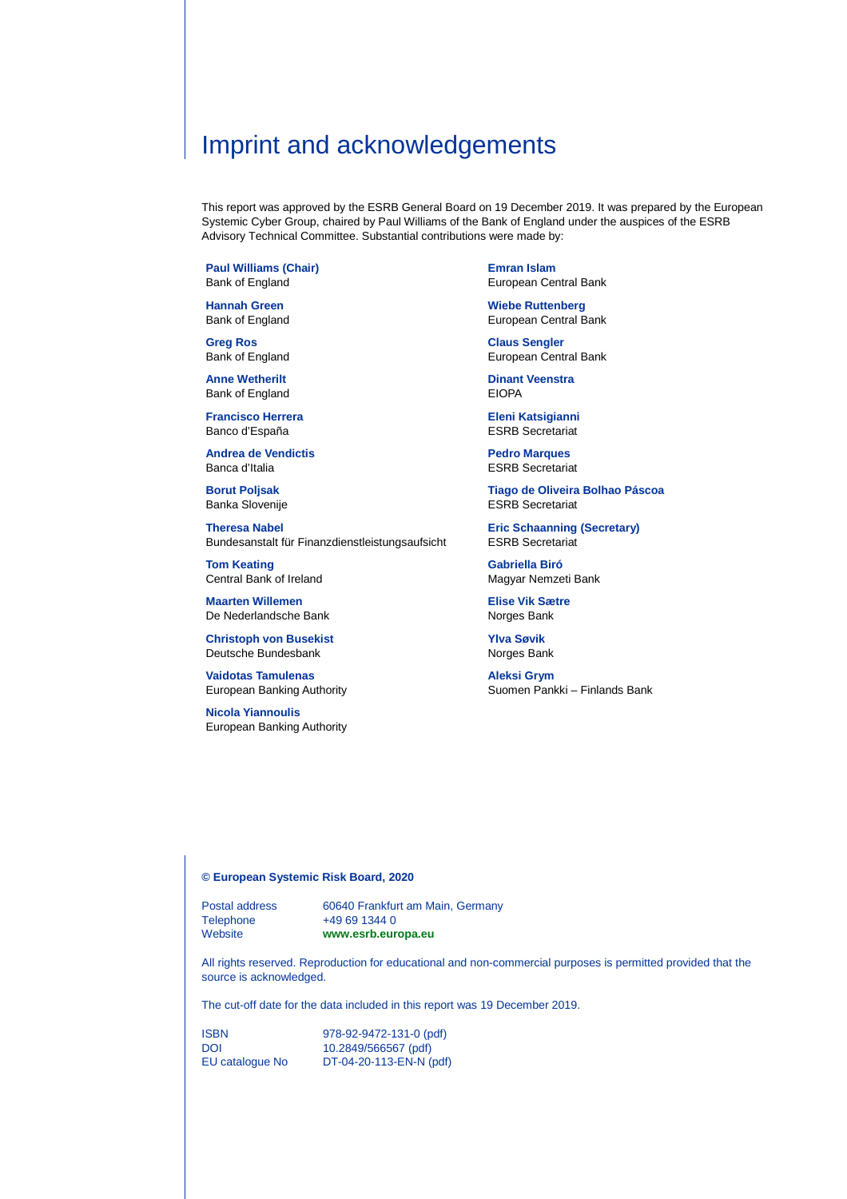# Imprint and acknowledgements

This report was approved by the ESRB General Board on 19 December 2019. It was prepared by the European Systemic Cyber Group, chaired by Paul Williams of the Bank of England under the auspices of the ESRB Advisory Technical Committee. Substantial contributions were made by:

**Paul Williams (Chair)**
Bank of England

**Hannah Green**
Bank of England

**Greg Ros**
Bank of England

**Anne Wetherilt**
Bank of England

**Francisco Herrera**
Banco d'España

**Andrea de Vendictis**
Banca d'Italia

**Borut Poljsak**
Banka Slovenije

**Theresa Nabel**
Bundesanstalt für Finanzdienstleistungsaufsicht

**Tom Keating**
Central Bank of Ireland

**Maarten Willemen**
De Nederlandsche Bank

**Christoph von Busekist**
Deutsche Bundesbank

**Vaidotas Tamulenas**
European Banking Authority

**Nicola Yiannoulis**
European Banking Authority

**Emran Islam**
European Central Bank

**Wiebe Ruttenberg**
European Central Bank

**Claus Sengler**
European Central Bank

**Dinant Veenstra**
EIOPA

**Eleni Katsigianni**
ESRB Secretariat

**Pedro Marques**
ESRB Secretariat

**Tiago de Oliveira Bolhao Páscoa**
ESRB Secretariat

**Eric Schaanning (Secretary)**
ESRB Secretariat

**Gabriella Biró**
Magyar Nemzeti Bank

**Elise Vik Sætre**
Norges Bank

**Ylva Søvik**
Norges Bank

**Aleksi Grym**
Suomen Pankki – Finlands Bank

**© European Systemic Risk Board, 2020**

| | |
|---|---|
| Postal address | 60640 Frankfurt am Main, Germany |
| Telephone | +49 69 1344 0 |
| Website | **www.esrb.europa.eu** |

All rights reserved. Reproduction for educational and non-commercial purposes is permitted provided that the source is acknowledged.

The cut-off date for the data included in this report was 19 December 2019.

| | |
|---|---|
| ISBN | 978-92-9472-131-0 (pdf) |
| DOI | 10.2849/566567 (pdf) |
| EU catalogue No | DT-04-20-113-EN-N (pdf) |